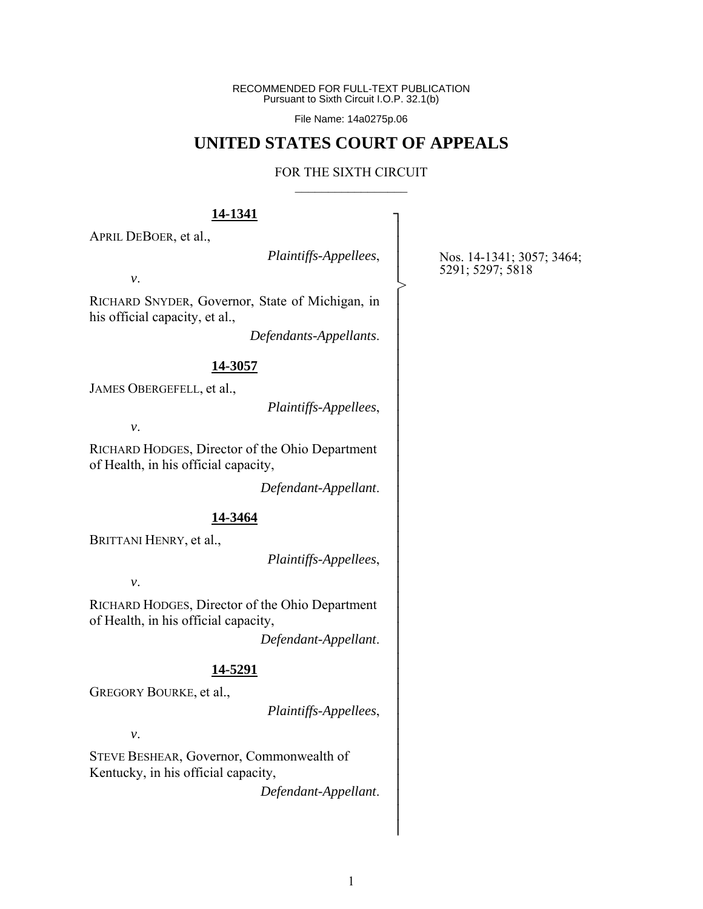RECOMMENDED FOR FULL-TEXT PUBLICATION
Pursuant to Sixth Circuit I.O.P. 32.1(b)

File Name: 14a0275p.06

# UNITED STATES COURT OF APPEALS

## FOR THE SIXTH CIRCUIT

**14-1341**

APRIL DEBOER, et al.,

*Plaintiffs-Appellees*,

*v*.

RICHARD SNYDER, Governor, State of Michigan, in his official capacity, et al.,

*Defendants-Appellants*.

**14-3057**

JAMES OBERGEFELL, et al.,

*Plaintiffs-Appellees*,

*v*.

RICHARD HODGES, Director of the Ohio Department of Health, in his official capacity,

*Defendant-Appellant*.

**14-3464**

BRITTANI HENRY, et al.,

*Plaintiffs-Appellees*,

*v*.

RICHARD HODGES, Director of the Ohio Department of Health, in his official capacity,

*Defendant-Appellant*.

**14-5291**

GREGORY BOURKE, et al.,

*Plaintiffs-Appellees*,

*v*.

STEVE BESHEAR, Governor, Commonwealth of Kentucky, in his official capacity,

*Defendant-Appellant*.

Nos. 14-1341; 3057; 3464; 5291; 5297; 5818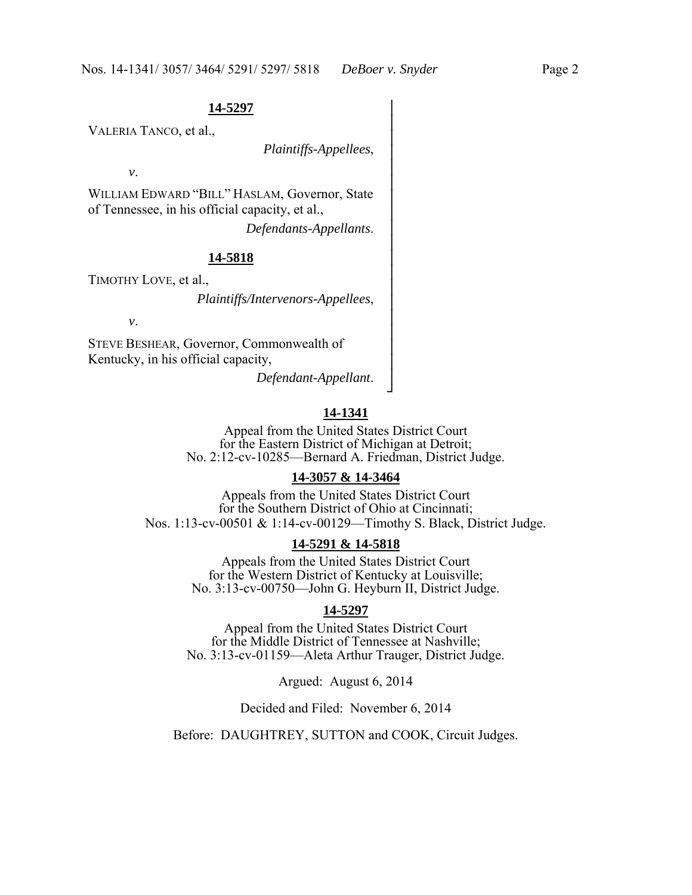**14-5297**

VALERIA TANCO, et al.,

*Plaintiffs-Appellees*,

*v*.

WILLIAM EDWARD "BILL" HASLAM, Governor, State of Tennessee, in his official capacity, et al.,

*Defendants-Appellants*.

**14-5818**

TIMOTHY LOVE, et al.,

*Plaintiffs/Intervenors-Appellees*,

*v*.

STEVE BESHEAR, Governor, Commonwealth of Kentucky, in his official capacity,

*Defendant-Appellant*.

**14-1341**

Appeal from the United States District Court for the Eastern District of Michigan at Detroit; No. 2:12-cv-10285—Bernard A. Friedman, District Judge.

**14-3057 & 14-3464**

Appeals from the United States District Court for the Southern District of Ohio at Cincinnati; Nos. 1:13-cv-00501 & 1:14-cv-00129—Timothy S. Black, District Judge.

**14-5291 & 14-5818**

Appeals from the United States District Court for the Western District of Kentucky at Louisville; No. 3:13-cv-00750—John G. Heyburn II, District Judge.

**14-5297**

Appeal from the United States District Court for the Middle District of Tennessee at Nashville; No. 3:13-cv-01159—Aleta Arthur Trauger, District Judge.

Argued: August 6, 2014

Decided and Filed: November 6, 2014

Before: DAUGHTREY, SUTTON and COOK, Circuit Judges.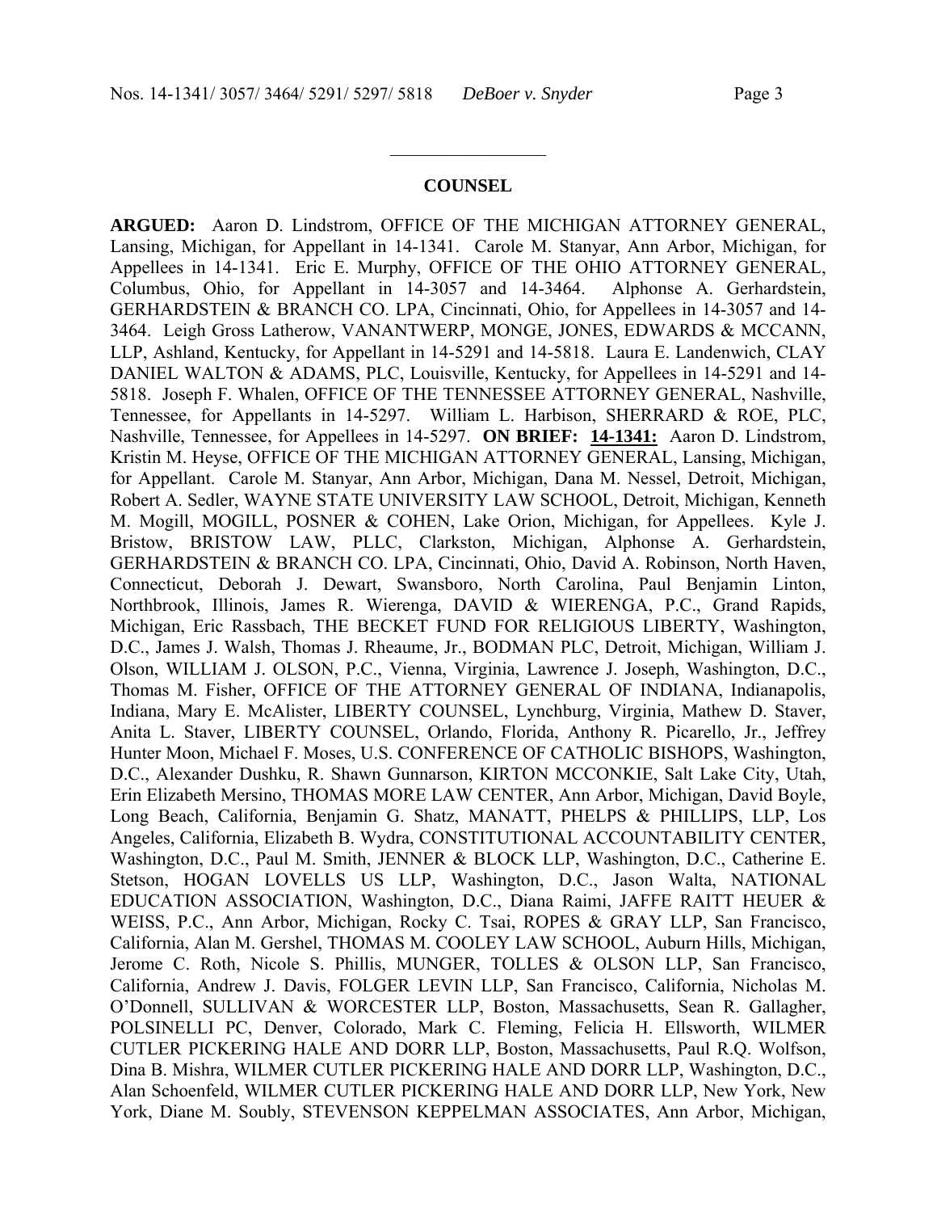## COUNSEL

**ARGUED:** Aaron D. Lindstrom, OFFICE OF THE MICHIGAN ATTORNEY GENERAL, Lansing, Michigan, for Appellant in 14-1341. Carole M. Stanyar, Ann Arbor, Michigan, for Appellees in 14-1341. Eric E. Murphy, OFFICE OF THE OHIO ATTORNEY GENERAL, Columbus, Ohio, for Appellant in 14-3057 and 14-3464. Alphonse A. Gerhardstein, GERHARDSTEIN & BRANCH CO. LPA, Cincinnati, Ohio, for Appellees in 14-3057 and 14-3464. Leigh Gross Latherow, VANANTWERP, MONGE, JONES, EDWARDS & MCCANN, LLP, Ashland, Kentucky, for Appellant in 14-5291 and 14-5818. Laura E. Landenwich, CLAY DANIEL WALTON & ADAMS, PLC, Louisville, Kentucky, for Appellees in 14-5291 and 14-5818. Joseph F. Whalen, OFFICE OF THE TENNESSEE ATTORNEY GENERAL, Nashville, Tennessee, for Appellants in 14-5297. William L. Harbison, SHERRARD & ROE, PLC, Nashville, Tennessee, for Appellees in 14-5297. **ON BRIEF:** **14-1341:** Aaron D. Lindstrom, Kristin M. Heyse, OFFICE OF THE MICHIGAN ATTORNEY GENERAL, Lansing, Michigan, for Appellant. Carole M. Stanyar, Ann Arbor, Michigan, Dana M. Nessel, Detroit, Michigan, Robert A. Sedler, WAYNE STATE UNIVERSITY LAW SCHOOL, Detroit, Michigan, Kenneth M. Mogill, MOGILL, POSNER & COHEN, Lake Orion, Michigan, for Appellees. Kyle J. Bristow, BRISTOW LAW, PLLC, Clarkston, Michigan, Alphonse A. Gerhardstein, GERHARDSTEIN & BRANCH CO. LPA, Cincinnati, Ohio, David A. Robinson, North Haven, Connecticut, Deborah J. Dewart, Swansboro, North Carolina, Paul Benjamin Linton, Northbrook, Illinois, James R. Wierenga, DAVID & WIERENGA, P.C., Grand Rapids, Michigan, Eric Rassbach, THE BECKET FUND FOR RELIGIOUS LIBERTY, Washington, D.C., James J. Walsh, Thomas J. Rheaume, Jr., BODMAN PLC, Detroit, Michigan, William J. Olson, WILLIAM J. OLSON, P.C., Vienna, Virginia, Lawrence J. Joseph, Washington, D.C., Thomas M. Fisher, OFFICE OF THE ATTORNEY GENERAL OF INDIANA, Indianapolis, Indiana, Mary E. McAlister, LIBERTY COUNSEL, Lynchburg, Virginia, Mathew D. Staver, Anita L. Staver, LIBERTY COUNSEL, Orlando, Florida, Anthony R. Picarello, Jr., Jeffrey Hunter Moon, Michael F. Moses, U.S. CONFERENCE OF CATHOLIC BISHOPS, Washington, D.C., Alexander Dushku, R. Shawn Gunnarson, KIRTON MCCONKIE, Salt Lake City, Utah, Erin Elizabeth Mersino, THOMAS MORE LAW CENTER, Ann Arbor, Michigan, David Boyle, Long Beach, California, Benjamin G. Shatz, MANATT, PHELPS & PHILLIPS, LLP, Los Angeles, California, Elizabeth B. Wydra, CONSTITUTIONAL ACCOUNTABILITY CENTER, Washington, D.C., Paul M. Smith, JENNER & BLOCK LLP, Washington, D.C., Catherine E. Stetson, HOGAN LOVELLS US LLP, Washington, D.C., Jason Walta, NATIONAL EDUCATION ASSOCIATION, Washington, D.C., Diana Raimi, JAFFE RAITT HEUER & WEISS, P.C., Ann Arbor, Michigan, Rocky C. Tsai, ROPES & GRAY LLP, San Francisco, California, Alan M. Gershel, THOMAS M. COOLEY LAW SCHOOL, Auburn Hills, Michigan, Jerome C. Roth, Nicole S. Phillis, MUNGER, TOLLES & OLSON LLP, San Francisco, California, Andrew J. Davis, FOLGER LEVIN LLP, San Francisco, California, Nicholas M. O'Donnell, SULLIVAN & WORCESTER LLP, Boston, Massachusetts, Sean R. Gallagher, POLSINELLI PC, Denver, Colorado, Mark C. Fleming, Felicia H. Ellsworth, WILMER CUTLER PICKERING HALE AND DORR LLP, Boston, Massachusetts, Paul R.Q. Wolfson, Dina B. Mishra, WILMER CUTLER PICKERING HALE AND DORR LLP, Washington, D.C., Alan Schoenfeld, WILMER CUTLER PICKERING HALE AND DORR LLP, New York, New York, Diane M. Soubly, STEVENSON KEPPELMAN ASSOCIATES, Ann Arbor, Michigan,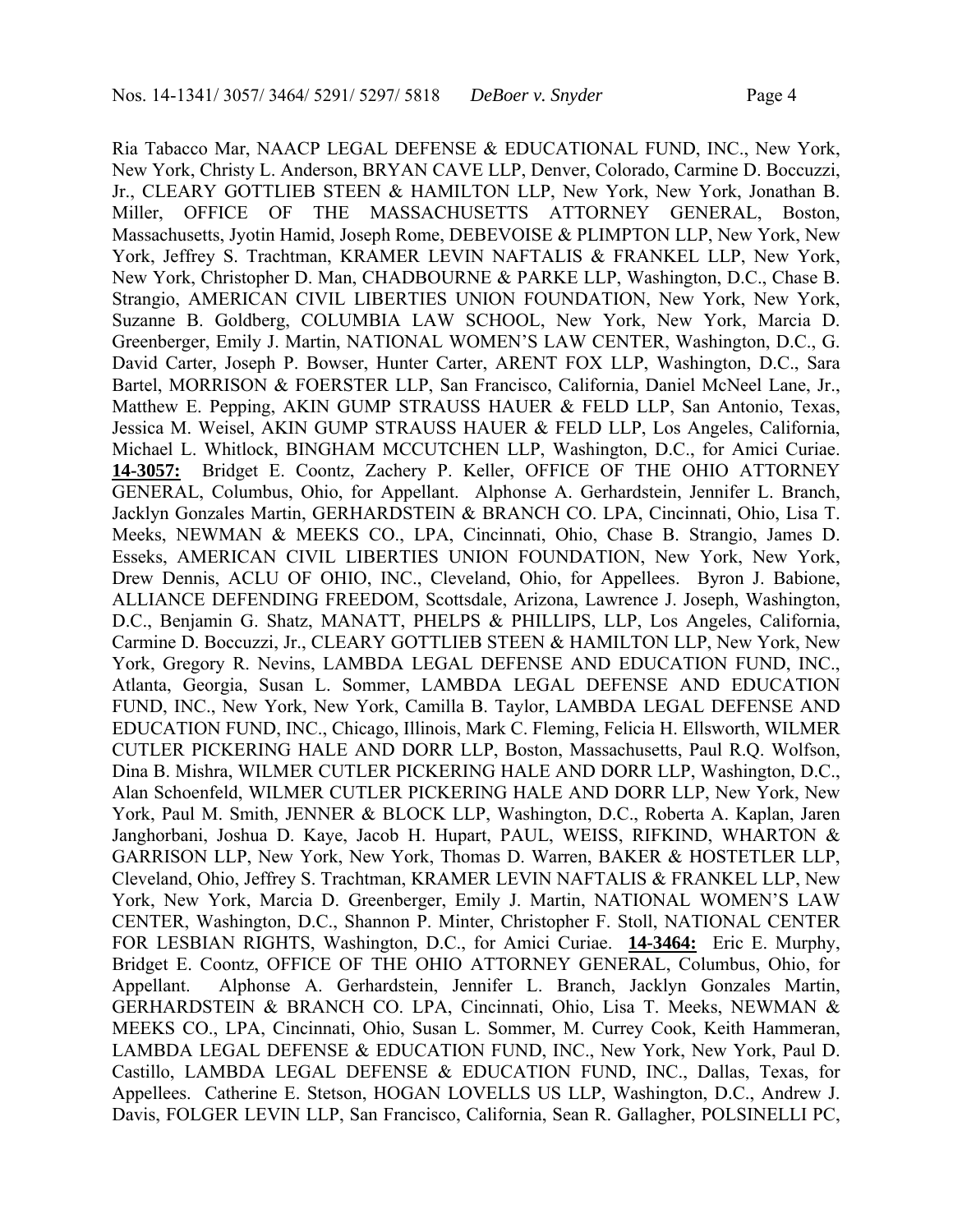Ria Tabacco Mar, NAACP LEGAL DEFENSE & EDUCATIONAL FUND, INC., New York, New York, Christy L. Anderson, BRYAN CAVE LLP, Denver, Colorado, Carmine D. Boccuzzi, Jr., CLEARY GOTTLIEB STEEN & HAMILTON LLP, New York, New York, Jonathan B. Miller, OFFICE OF THE MASSACHUSETTS ATTORNEY GENERAL, Boston, Massachusetts, Jyotin Hamid, Joseph Rome, DEBEVOISE & PLIMPTON LLP, New York, New York, Jeffrey S. Trachtman, KRAMER LEVIN NAFTALIS & FRANKEL LLP, New York, New York, Christopher D. Man, CHADBOURNE & PARKE LLP, Washington, D.C., Chase B. Strangio, AMERICAN CIVIL LIBERTIES UNION FOUNDATION, New York, New York, Suzanne B. Goldberg, COLUMBIA LAW SCHOOL, New York, New York, Marcia D. Greenberger, Emily J. Martin, NATIONAL WOMEN'S LAW CENTER, Washington, D.C., G. David Carter, Joseph P. Bowser, Hunter Carter, ARENT FOX LLP, Washington, D.C., Sara Bartel, MORRISON & FOERSTER LLP, San Francisco, California, Daniel McNeel Lane, Jr., Matthew E. Pepping, AKIN GUMP STRAUSS HAUER & FELD LLP, San Antonio, Texas, Jessica M. Weisel, AKIN GUMP STRAUSS HAUER & FELD LLP, Los Angeles, California, Michael L. Whitlock, BINGHAM MCCUTCHEN LLP, Washington, D.C., for Amici Curiae. **14-3057:** Bridget E. Coontz, Zachery P. Keller, OFFICE OF THE OHIO ATTORNEY GENERAL, Columbus, Ohio, for Appellant. Alphonse A. Gerhardstein, Jennifer L. Branch, Jacklyn Gonzales Martin, GERHARDSTEIN & BRANCH CO. LPA, Cincinnati, Ohio, Lisa T. Meeks, NEWMAN & MEEKS CO., LPA, Cincinnati, Ohio, Chase B. Strangio, James D. Esseks, AMERICAN CIVIL LIBERTIES UNION FOUNDATION, New York, New York, Drew Dennis, ACLU OF OHIO, INC., Cleveland, Ohio, for Appellees. Byron J. Babione, ALLIANCE DEFENDING FREEDOM, Scottsdale, Arizona, Lawrence J. Joseph, Washington, D.C., Benjamin G. Shatz, MANATT, PHELPS & PHILLIPS, LLP, Los Angeles, California, Carmine D. Boccuzzi, Jr., CLEARY GOTTLIEB STEEN & HAMILTON LLP, New York, New York, Gregory R. Nevins, LAMBDA LEGAL DEFENSE AND EDUCATION FUND, INC., Atlanta, Georgia, Susan L. Sommer, LAMBDA LEGAL DEFENSE AND EDUCATION FUND, INC., New York, New York, Camilla B. Taylor, LAMBDA LEGAL DEFENSE AND EDUCATION FUND, INC., Chicago, Illinois, Mark C. Fleming, Felicia H. Ellsworth, WILMER CUTLER PICKERING HALE AND DORR LLP, Boston, Massachusetts, Paul R.Q. Wolfson, Dina B. Mishra, WILMER CUTLER PICKERING HALE AND DORR LLP, Washington, D.C., Alan Schoenfeld, WILMER CUTLER PICKERING HALE AND DORR LLP, New York, New York, Paul M. Smith, JENNER & BLOCK LLP, Washington, D.C., Roberta A. Kaplan, Jaren Janghorbani, Joshua D. Kaye, Jacob H. Hupart, PAUL, WEISS, RIFKIND, WHARTON & GARRISON LLP, New York, New York, Thomas D. Warren, BAKER & HOSTETLER LLP, Cleveland, Ohio, Jeffrey S. Trachtman, KRAMER LEVIN NAFTALIS & FRANKEL LLP, New York, New York, Marcia D. Greenberger, Emily J. Martin, NATIONAL WOMEN'S LAW CENTER, Washington, D.C., Shannon P. Minter, Christopher F. Stoll, NATIONAL CENTER FOR LESBIAN RIGHTS, Washington, D.C., for Amici Curiae. **14-3464:** Eric E. Murphy, Bridget E. Coontz, OFFICE OF THE OHIO ATTORNEY GENERAL, Columbus, Ohio, for Appellant. Alphonse A. Gerhardstein, Jennifer L. Branch, Jacklyn Gonzales Martin, GERHARDSTEIN & BRANCH CO. LPA, Cincinnati, Ohio, Lisa T. Meeks, NEWMAN & MEEKS CO., LPA, Cincinnati, Ohio, Susan L. Sommer, M. Currey Cook, Keith Hammeran, LAMBDA LEGAL DEFENSE & EDUCATION FUND, INC., New York, New York, Paul D. Castillo, LAMBDA LEGAL DEFENSE & EDUCATION FUND, INC., Dallas, Texas, for Appellees. Catherine E. Stetson, HOGAN LOVELLS US LLP, Washington, D.C., Andrew J. Davis, FOLGER LEVIN LLP, San Francisco, California, Sean R. Gallagher, POLSINELLI PC,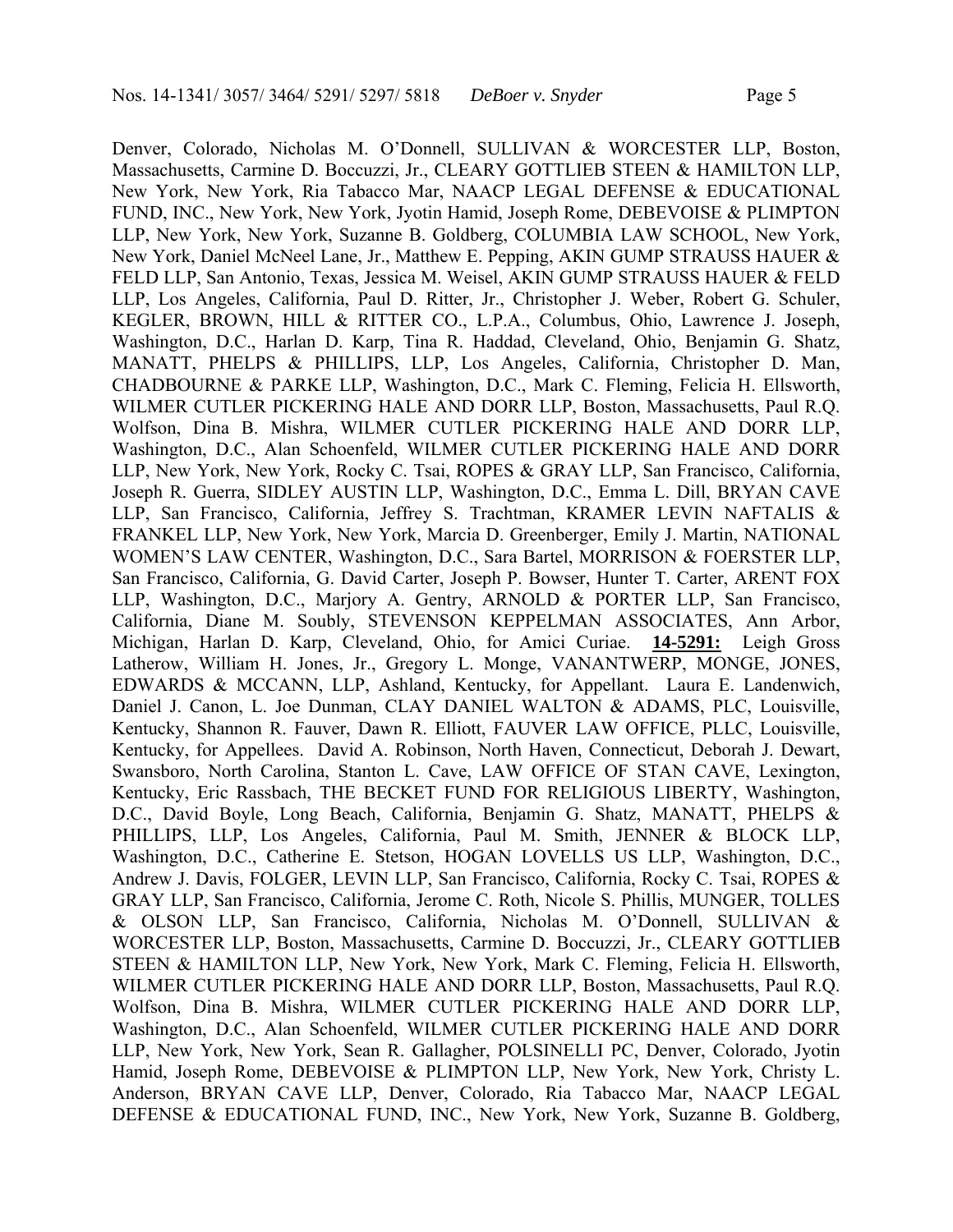Denver, Colorado, Nicholas M. O'Donnell, SULLIVAN & WORCESTER LLP, Boston, Massachusetts, Carmine D. Boccuzzi, Jr., CLEARY GOTTLIEB STEEN & HAMILTON LLP, New York, New York, Ria Tabacco Mar, NAACP LEGAL DEFENSE & EDUCATIONAL FUND, INC., New York, New York, Jyotin Hamid, Joseph Rome, DEBEVOISE & PLIMPTON LLP, New York, New York, Suzanne B. Goldberg, COLUMBIA LAW SCHOOL, New York, New York, Daniel McNeel Lane, Jr., Matthew E. Pepping, AKIN GUMP STRAUSS HAUER & FELD LLP, San Antonio, Texas, Jessica M. Weisel, AKIN GUMP STRAUSS HAUER & FELD LLP, Los Angeles, California, Paul D. Ritter, Jr., Christopher J. Weber, Robert G. Schuler, KEGLER, BROWN, HILL & RITTER CO., L.P.A., Columbus, Ohio, Lawrence J. Joseph, Washington, D.C., Harlan D. Karp, Tina R. Haddad, Cleveland, Ohio, Benjamin G. Shatz, MANATT, PHELPS & PHILLIPS, LLP, Los Angeles, California, Christopher D. Man, CHADBOURNE & PARKE LLP, Washington, D.C., Mark C. Fleming, Felicia H. Ellsworth, WILMER CUTLER PICKERING HALE AND DORR LLP, Boston, Massachusetts, Paul R.Q. Wolfson, Dina B. Mishra, WILMER CUTLER PICKERING HALE AND DORR LLP, Washington, D.C., Alan Schoenfeld, WILMER CUTLER PICKERING HALE AND DORR LLP, New York, New York, Rocky C. Tsai, ROPES & GRAY LLP, San Francisco, California, Joseph R. Guerra, SIDLEY AUSTIN LLP, Washington, D.C., Emma L. Dill, BRYAN CAVE LLP, San Francisco, California, Jeffrey S. Trachtman, KRAMER LEVIN NAFTALIS & FRANKEL LLP, New York, New York, Marcia D. Greenberger, Emily J. Martin, NATIONAL WOMEN'S LAW CENTER, Washington, D.C., Sara Bartel, MORRISON & FOERSTER LLP, San Francisco, California, G. David Carter, Joseph P. Bowser, Hunter T. Carter, ARENT FOX LLP, Washington, D.C., Marjory A. Gentry, ARNOLD & PORTER LLP, San Francisco, California, Diane M. Soubly, STEVENSON KEPPELMAN ASSOCIATES, Ann Arbor, Michigan, Harlan D. Karp, Cleveland, Ohio, for Amici Curiae. **14-5291:** Leigh Gross Latherow, William H. Jones, Jr., Gregory L. Monge, VANANTWERP, MONGE, JONES, EDWARDS & MCCANN, LLP, Ashland, Kentucky, for Appellant. Laura E. Landenwich, Daniel J. Canon, L. Joe Dunman, CLAY DANIEL WALTON & ADAMS, PLC, Louisville, Kentucky, Shannon R. Fauver, Dawn R. Elliott, FAUVER LAW OFFICE, PLLC, Louisville, Kentucky, for Appellees. David A. Robinson, North Haven, Connecticut, Deborah J. Dewart, Swansboro, North Carolina, Stanton L. Cave, LAW OFFICE OF STAN CAVE, Lexington, Kentucky, Eric Rassbach, THE BECKET FUND FOR RELIGIOUS LIBERTY, Washington, D.C., David Boyle, Long Beach, California, Benjamin G. Shatz, MANATT, PHELPS & PHILLIPS, LLP, Los Angeles, California, Paul M. Smith, JENNER & BLOCK LLP, Washington, D.C., Catherine E. Stetson, HOGAN LOVELLS US LLP, Washington, D.C., Andrew J. Davis, FOLGER, LEVIN LLP, San Francisco, California, Rocky C. Tsai, ROPES & GRAY LLP, San Francisco, California, Jerome C. Roth, Nicole S. Phillis, MUNGER, TOLLES & OLSON LLP, San Francisco, California, Nicholas M. O'Donnell, SULLIVAN & WORCESTER LLP, Boston, Massachusetts, Carmine D. Boccuzzi, Jr., CLEARY GOTTLIEB STEEN & HAMILTON LLP, New York, New York, Mark C. Fleming, Felicia H. Ellsworth, WILMER CUTLER PICKERING HALE AND DORR LLP, Boston, Massachusetts, Paul R.Q. Wolfson, Dina B. Mishra, WILMER CUTLER PICKERING HALE AND DORR LLP, Washington, D.C., Alan Schoenfeld, WILMER CUTLER PICKERING HALE AND DORR LLP, New York, New York, Sean R. Gallagher, POLSINELLI PC, Denver, Colorado, Jyotin Hamid, Joseph Rome, DEBEVOISE & PLIMPTON LLP, New York, New York, Christy L. Anderson, BRYAN CAVE LLP, Denver, Colorado, Ria Tabacco Mar, NAACP LEGAL DEFENSE & EDUCATIONAL FUND, INC., New York, New York, Suzanne B. Goldberg,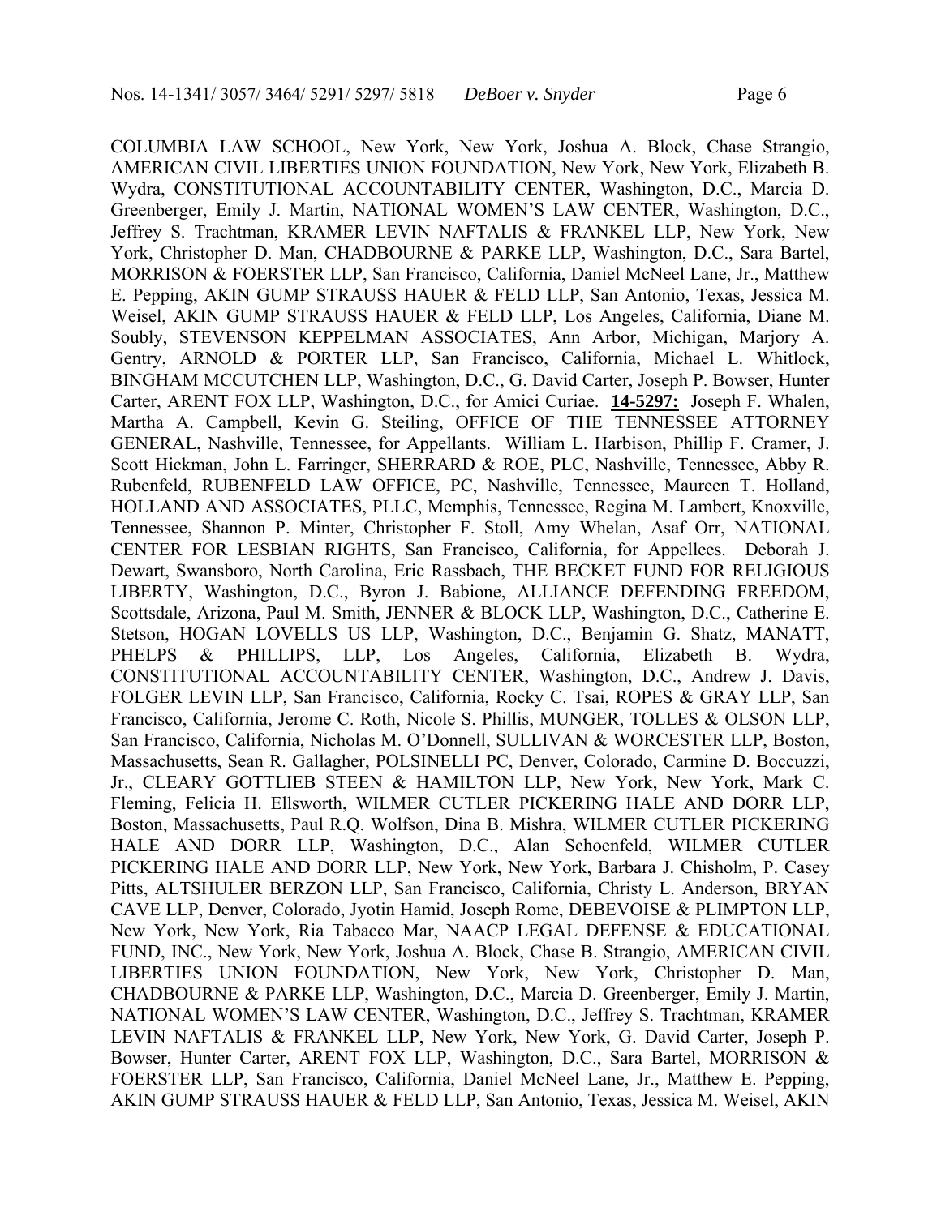COLUMBIA LAW SCHOOL, New York, New York, Joshua A. Block, Chase Strangio, AMERICAN CIVIL LIBERTIES UNION FOUNDATION, New York, New York, Elizabeth B. Wydra, CONSTITUTIONAL ACCOUNTABILITY CENTER, Washington, D.C., Marcia D. Greenberger, Emily J. Martin, NATIONAL WOMEN'S LAW CENTER, Washington, D.C., Jeffrey S. Trachtman, KRAMER LEVIN NAFTALIS & FRANKEL LLP, New York, New York, Christopher D. Man, CHADBOURNE & PARKE LLP, Washington, D.C., Sara Bartel, MORRISON & FOERSTER LLP, San Francisco, California, Daniel McNeel Lane, Jr., Matthew E. Pepping, AKIN GUMP STRAUSS HAUER & FELD LLP, San Antonio, Texas, Jessica M. Weisel, AKIN GUMP STRAUSS HAUER & FELD LLP, Los Angeles, California, Diane M. Soubly, STEVENSON KEPPELMAN ASSOCIATES, Ann Arbor, Michigan, Marjory A. Gentry, ARNOLD & PORTER LLP, San Francisco, California, Michael L. Whitlock, BINGHAM MCCUTCHEN LLP, Washington, D.C., G. David Carter, Joseph P. Bowser, Hunter Carter, ARENT FOX LLP, Washington, D.C., for Amici Curiae. **14-5297:** Joseph F. Whalen, Martha A. Campbell, Kevin G. Steiling, OFFICE OF THE TENNESSEE ATTORNEY GENERAL, Nashville, Tennessee, for Appellants. William L. Harbison, Phillip F. Cramer, J. Scott Hickman, John L. Farringer, SHERRARD & ROE, PLC, Nashville, Tennessee, Abby R. Rubenfeld, RUBENFELD LAW OFFICE, PC, Nashville, Tennessee, Maureen T. Holland, HOLLAND AND ASSOCIATES, PLLC, Memphis, Tennessee, Regina M. Lambert, Knoxville, Tennessee, Shannon P. Minter, Christopher F. Stoll, Amy Whelan, Asaf Orr, NATIONAL CENTER FOR LESBIAN RIGHTS, San Francisco, California, for Appellees. Deborah J. Dewart, Swansboro, North Carolina, Eric Rassbach, THE BECKET FUND FOR RELIGIOUS LIBERTY, Washington, D.C., Byron J. Babione, ALLIANCE DEFENDING FREEDOM, Scottsdale, Arizona, Paul M. Smith, JENNER & BLOCK LLP, Washington, D.C., Catherine E. Stetson, HOGAN LOVELLS US LLP, Washington, D.C., Benjamin G. Shatz, MANATT, PHELPS & PHILLIPS, LLP, Los Angeles, California, Elizabeth B. Wydra, CONSTITUTIONAL ACCOUNTABILITY CENTER, Washington, D.C., Andrew J. Davis, FOLGER LEVIN LLP, San Francisco, California, Rocky C. Tsai, ROPES & GRAY LLP, San Francisco, California, Jerome C. Roth, Nicole S. Phillis, MUNGER, TOLLES & OLSON LLP, San Francisco, California, Nicholas M. O'Donnell, SULLIVAN & WORCESTER LLP, Boston, Massachusetts, Sean R. Gallagher, POLSINELLI PC, Denver, Colorado, Carmine D. Boccuzzi, Jr., CLEARY GOTTLIEB STEEN & HAMILTON LLP, New York, New York, Mark C. Fleming, Felicia H. Ellsworth, WILMER CUTLER PICKERING HALE AND DORR LLP, Boston, Massachusetts, Paul R.Q. Wolfson, Dina B. Mishra, WILMER CUTLER PICKERING HALE AND DORR LLP, Washington, D.C., Alan Schoenfeld, WILMER CUTLER PICKERING HALE AND DORR LLP, New York, New York, Barbara J. Chisholm, P. Casey Pitts, ALTSHULER BERZON LLP, San Francisco, California, Christy L. Anderson, BRYAN CAVE LLP, Denver, Colorado, Jyotin Hamid, Joseph Rome, DEBEVOISE & PLIMPTON LLP, New York, New York, Ria Tabacco Mar, NAACP LEGAL DEFENSE & EDUCATIONAL FUND, INC., New York, New York, Joshua A. Block, Chase B. Strangio, AMERICAN CIVIL LIBERTIES UNION FOUNDATION, New York, New York, Christopher D. Man, CHADBOURNE & PARKE LLP, Washington, D.C., Marcia D. Greenberger, Emily J. Martin, NATIONAL WOMEN'S LAW CENTER, Washington, D.C., Jeffrey S. Trachtman, KRAMER LEVIN NAFTALIS & FRANKEL LLP, New York, New York, G. David Carter, Joseph P. Bowser, Hunter Carter, ARENT FOX LLP, Washington, D.C., Sara Bartel, MORRISON & FOERSTER LLP, San Francisco, California, Daniel McNeel Lane, Jr., Matthew E. Pepping, AKIN GUMP STRAUSS HAUER & FELD LLP, San Antonio, Texas, Jessica M. Weisel, AKIN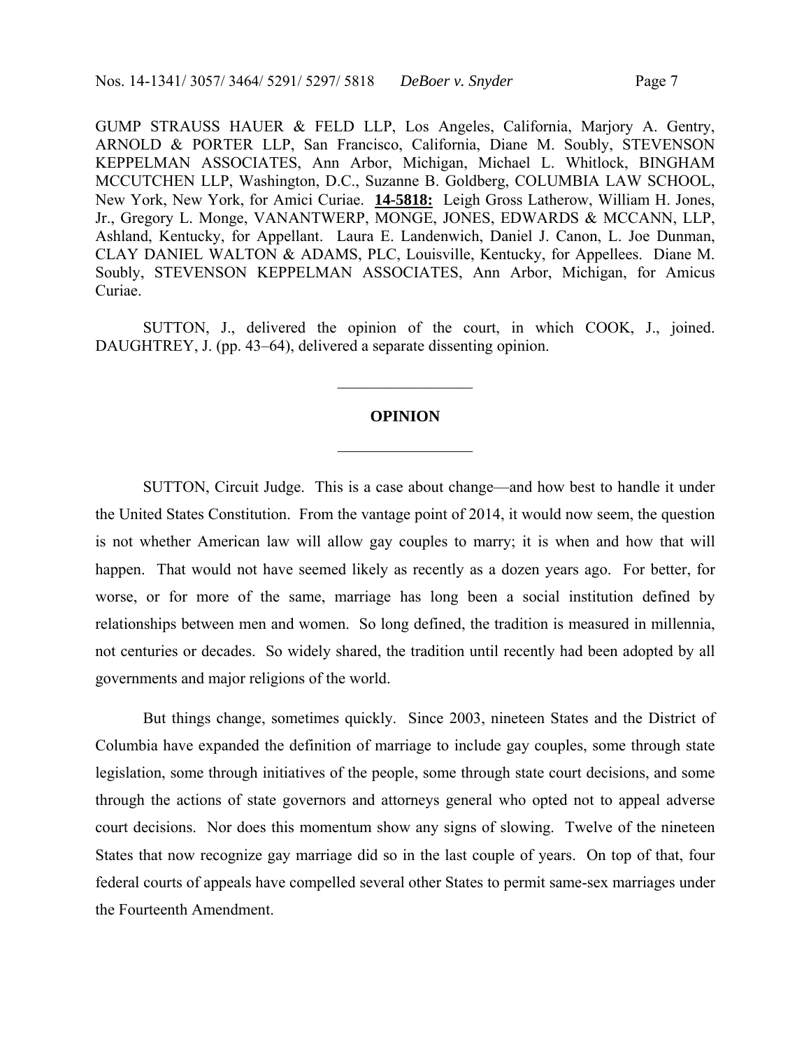GUMP STRAUSS HAUER & FELD LLP, Los Angeles, California, Marjory A. Gentry, ARNOLD & PORTER LLP, San Francisco, California, Diane M. Soubly, STEVENSON KEPPELMAN ASSOCIATES, Ann Arbor, Michigan, Michael L. Whitlock, BINGHAM MCCUTCHEN LLP, Washington, D.C., Suzanne B. Goldberg, COLUMBIA LAW SCHOOL, New York, New York, for Amici Curiae. **14-5818:** Leigh Gross Latherow, William H. Jones, Jr., Gregory L. Monge, VANANTWERP, MONGE, JONES, EDWARDS & MCCANN, LLP, Ashland, Kentucky, for Appellant. Laura E. Landenwich, Daniel J. Canon, L. Joe Dunman, CLAY DANIEL WALTON & ADAMS, PLC, Louisville, Kentucky, for Appellees. Diane M. Soubly, STEVENSON KEPPELMAN ASSOCIATES, Ann Arbor, Michigan, for Amicus Curiae.

SUTTON, J., delivered the opinion of the court, in which COOK, J., joined. DAUGHTREY, J. (pp. 43–64), delivered a separate dissenting opinion.

---

**OPINION**

---

SUTTON, Circuit Judge. This is a case about change—and how best to handle it under the United States Constitution. From the vantage point of 2014, it would now seem, the question is not whether American law will allow gay couples to marry; it is when and how that will happen. That would not have seemed likely as recently as a dozen years ago. For better, for worse, or for more of the same, marriage has long been a social institution defined by relationships between men and women. So long defined, the tradition is measured in millennia, not centuries or decades. So widely shared, the tradition until recently had been adopted by all governments and major religions of the world.

But things change, sometimes quickly. Since 2003, nineteen States and the District of Columbia have expanded the definition of marriage to include gay couples, some through state legislation, some through initiatives of the people, some through state court decisions, and some through the actions of state governors and attorneys general who opted not to appeal adverse court decisions. Nor does this momentum show any signs of slowing. Twelve of the nineteen States that now recognize gay marriage did so in the last couple of years. On top of that, four federal courts of appeals have compelled several other States to permit same-sex marriages under the Fourteenth Amendment.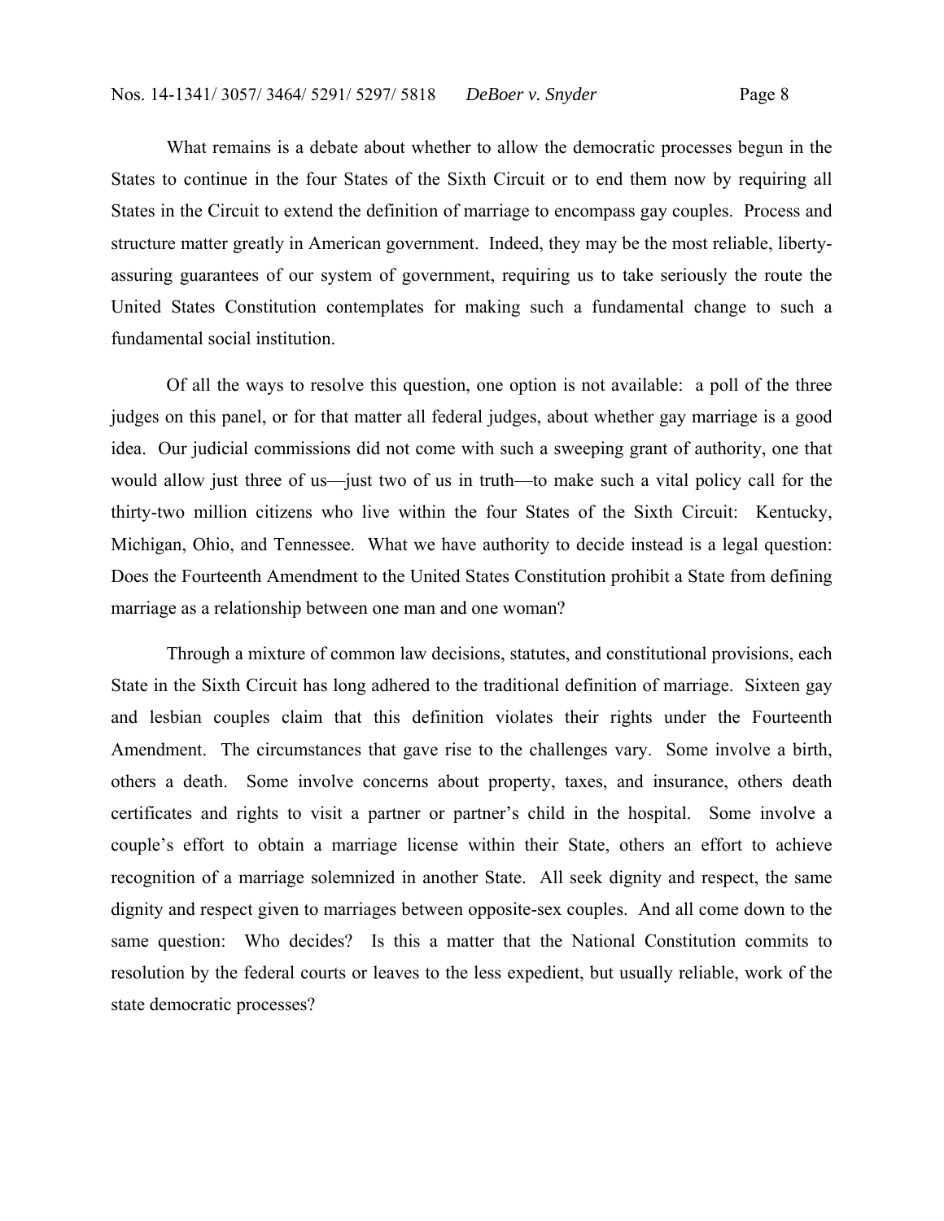What remains is a debate about whether to allow the democratic processes begun in the States to continue in the four States of the Sixth Circuit or to end them now by requiring all States in the Circuit to extend the definition of marriage to encompass gay couples. Process and structure matter greatly in American government. Indeed, they may be the most reliable, liberty-assuring guarantees of our system of government, requiring us to take seriously the route the United States Constitution contemplates for making such a fundamental change to such a fundamental social institution.

Of all the ways to resolve this question, one option is not available: a poll of the three judges on this panel, or for that matter all federal judges, about whether gay marriage is a good idea. Our judicial commissions did not come with such a sweeping grant of authority, one that would allow just three of us—just two of us in truth—to make such a vital policy call for the thirty-two million citizens who live within the four States of the Sixth Circuit: Kentucky, Michigan, Ohio, and Tennessee. What we have authority to decide instead is a legal question: Does the Fourteenth Amendment to the United States Constitution prohibit a State from defining marriage as a relationship between one man and one woman?

Through a mixture of common law decisions, statutes, and constitutional provisions, each State in the Sixth Circuit has long adhered to the traditional definition of marriage. Sixteen gay and lesbian couples claim that this definition violates their rights under the Fourteenth Amendment. The circumstances that gave rise to the challenges vary. Some involve a birth, others a death. Some involve concerns about property, taxes, and insurance, others death certificates and rights to visit a partner or partner's child in the hospital. Some involve a couple's effort to obtain a marriage license within their State, others an effort to achieve recognition of a marriage solemnized in another State. All seek dignity and respect, the same dignity and respect given to marriages between opposite-sex couples. And all come down to the same question: Who decides? Is this a matter that the National Constitution commits to resolution by the federal courts or leaves to the less expedient, but usually reliable, work of the state democratic processes?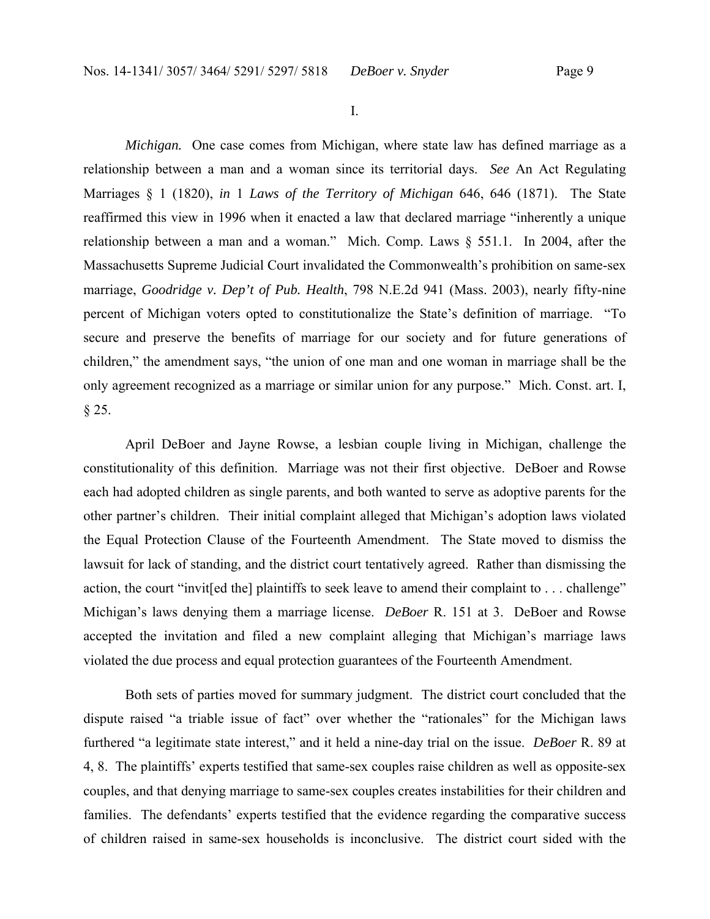I.

*Michigan.* One case comes from Michigan, where state law has defined marriage as a relationship between a man and a woman since its territorial days. *See* An Act Regulating Marriages § 1 (1820), *in* 1 *Laws of the Territory of Michigan* 646, 646 (1871). The State reaffirmed this view in 1996 when it enacted a law that declared marriage "inherently a unique relationship between a man and a woman." Mich. Comp. Laws § 551.1. In 2004, after the Massachusetts Supreme Judicial Court invalidated the Commonwealth's prohibition on same-sex marriage, *Goodridge v. Dep't of Pub. Health*, 798 N.E.2d 941 (Mass. 2003), nearly fifty-nine percent of Michigan voters opted to constitutionalize the State's definition of marriage. "To secure and preserve the benefits of marriage for our society and for future generations of children," the amendment says, "the union of one man and one woman in marriage shall be the only agreement recognized as a marriage or similar union for any purpose." Mich. Const. art. I, § 25.

April DeBoer and Jayne Rowse, a lesbian couple living in Michigan, challenge the constitutionality of this definition. Marriage was not their first objective. DeBoer and Rowse each had adopted children as single parents, and both wanted to serve as adoptive parents for the other partner's children. Their initial complaint alleged that Michigan's adoption laws violated the Equal Protection Clause of the Fourteenth Amendment. The State moved to dismiss the lawsuit for lack of standing, and the district court tentatively agreed. Rather than dismissing the action, the court "invit[ed the] plaintiffs to seek leave to amend their complaint to . . . challenge" Michigan's laws denying them a marriage license. *DeBoer* R. 151 at 3. DeBoer and Rowse accepted the invitation and filed a new complaint alleging that Michigan's marriage laws violated the due process and equal protection guarantees of the Fourteenth Amendment.

Both sets of parties moved for summary judgment. The district court concluded that the dispute raised "a triable issue of fact" over whether the "rationales" for the Michigan laws furthered "a legitimate state interest," and it held a nine-day trial on the issue. *DeBoer* R. 89 at 4, 8. The plaintiffs' experts testified that same-sex couples raise children as well as opposite-sex couples, and that denying marriage to same-sex couples creates instabilities for their children and families. The defendants' experts testified that the evidence regarding the comparative success of children raised in same-sex households is inconclusive. The district court sided with the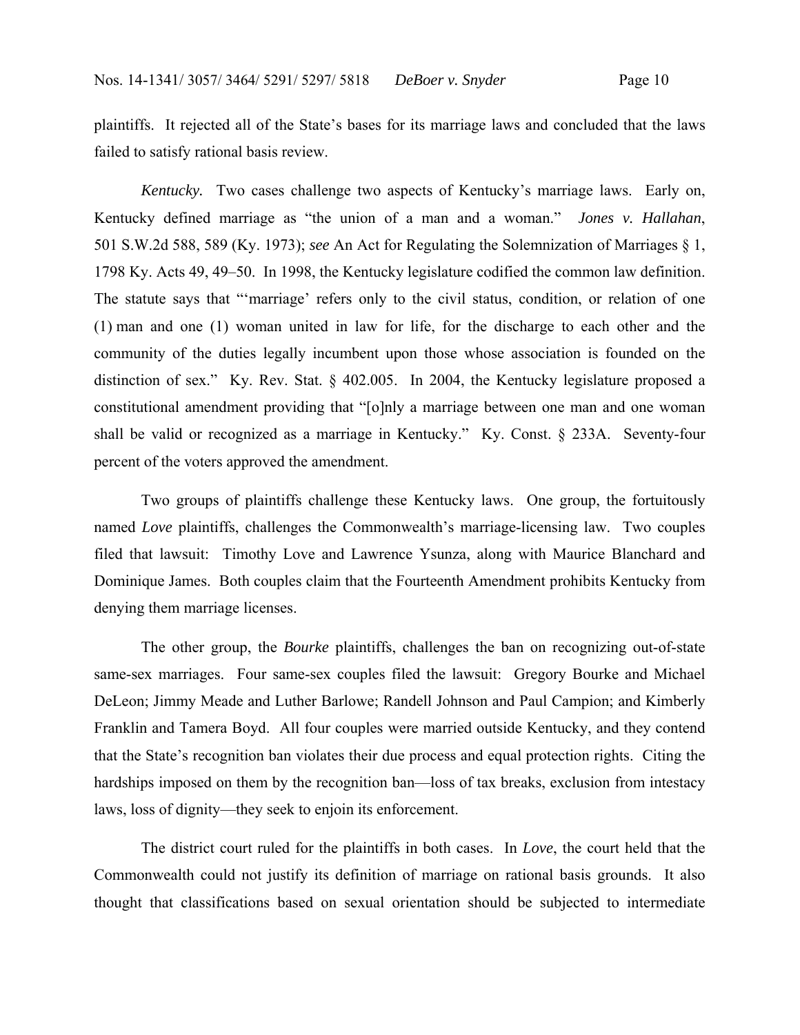plaintiffs. It rejected all of the State's bases for its marriage laws and concluded that the laws failed to satisfy rational basis review.

*Kentucky.* Two cases challenge two aspects of Kentucky's marriage laws. Early on, Kentucky defined marriage as "the union of a man and a woman." *Jones v. Hallahan*, 501 S.W.2d 588, 589 (Ky. 1973); *see* An Act for Regulating the Solemnization of Marriages § 1, 1798 Ky. Acts 49, 49–50. In 1998, the Kentucky legislature codified the common law definition. The statute says that "'marriage' refers only to the civil status, condition, or relation of one (1) man and one (1) woman united in law for life, for the discharge to each other and the community of the duties legally incumbent upon those whose association is founded on the distinction of sex." Ky. Rev. Stat. § 402.005. In 2004, the Kentucky legislature proposed a constitutional amendment providing that "[o]nly a marriage between one man and one woman shall be valid or recognized as a marriage in Kentucky." Ky. Const. § 233A. Seventy-four percent of the voters approved the amendment.

Two groups of plaintiffs challenge these Kentucky laws. One group, the fortuitously named *Love* plaintiffs, challenges the Commonwealth's marriage-licensing law. Two couples filed that lawsuit: Timothy Love and Lawrence Ysunza, along with Maurice Blanchard and Dominique James. Both couples claim that the Fourteenth Amendment prohibits Kentucky from denying them marriage licenses.

The other group, the *Bourke* plaintiffs, challenges the ban on recognizing out-of-state same-sex marriages. Four same-sex couples filed the lawsuit: Gregory Bourke and Michael DeLeon; Jimmy Meade and Luther Barlowe; Randell Johnson and Paul Campion; and Kimberly Franklin and Tamera Boyd. All four couples were married outside Kentucky, and they contend that the State's recognition ban violates their due process and equal protection rights. Citing the hardships imposed on them by the recognition ban—loss of tax breaks, exclusion from intestacy laws, loss of dignity—they seek to enjoin its enforcement.

The district court ruled for the plaintiffs in both cases. In *Love*, the court held that the Commonwealth could not justify its definition of marriage on rational basis grounds. It also thought that classifications based on sexual orientation should be subjected to intermediate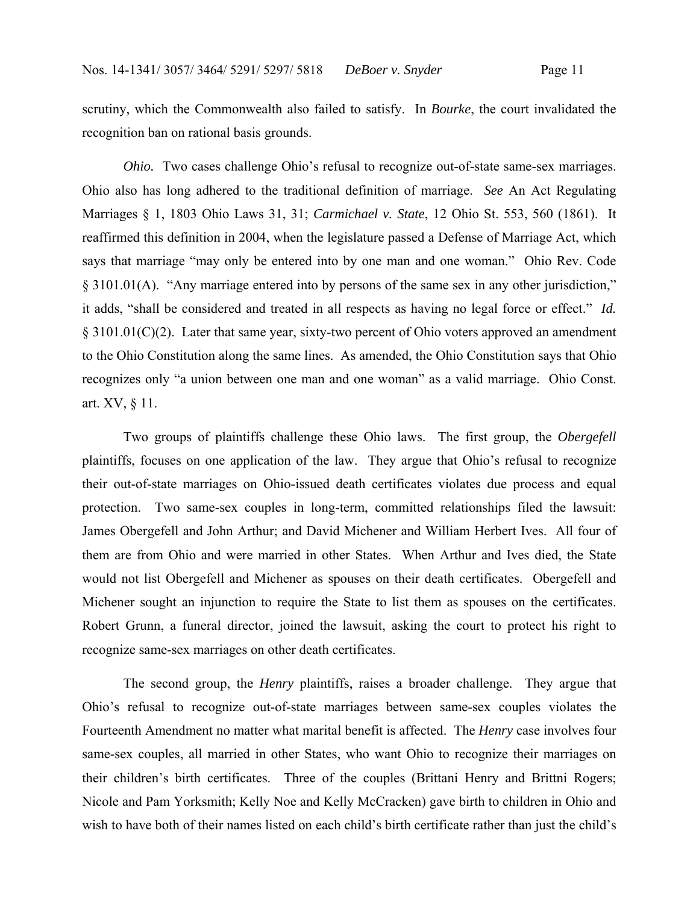scrutiny, which the Commonwealth also failed to satisfy. In *Bourke*, the court invalidated the recognition ban on rational basis grounds.

*Ohio.* Two cases challenge Ohio's refusal to recognize out-of-state same-sex marriages. Ohio also has long adhered to the traditional definition of marriage. *See* An Act Regulating Marriages § 1, 1803 Ohio Laws 31, 31; *Carmichael v. State*, 12 Ohio St. 553, 560 (1861). It reaffirmed this definition in 2004, when the legislature passed a Defense of Marriage Act, which says that marriage "may only be entered into by one man and one woman." Ohio Rev. Code § 3101.01(A). "Any marriage entered into by persons of the same sex in any other jurisdiction," it adds, "shall be considered and treated in all respects as having no legal force or effect." *Id.* § 3101.01(C)(2). Later that same year, sixty-two percent of Ohio voters approved an amendment to the Ohio Constitution along the same lines. As amended, the Ohio Constitution says that Ohio recognizes only "a union between one man and one woman" as a valid marriage. Ohio Const. art. XV, § 11.

Two groups of plaintiffs challenge these Ohio laws. The first group, the *Obergefell* plaintiffs, focuses on one application of the law. They argue that Ohio's refusal to recognize their out-of-state marriages on Ohio-issued death certificates violates due process and equal protection. Two same-sex couples in long-term, committed relationships filed the lawsuit: James Obergefell and John Arthur; and David Michener and William Herbert Ives. All four of them are from Ohio and were married in other States. When Arthur and Ives died, the State would not list Obergefell and Michener as spouses on their death certificates. Obergefell and Michener sought an injunction to require the State to list them as spouses on the certificates. Robert Grunn, a funeral director, joined the lawsuit, asking the court to protect his right to recognize same-sex marriages on other death certificates.

The second group, the *Henry* plaintiffs, raises a broader challenge. They argue that Ohio's refusal to recognize out-of-state marriages between same-sex couples violates the Fourteenth Amendment no matter what marital benefit is affected. The *Henry* case involves four same-sex couples, all married in other States, who want Ohio to recognize their marriages on their children's birth certificates. Three of the couples (Brittani Henry and Brittni Rogers; Nicole and Pam Yorksmith; Kelly Noe and Kelly McCracken) gave birth to children in Ohio and wish to have both of their names listed on each child's birth certificate rather than just the child's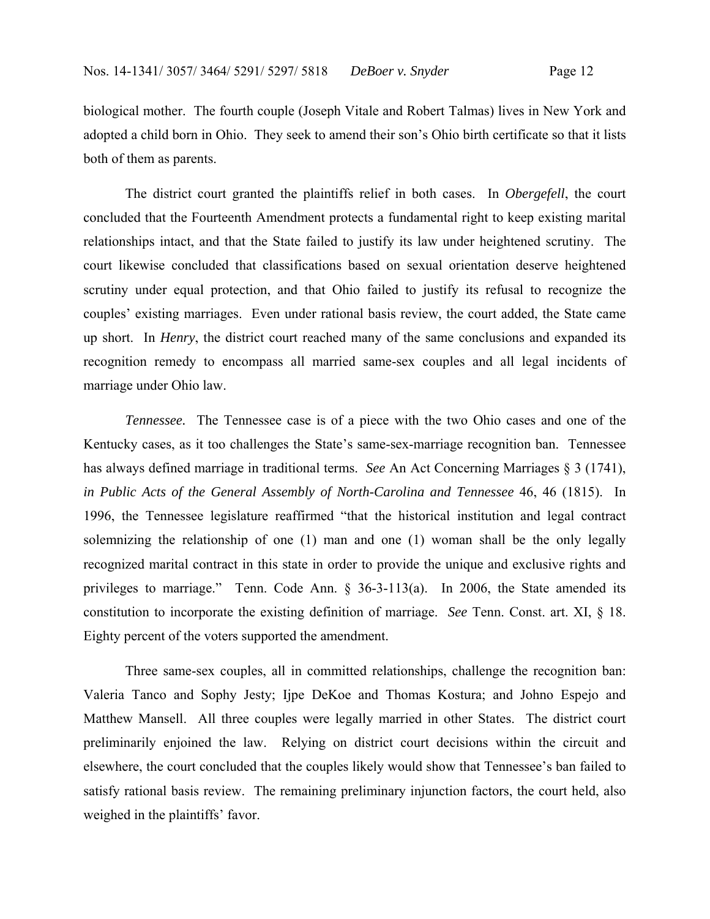biological mother. The fourth couple (Joseph Vitale and Robert Talmas) lives in New York and adopted a child born in Ohio. They seek to amend their son's Ohio birth certificate so that it lists both of them as parents.

The district court granted the plaintiffs relief in both cases. In *Obergefell*, the court concluded that the Fourteenth Amendment protects a fundamental right to keep existing marital relationships intact, and that the State failed to justify its law under heightened scrutiny. The court likewise concluded that classifications based on sexual orientation deserve heightened scrutiny under equal protection, and that Ohio failed to justify its refusal to recognize the couples' existing marriages. Even under rational basis review, the court added, the State came up short. In *Henry*, the district court reached many of the same conclusions and expanded its recognition remedy to encompass all married same-sex couples and all legal incidents of marriage under Ohio law.

*Tennessee.* The Tennessee case is of a piece with the two Ohio cases and one of the Kentucky cases, as it too challenges the State's same-sex-marriage recognition ban. Tennessee has always defined marriage in traditional terms. *See* An Act Concerning Marriages § 3 (1741), *in Public Acts of the General Assembly of North-Carolina and Tennessee* 46, 46 (1815). In 1996, the Tennessee legislature reaffirmed "that the historical institution and legal contract solemnizing the relationship of one (1) man and one (1) woman shall be the only legally recognized marital contract in this state in order to provide the unique and exclusive rights and privileges to marriage." Tenn. Code Ann. § 36-3-113(a). In 2006, the State amended its constitution to incorporate the existing definition of marriage. *See* Tenn. Const. art. XI, § 18. Eighty percent of the voters supported the amendment.

Three same-sex couples, all in committed relationships, challenge the recognition ban: Valeria Tanco and Sophy Jesty; Ijpe DeKoe and Thomas Kostura; and Johno Espejo and Matthew Mansell. All three couples were legally married in other States. The district court preliminarily enjoined the law. Relying on district court decisions within the circuit and elsewhere, the court concluded that the couples likely would show that Tennessee's ban failed to satisfy rational basis review. The remaining preliminary injunction factors, the court held, also weighed in the plaintiffs' favor.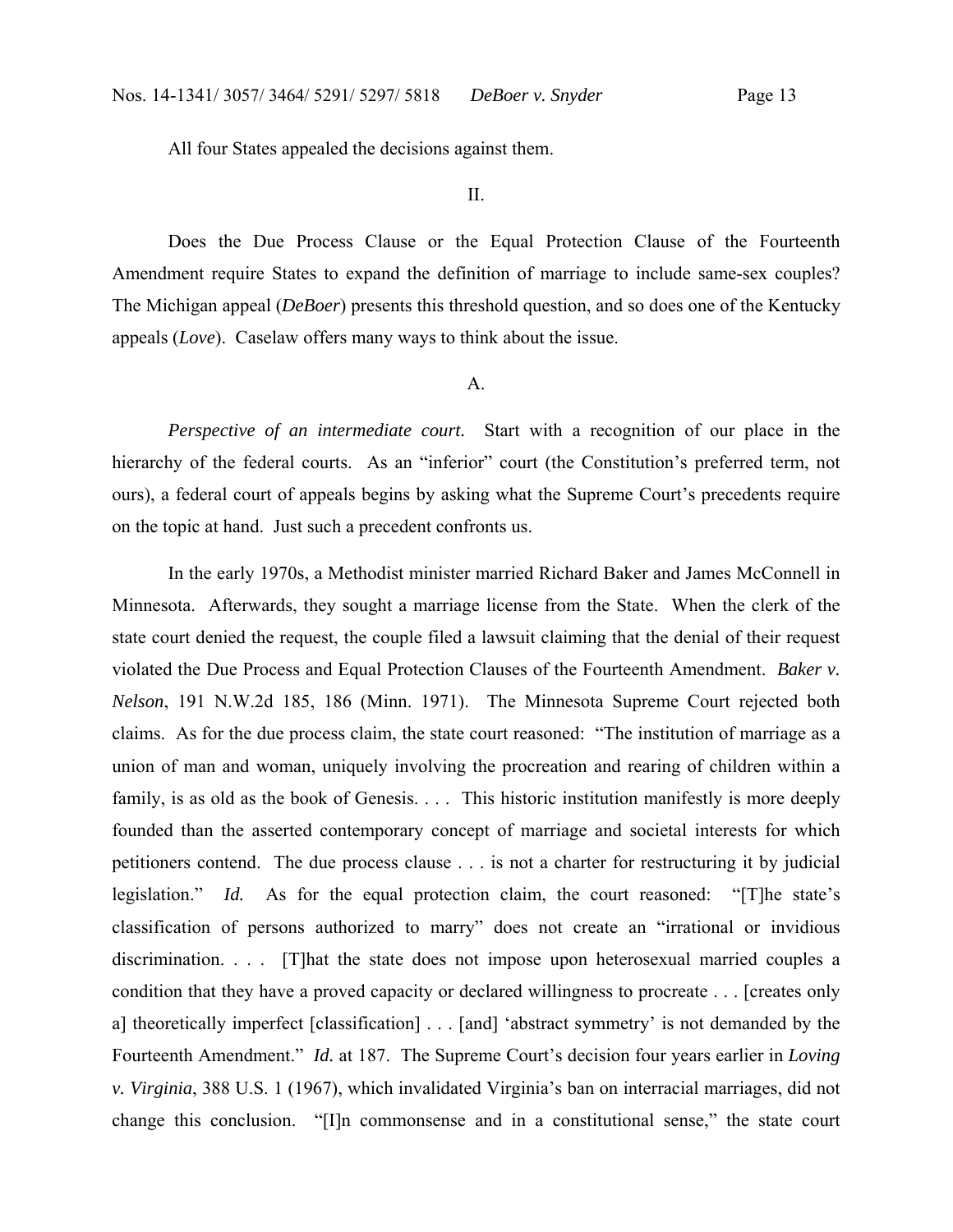All four States appealed the decisions against them.

## II.

Does the Due Process Clause or the Equal Protection Clause of the Fourteenth Amendment require States to expand the definition of marriage to include same-sex couples? The Michigan appeal (*DeBoer*) presents this threshold question, and so does one of the Kentucky appeals (*Love*). Caselaw offers many ways to think about the issue.

### A.

*Perspective of an intermediate court.* Start with a recognition of our place in the hierarchy of the federal courts. As an "inferior" court (the Constitution's preferred term, not ours), a federal court of appeals begins by asking what the Supreme Court's precedents require on the topic at hand. Just such a precedent confronts us.

In the early 1970s, a Methodist minister married Richard Baker and James McConnell in Minnesota. Afterwards, they sought a marriage license from the State. When the clerk of the state court denied the request, the couple filed a lawsuit claiming that the denial of their request violated the Due Process and Equal Protection Clauses of the Fourteenth Amendment. *Baker v. Nelson*, 191 N.W.2d 185, 186 (Minn. 1971). The Minnesota Supreme Court rejected both claims. As for the due process claim, the state court reasoned: "The institution of marriage as a union of man and woman, uniquely involving the procreation and rearing of children within a family, is as old as the book of Genesis. . . . This historic institution manifestly is more deeply founded than the asserted contemporary concept of marriage and societal interests for which petitioners contend. The due process clause . . . is not a charter for restructuring it by judicial legislation." *Id.* As for the equal protection claim, the court reasoned: "[T]he state's classification of persons authorized to marry" does not create an "irrational or invidious discrimination. . . . [T]hat the state does not impose upon heterosexual married couples a condition that they have a proved capacity or declared willingness to procreate . . . [creates only a] theoretically imperfect [classification] . . . [and] 'abstract symmetry' is not demanded by the Fourteenth Amendment." *Id.* at 187. The Supreme Court's decision four years earlier in *Loving v. Virginia*, 388 U.S. 1 (1967), which invalidated Virginia's ban on interracial marriages, did not change this conclusion. "[I]n commonsense and in a constitutional sense," the state court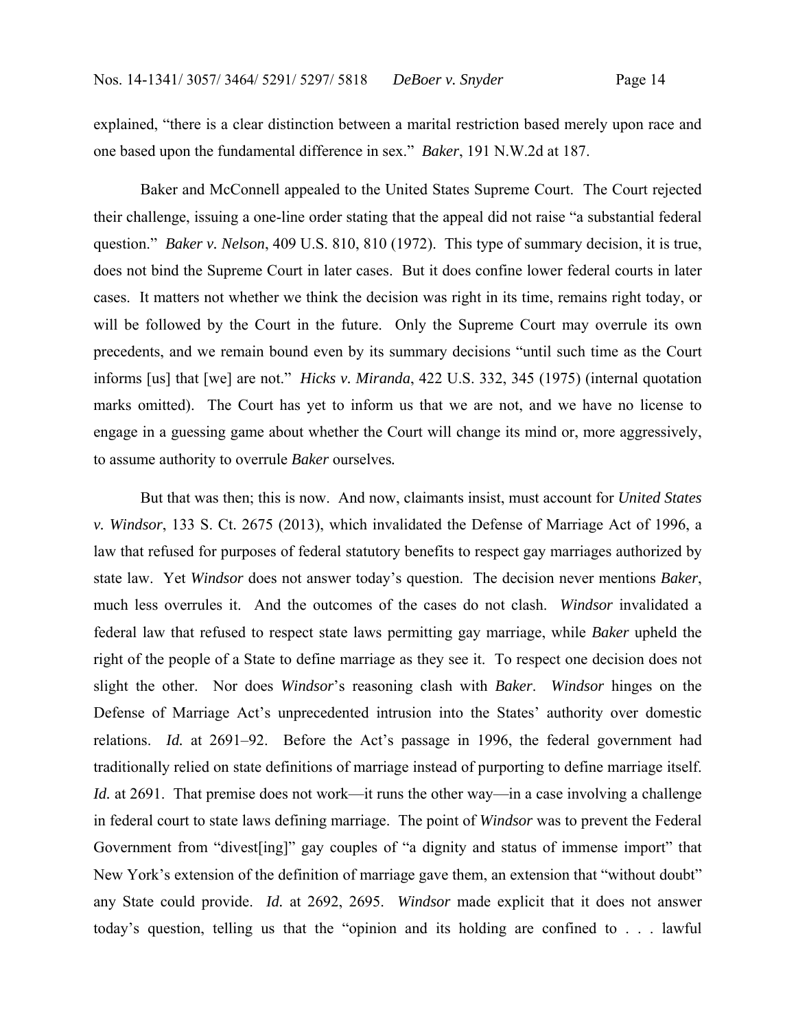explained, "there is a clear distinction between a marital restriction based merely upon race and one based upon the fundamental difference in sex." *Baker*, 191 N.W.2d at 187.

Baker and McConnell appealed to the United States Supreme Court. The Court rejected their challenge, issuing a one-line order stating that the appeal did not raise "a substantial federal question." *Baker v. Nelson*, 409 U.S. 810, 810 (1972). This type of summary decision, it is true, does not bind the Supreme Court in later cases. But it does confine lower federal courts in later cases. It matters not whether we think the decision was right in its time, remains right today, or will be followed by the Court in the future. Only the Supreme Court may overrule its own precedents, and we remain bound even by its summary decisions "until such time as the Court informs [us] that [we] are not." *Hicks v. Miranda*, 422 U.S. 332, 345 (1975) (internal quotation marks omitted). The Court has yet to inform us that we are not, and we have no license to engage in a guessing game about whether the Court will change its mind or, more aggressively, to assume authority to overrule *Baker* ourselves.

But that was then; this is now. And now, claimants insist, must account for *United States v. Windsor*, 133 S. Ct. 2675 (2013), which invalidated the Defense of Marriage Act of 1996, a law that refused for purposes of federal statutory benefits to respect gay marriages authorized by state law. Yet *Windsor* does not answer today's question. The decision never mentions *Baker*, much less overrules it. And the outcomes of the cases do not clash. *Windsor* invalidated a federal law that refused to respect state laws permitting gay marriage, while *Baker* upheld the right of the people of a State to define marriage as they see it. To respect one decision does not slight the other. Nor does *Windsor*'s reasoning clash with *Baker*. *Windsor* hinges on the Defense of Marriage Act's unprecedented intrusion into the States' authority over domestic relations. *Id.* at 2691–92. Before the Act's passage in 1996, the federal government had traditionally relied on state definitions of marriage instead of purporting to define marriage itself. *Id.* at 2691. That premise does not work—it runs the other way—in a case involving a challenge in federal court to state laws defining marriage. The point of *Windsor* was to prevent the Federal Government from "divest[ing]" gay couples of "a dignity and status of immense import" that New York's extension of the definition of marriage gave them, an extension that "without doubt" any State could provide. *Id.* at 2692, 2695. *Windsor* made explicit that it does not answer today's question, telling us that the "opinion and its holding are confined to . . . lawful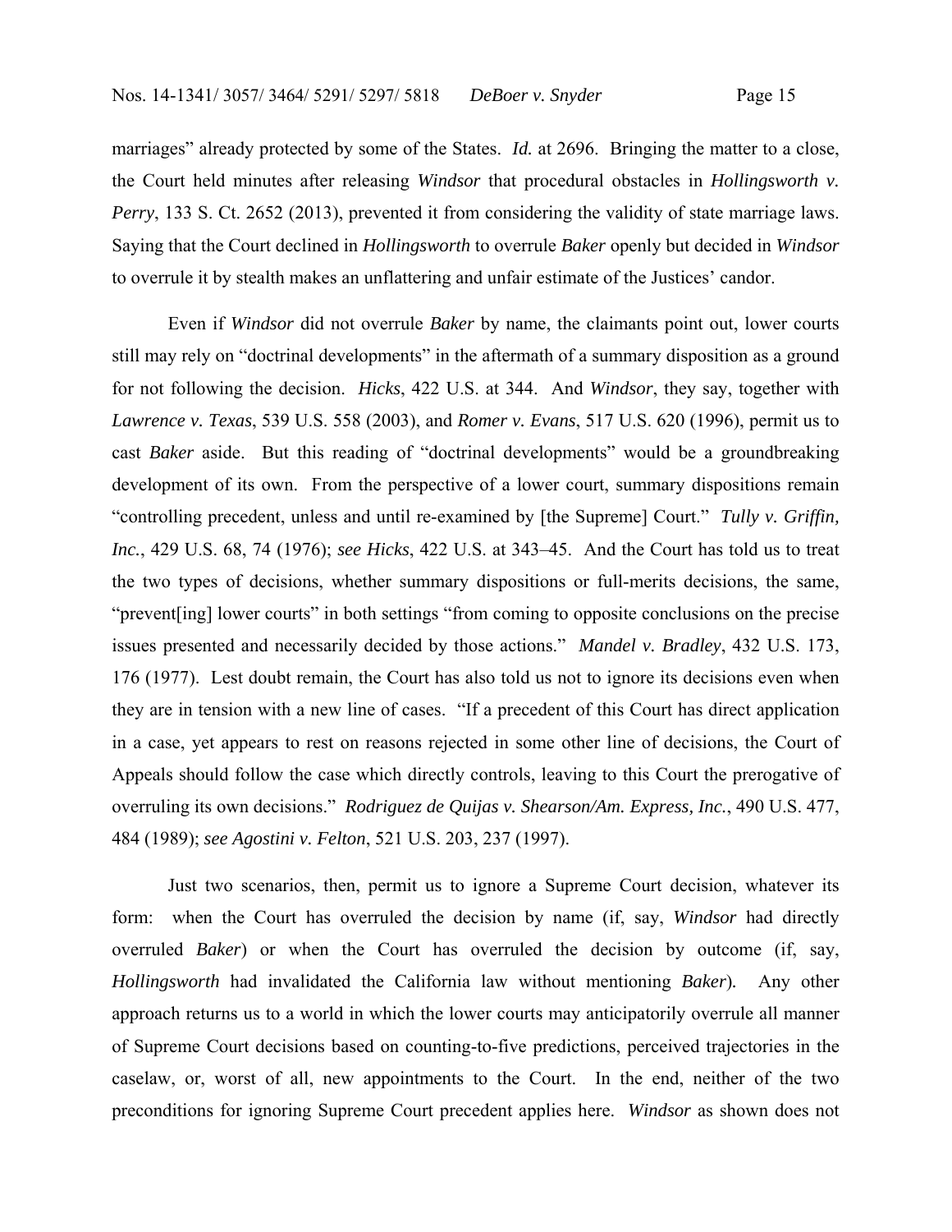marriages" already protected by some of the States. *Id.* at 2696. Bringing the matter to a close, the Court held minutes after releasing *Windsor* that procedural obstacles in *Hollingsworth v. Perry*, 133 S. Ct. 2652 (2013), prevented it from considering the validity of state marriage laws. Saying that the Court declined in *Hollingsworth* to overrule *Baker* openly but decided in *Windsor* to overrule it by stealth makes an unflattering and unfair estimate of the Justices' candor.

Even if *Windsor* did not overrule *Baker* by name, the claimants point out, lower courts still may rely on "doctrinal developments" in the aftermath of a summary disposition as a ground for not following the decision. *Hicks*, 422 U.S. at 344. And *Windsor*, they say, together with *Lawrence v. Texas*, 539 U.S. 558 (2003), and *Romer v. Evans*, 517 U.S. 620 (1996), permit us to cast *Baker* aside. But this reading of "doctrinal developments" would be a groundbreaking development of its own. From the perspective of a lower court, summary dispositions remain "controlling precedent, unless and until re-examined by [the Supreme] Court." *Tully v. Griffin, Inc.*, 429 U.S. 68, 74 (1976); *see Hicks*, 422 U.S. at 343–45. And the Court has told us to treat the two types of decisions, whether summary dispositions or full-merits decisions, the same, "prevent[ing] lower courts" in both settings "from coming to opposite conclusions on the precise issues presented and necessarily decided by those actions." *Mandel v. Bradley*, 432 U.S. 173, 176 (1977). Lest doubt remain, the Court has also told us not to ignore its decisions even when they are in tension with a new line of cases. "If a precedent of this Court has direct application in a case, yet appears to rest on reasons rejected in some other line of decisions, the Court of Appeals should follow the case which directly controls, leaving to this Court the prerogative of overruling its own decisions." *Rodriguez de Quijas v. Shearson/Am. Express, Inc.*, 490 U.S. 477, 484 (1989); *see Agostini v. Felton*, 521 U.S. 203, 237 (1997).

Just two scenarios, then, permit us to ignore a Supreme Court decision, whatever its form: when the Court has overruled the decision by name (if, say, *Windsor* had directly overruled *Baker*) or when the Court has overruled the decision by outcome (if, say, *Hollingsworth* had invalidated the California law without mentioning *Baker*). Any other approach returns us to a world in which the lower courts may anticipatorily overrule all manner of Supreme Court decisions based on counting-to-five predictions, perceived trajectories in the caselaw, or, worst of all, new appointments to the Court. In the end, neither of the two preconditions for ignoring Supreme Court precedent applies here. *Windsor* as shown does not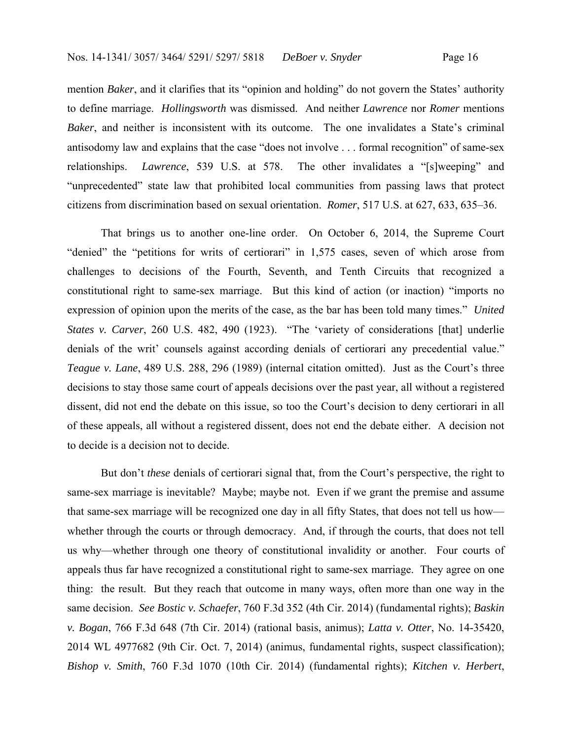mention *Baker*, and it clarifies that its "opinion and holding" do not govern the States' authority to define marriage. *Hollingsworth* was dismissed. And neither *Lawrence* nor *Romer* mentions *Baker*, and neither is inconsistent with its outcome. The one invalidates a State's criminal antisodomy law and explains that the case "does not involve . . . formal recognition" of same-sex relationships. *Lawrence*, 539 U.S. at 578. The other invalidates a "[s]weeping" and "unprecedented" state law that prohibited local communities from passing laws that protect citizens from discrimination based on sexual orientation. *Romer*, 517 U.S. at 627, 633, 635–36.

That brings us to another one-line order. On October 6, 2014, the Supreme Court "denied" the "petitions for writs of certiorari" in 1,575 cases, seven of which arose from challenges to decisions of the Fourth, Seventh, and Tenth Circuits that recognized a constitutional right to same-sex marriage. But this kind of action (or inaction) "imports no expression of opinion upon the merits of the case, as the bar has been told many times." *United States v. Carver*, 260 U.S. 482, 490 (1923). "The 'variety of considerations [that] underlie denials of the writ' counsels against according denials of certiorari any precedential value." *Teague v. Lane*, 489 U.S. 288, 296 (1989) (internal citation omitted). Just as the Court's three decisions to stay those same court of appeals decisions over the past year, all without a registered dissent, did not end the debate on this issue, so too the Court's decision to deny certiorari in all of these appeals, all without a registered dissent, does not end the debate either. A decision not to decide is a decision not to decide.

But don't *these* denials of certiorari signal that, from the Court's perspective, the right to same-sex marriage is inevitable? Maybe; maybe not. Even if we grant the premise and assume that same-sex marriage will be recognized one day in all fifty States, that does not tell us how—whether through the courts or through democracy. And, if through the courts, that does not tell us why—whether through one theory of constitutional invalidity or another. Four courts of appeals thus far have recognized a constitutional right to same-sex marriage. They agree on one thing: the result. But they reach that outcome in many ways, often more than one way in the same decision. *See Bostic v. Schaefer*, 760 F.3d 352 (4th Cir. 2014) (fundamental rights); *Baskin v. Bogan*, 766 F.3d 648 (7th Cir. 2014) (rational basis, animus); *Latta v. Otter*, No. 14-35420, 2014 WL 4977682 (9th Cir. Oct. 7, 2014) (animus, fundamental rights, suspect classification); *Bishop v. Smith*, 760 F.3d 1070 (10th Cir. 2014) (fundamental rights); *Kitchen v. Herbert*,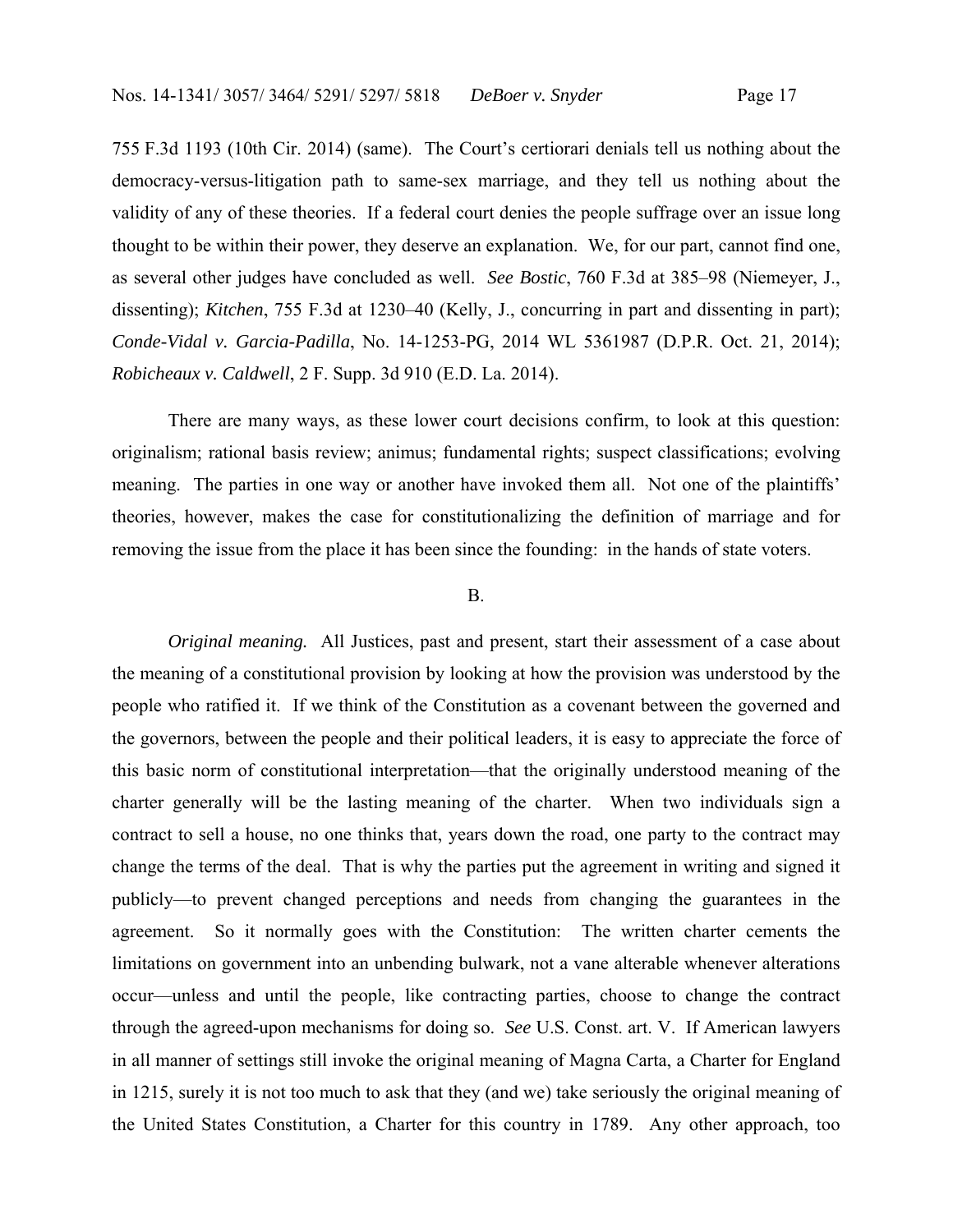755 F.3d 1193 (10th Cir. 2014) (same). The Court's certiorari denials tell us nothing about the democracy-versus-litigation path to same-sex marriage, and they tell us nothing about the validity of any of these theories. If a federal court denies the people suffrage over an issue long thought to be within their power, they deserve an explanation. We, for our part, cannot find one, as several other judges have concluded as well. *See Bostic*, 760 F.3d at 385–98 (Niemeyer, J., dissenting); *Kitchen*, 755 F.3d at 1230–40 (Kelly, J., concurring in part and dissenting in part); *Conde-Vidal v. Garcia-Padilla*, No. 14-1253-PG, 2014 WL 5361987 (D.P.R. Oct. 21, 2014); *Robicheaux v. Caldwell*, 2 F. Supp. 3d 910 (E.D. La. 2014).

There are many ways, as these lower court decisions confirm, to look at this question: originalism; rational basis review; animus; fundamental rights; suspect classifications; evolving meaning. The parties in one way or another have invoked them all. Not one of the plaintiffs' theories, however, makes the case for constitutionalizing the definition of marriage and for removing the issue from the place it has been since the founding: in the hands of state voters.

B.

*Original meaning.* All Justices, past and present, start their assessment of a case about the meaning of a constitutional provision by looking at how the provision was understood by the people who ratified it. If we think of the Constitution as a covenant between the governed and the governors, between the people and their political leaders, it is easy to appreciate the force of this basic norm of constitutional interpretation—that the originally understood meaning of the charter generally will be the lasting meaning of the charter. When two individuals sign a contract to sell a house, no one thinks that, years down the road, one party to the contract may change the terms of the deal. That is why the parties put the agreement in writing and signed it publicly—to prevent changed perceptions and needs from changing the guarantees in the agreement. So it normally goes with the Constitution: The written charter cements the limitations on government into an unbending bulwark, not a vane alterable whenever alterations occur—unless and until the people, like contracting parties, choose to change the contract through the agreed-upon mechanisms for doing so. *See* U.S. Const. art. V. If American lawyers in all manner of settings still invoke the original meaning of Magna Carta, a Charter for England in 1215, surely it is not too much to ask that they (and we) take seriously the original meaning of the United States Constitution, a Charter for this country in 1789. Any other approach, too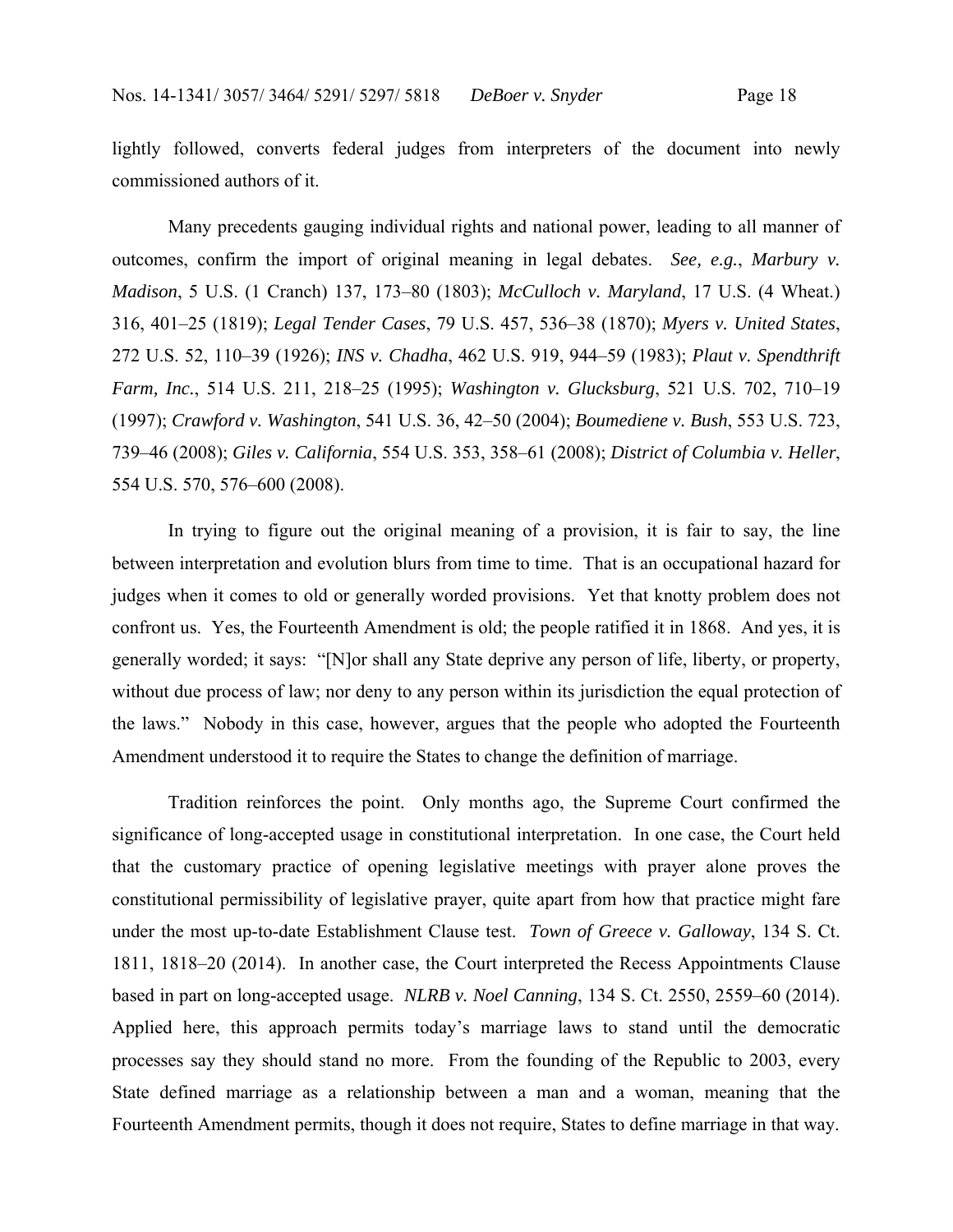lightly followed, converts federal judges from interpreters of the document into newly commissioned authors of it.

Many precedents gauging individual rights and national power, leading to all manner of outcomes, confirm the import of original meaning in legal debates. *See, e.g.*, *Marbury v. Madison*, 5 U.S. (1 Cranch) 137, 173–80 (1803); *McCulloch v. Maryland*, 17 U.S. (4 Wheat.) 316, 401–25 (1819); *Legal Tender Cases*, 79 U.S. 457, 536–38 (1870); *Myers v. United States*, 272 U.S. 52, 110–39 (1926); *INS v. Chadha*, 462 U.S. 919, 944–59 (1983); *Plaut v. Spendthrift Farm, Inc.*, 514 U.S. 211, 218–25 (1995); *Washington v. Glucksburg*, 521 U.S. 702, 710–19 (1997); *Crawford v. Washington*, 541 U.S. 36, 42–50 (2004); *Boumediene v. Bush*, 553 U.S. 723, 739–46 (2008); *Giles v. California*, 554 U.S. 353, 358–61 (2008); *District of Columbia v. Heller*, 554 U.S. 570, 576–600 (2008).

In trying to figure out the original meaning of a provision, it is fair to say, the line between interpretation and evolution blurs from time to time. That is an occupational hazard for judges when it comes to old or generally worded provisions. Yet that knotty problem does not confront us. Yes, the Fourteenth Amendment is old; the people ratified it in 1868. And yes, it is generally worded; it says: "[N]or shall any State deprive any person of life, liberty, or property, without due process of law; nor deny to any person within its jurisdiction the equal protection of the laws." Nobody in this case, however, argues that the people who adopted the Fourteenth Amendment understood it to require the States to change the definition of marriage.

Tradition reinforces the point. Only months ago, the Supreme Court confirmed the significance of long-accepted usage in constitutional interpretation. In one case, the Court held that the customary practice of opening legislative meetings with prayer alone proves the constitutional permissibility of legislative prayer, quite apart from how that practice might fare under the most up-to-date Establishment Clause test. *Town of Greece v. Galloway*, 134 S. Ct. 1811, 1818–20 (2014). In another case, the Court interpreted the Recess Appointments Clause based in part on long-accepted usage. *NLRB v. Noel Canning*, 134 S. Ct. 2550, 2559–60 (2014). Applied here, this approach permits today's marriage laws to stand until the democratic processes say they should stand no more. From the founding of the Republic to 2003, every State defined marriage as a relationship between a man and a woman, meaning that the Fourteenth Amendment permits, though it does not require, States to define marriage in that way.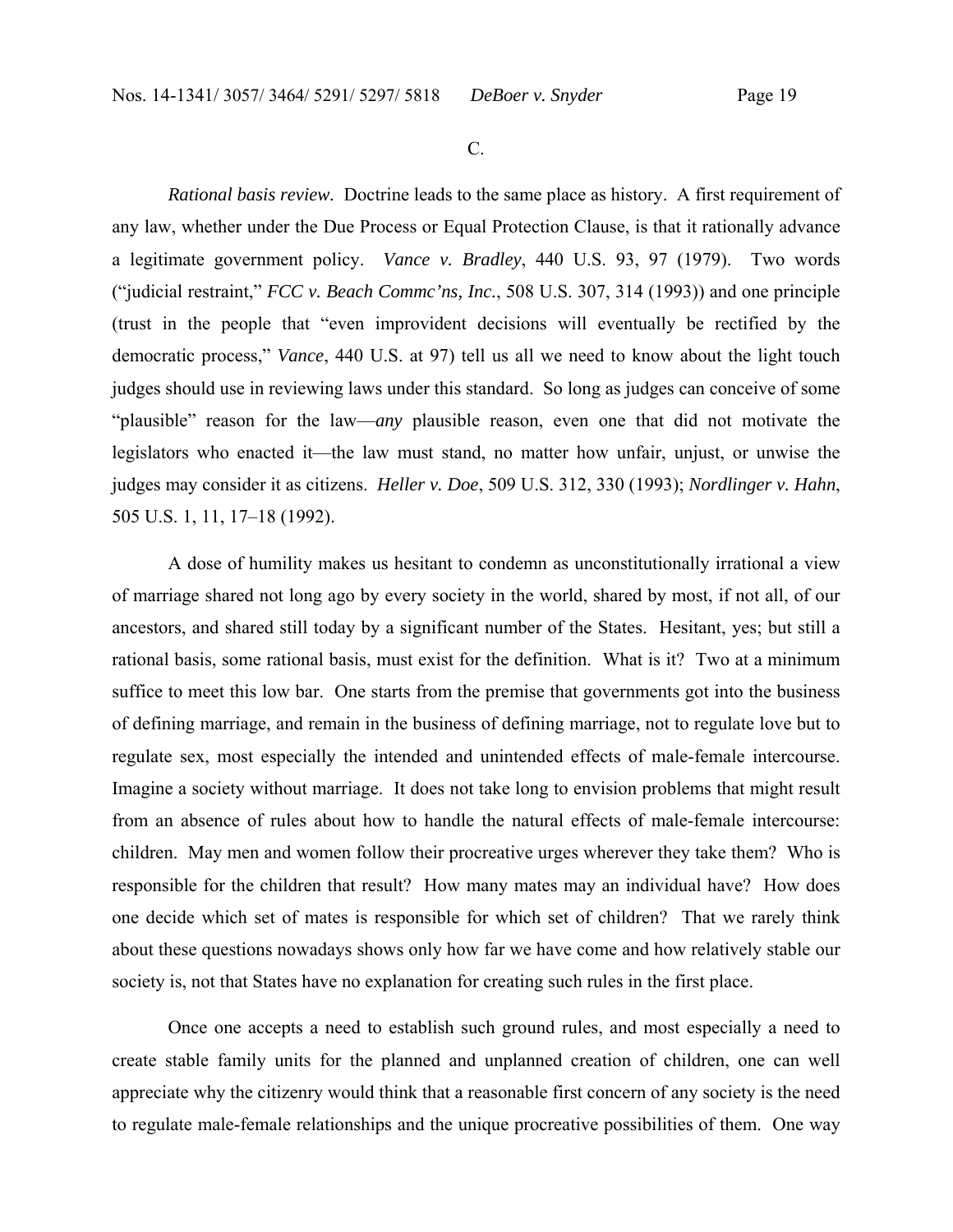C.

*Rational basis review.* Doctrine leads to the same place as history. A first requirement of any law, whether under the Due Process or Equal Protection Clause, is that it rationally advance a legitimate government policy. *Vance v. Bradley*, 440 U.S. 93, 97 (1979). Two words ("judicial restraint," *FCC v. Beach Commc'ns, Inc.*, 508 U.S. 307, 314 (1993)) and one principle (trust in the people that "even improvident decisions will eventually be rectified by the democratic process," *Vance*, 440 U.S. at 97) tell us all we need to know about the light touch judges should use in reviewing laws under this standard. So long as judges can conceive of some "plausible" reason for the law—*any* plausible reason, even one that did not motivate the legislators who enacted it—the law must stand, no matter how unfair, unjust, or unwise the judges may consider it as citizens. *Heller v. Doe*, 509 U.S. 312, 330 (1993); *Nordlinger v. Hahn*, 505 U.S. 1, 11, 17–18 (1992).

A dose of humility makes us hesitant to condemn as unconstitutionally irrational a view of marriage shared not long ago by every society in the world, shared by most, if not all, of our ancestors, and shared still today by a significant number of the States. Hesitant, yes; but still a rational basis, some rational basis, must exist for the definition. What is it? Two at a minimum suffice to meet this low bar. One starts from the premise that governments got into the business of defining marriage, and remain in the business of defining marriage, not to regulate love but to regulate sex, most especially the intended and unintended effects of male-female intercourse. Imagine a society without marriage. It does not take long to envision problems that might result from an absence of rules about how to handle the natural effects of male-female intercourse: children. May men and women follow their procreative urges wherever they take them? Who is responsible for the children that result? How many mates may an individual have? How does one decide which set of mates is responsible for which set of children? That we rarely think about these questions nowadays shows only how far we have come and how relatively stable our society is, not that States have no explanation for creating such rules in the first place.

Once one accepts a need to establish such ground rules, and most especially a need to create stable family units for the planned and unplanned creation of children, one can well appreciate why the citizenry would think that a reasonable first concern of any society is the need to regulate male-female relationships and the unique procreative possibilities of them. One way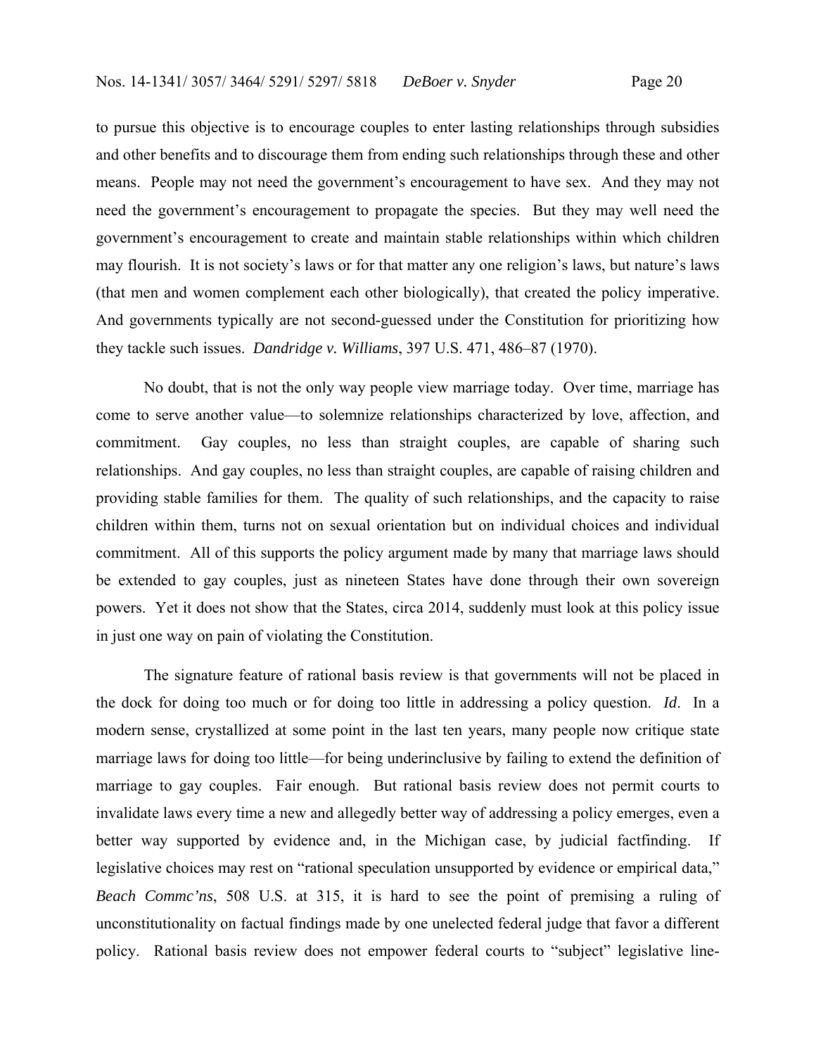to pursue this objective is to encourage couples to enter lasting relationships through subsidies and other benefits and to discourage them from ending such relationships through these and other means. People may not need the government's encouragement to have sex. And they may not need the government's encouragement to propagate the species. But they may well need the government's encouragement to create and maintain stable relationships within which children may flourish. It is not society's laws or for that matter any one religion's laws, but nature's laws (that men and women complement each other biologically), that created the policy imperative. And governments typically are not second-guessed under the Constitution for prioritizing how they tackle such issues. *Dandridge v. Williams*, 397 U.S. 471, 486–87 (1970).

No doubt, that is not the only way people view marriage today. Over time, marriage has come to serve another value—to solemnize relationships characterized by love, affection, and commitment. Gay couples, no less than straight couples, are capable of sharing such relationships. And gay couples, no less than straight couples, are capable of raising children and providing stable families for them. The quality of such relationships, and the capacity to raise children within them, turns not on sexual orientation but on individual choices and individual commitment. All of this supports the policy argument made by many that marriage laws should be extended to gay couples, just as nineteen States have done through their own sovereign powers. Yet it does not show that the States, circa 2014, suddenly must look at this policy issue in just one way on pain of violating the Constitution.

The signature feature of rational basis review is that governments will not be placed in the dock for doing too much or for doing too little in addressing a policy question. *Id*. In a modern sense, crystallized at some point in the last ten years, many people now critique state marriage laws for doing too little—for being underinclusive by failing to extend the definition of marriage to gay couples. Fair enough. But rational basis review does not permit courts to invalidate laws every time a new and allegedly better way of addressing a policy emerges, even a better way supported by evidence and, in the Michigan case, by judicial factfinding. If legislative choices may rest on "rational speculation unsupported by evidence or empirical data," *Beach Commc'ns*, 508 U.S. at 315, it is hard to see the point of premising a ruling of unconstitutionality on factual findings made by one unelected federal judge that favor a different policy. Rational basis review does not empower federal courts to "subject" legislative line-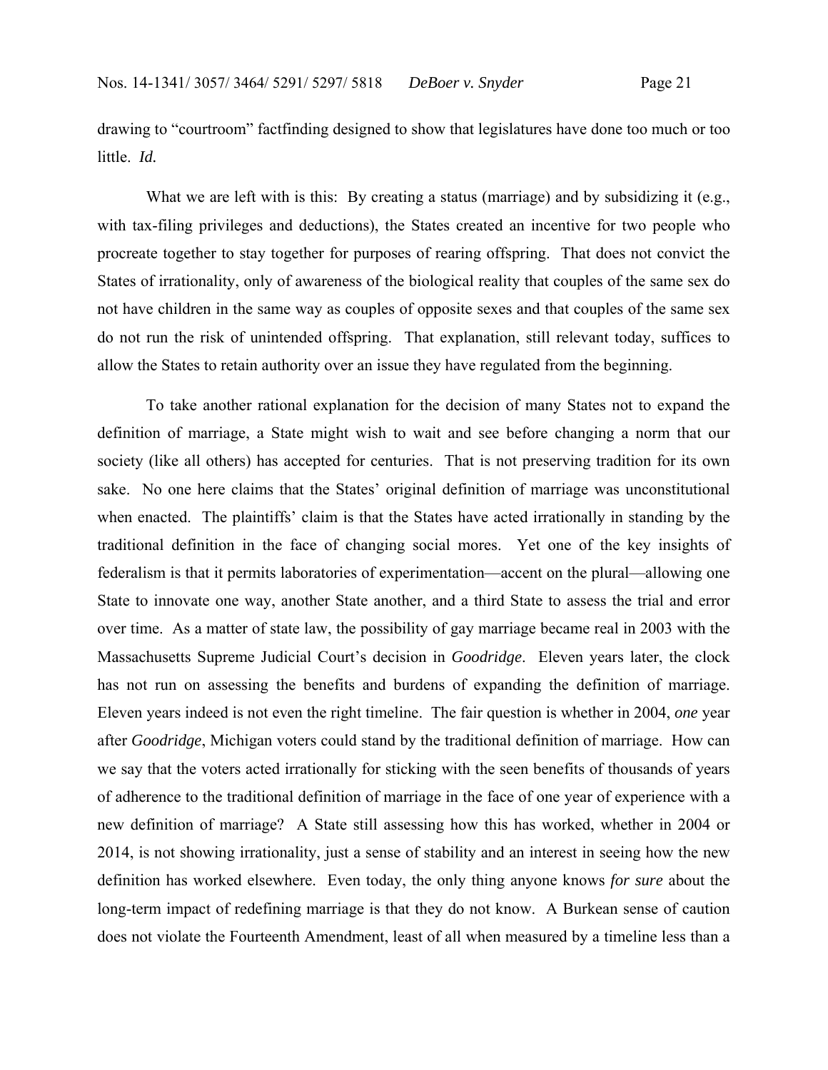drawing to "courtroom" factfinding designed to show that legislatures have done too much or too little. *Id.*

What we are left with is this: By creating a status (marriage) and by subsidizing it (e.g., with tax-filing privileges and deductions), the States created an incentive for two people who procreate together to stay together for purposes of rearing offspring. That does not convict the States of irrationality, only of awareness of the biological reality that couples of the same sex do not have children in the same way as couples of opposite sexes and that couples of the same sex do not run the risk of unintended offspring. That explanation, still relevant today, suffices to allow the States to retain authority over an issue they have regulated from the beginning.

To take another rational explanation for the decision of many States not to expand the definition of marriage, a State might wish to wait and see before changing a norm that our society (like all others) has accepted for centuries. That is not preserving tradition for its own sake. No one here claims that the States' original definition of marriage was unconstitutional when enacted. The plaintiffs' claim is that the States have acted irrationally in standing by the traditional definition in the face of changing social mores. Yet one of the key insights of federalism is that it permits laboratories of experimentation—accent on the plural—allowing one State to innovate one way, another State another, and a third State to assess the trial and error over time. As a matter of state law, the possibility of gay marriage became real in 2003 with the Massachusetts Supreme Judicial Court's decision in *Goodridge*. Eleven years later, the clock has not run on assessing the benefits and burdens of expanding the definition of marriage. Eleven years indeed is not even the right timeline. The fair question is whether in 2004, *one* year after *Goodridge*, Michigan voters could stand by the traditional definition of marriage. How can we say that the voters acted irrationally for sticking with the seen benefits of thousands of years of adherence to the traditional definition of marriage in the face of one year of experience with a new definition of marriage? A State still assessing how this has worked, whether in 2004 or 2014, is not showing irrationality, just a sense of stability and an interest in seeing how the new definition has worked elsewhere. Even today, the only thing anyone knows *for sure* about the long-term impact of redefining marriage is that they do not know. A Burkean sense of caution does not violate the Fourteenth Amendment, least of all when measured by a timeline less than a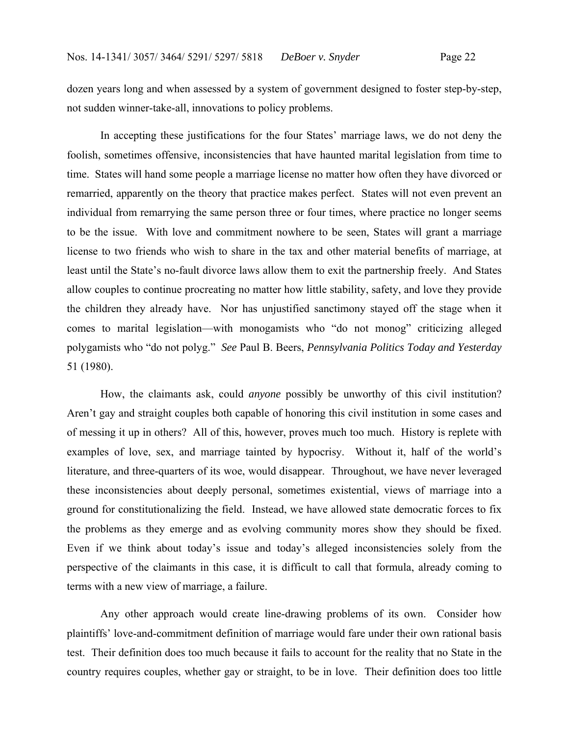dozen years long and when assessed by a system of government designed to foster step-by-step, not sudden winner-take-all, innovations to policy problems.

In accepting these justifications for the four States' marriage laws, we do not deny the foolish, sometimes offensive, inconsistencies that have haunted marital legislation from time to time. States will hand some people a marriage license no matter how often they have divorced or remarried, apparently on the theory that practice makes perfect. States will not even prevent an individual from remarrying the same person three or four times, where practice no longer seems to be the issue. With love and commitment nowhere to be seen, States will grant a marriage license to two friends who wish to share in the tax and other material benefits of marriage, at least until the State's no-fault divorce laws allow them to exit the partnership freely. And States allow couples to continue procreating no matter how little stability, safety, and love they provide the children they already have. Nor has unjustified sanctimony stayed off the stage when it comes to marital legislation—with monogamists who "do not monog" criticizing alleged polygamists who "do not polyg." *See* Paul B. Beers, *Pennsylvania Politics Today and Yesterday* 51 (1980).

How, the claimants ask, could *anyone* possibly be unworthy of this civil institution? Aren't gay and straight couples both capable of honoring this civil institution in some cases and of messing it up in others? All of this, however, proves much too much. History is replete with examples of love, sex, and marriage tainted by hypocrisy. Without it, half of the world's literature, and three-quarters of its woe, would disappear. Throughout, we have never leveraged these inconsistencies about deeply personal, sometimes existential, views of marriage into a ground for constitutionalizing the field. Instead, we have allowed state democratic forces to fix the problems as they emerge and as evolving community mores show they should be fixed. Even if we think about today's issue and today's alleged inconsistencies solely from the perspective of the claimants in this case, it is difficult to call that formula, already coming to terms with a new view of marriage, a failure.

Any other approach would create line-drawing problems of its own. Consider how plaintiffs' love-and-commitment definition of marriage would fare under their own rational basis test. Their definition does too much because it fails to account for the reality that no State in the country requires couples, whether gay or straight, to be in love. Their definition does too little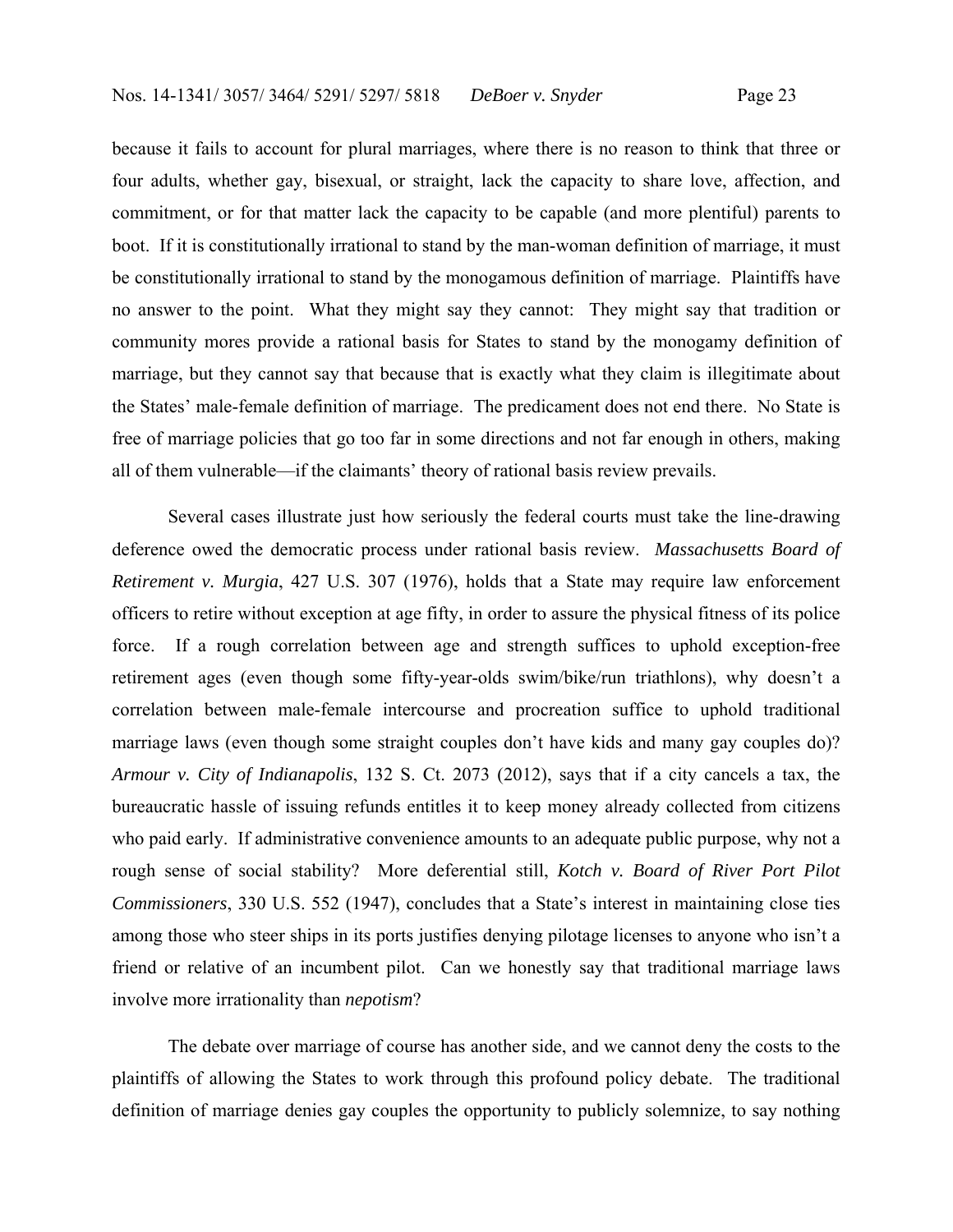because it fails to account for plural marriages, where there is no reason to think that three or four adults, whether gay, bisexual, or straight, lack the capacity to share love, affection, and commitment, or for that matter lack the capacity to be capable (and more plentiful) parents to boot. If it is constitutionally irrational to stand by the man-woman definition of marriage, it must be constitutionally irrational to stand by the monogamous definition of marriage. Plaintiffs have no answer to the point. What they might say they cannot: They might say that tradition or community mores provide a rational basis for States to stand by the monogamy definition of marriage, but they cannot say that because that is exactly what they claim is illegitimate about the States' male-female definition of marriage. The predicament does not end there. No State is free of marriage policies that go too far in some directions and not far enough in others, making all of them vulnerable—if the claimants' theory of rational basis review prevails.

Several cases illustrate just how seriously the federal courts must take the line-drawing deference owed the democratic process under rational basis review. *Massachusetts Board of Retirement v. Murgia*, 427 U.S. 307 (1976), holds that a State may require law enforcement officers to retire without exception at age fifty, in order to assure the physical fitness of its police force. If a rough correlation between age and strength suffices to uphold exception-free retirement ages (even though some fifty-year-olds swim/bike/run triathlons), why doesn't a correlation between male-female intercourse and procreation suffice to uphold traditional marriage laws (even though some straight couples don't have kids and many gay couples do)? *Armour v. City of Indianapolis*, 132 S. Ct. 2073 (2012), says that if a city cancels a tax, the bureaucratic hassle of issuing refunds entitles it to keep money already collected from citizens who paid early. If administrative convenience amounts to an adequate public purpose, why not a rough sense of social stability? More deferential still, *Kotch v. Board of River Port Pilot Commissioners*, 330 U.S. 552 (1947), concludes that a State's interest in maintaining close ties among those who steer ships in its ports justifies denying pilotage licenses to anyone who isn't a friend or relative of an incumbent pilot. Can we honestly say that traditional marriage laws involve more irrationality than *nepotism*?

The debate over marriage of course has another side, and we cannot deny the costs to the plaintiffs of allowing the States to work through this profound policy debate. The traditional definition of marriage denies gay couples the opportunity to publicly solemnize, to say nothing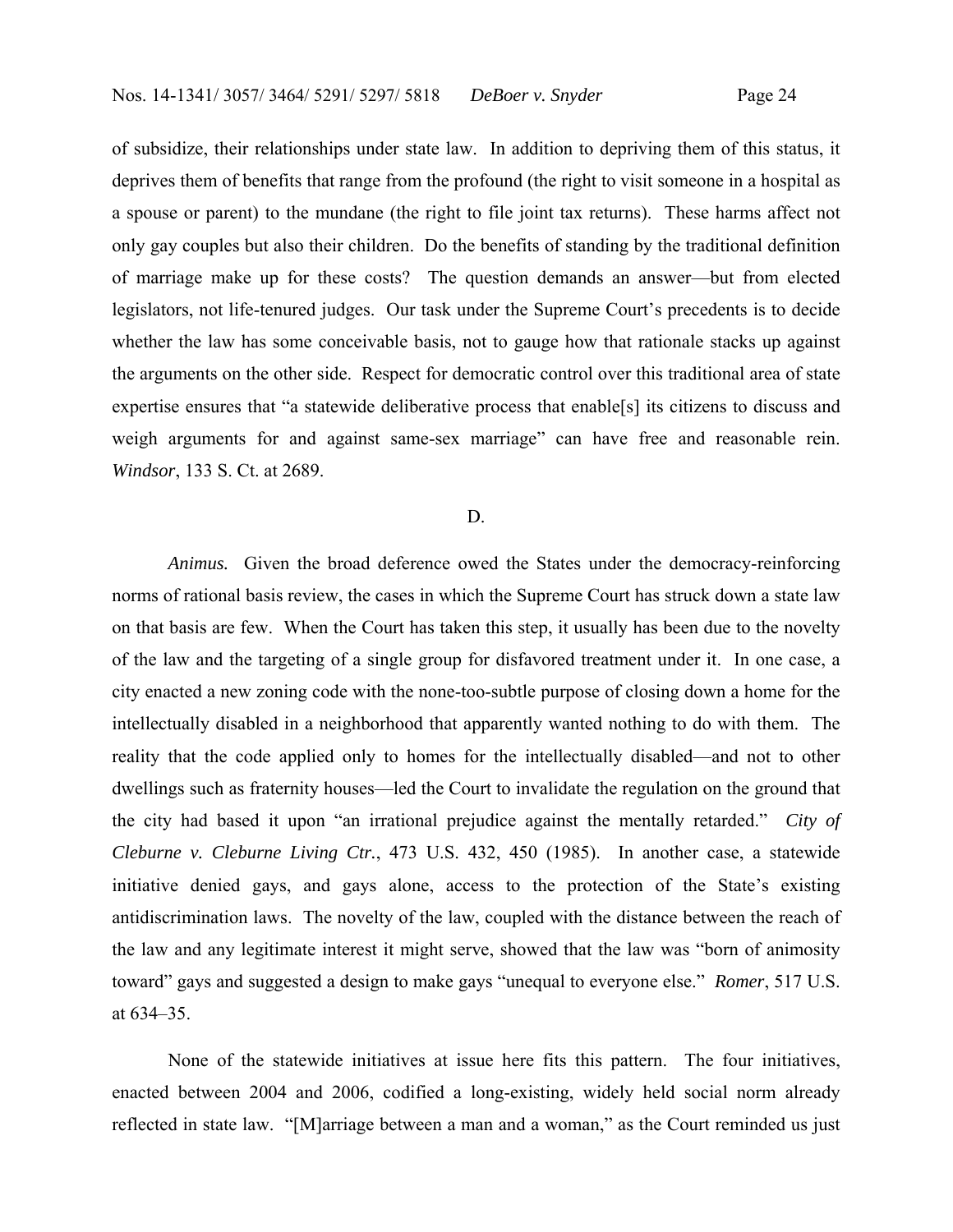of subsidize, their relationships under state law. In addition to depriving them of this status, it deprives them of benefits that range from the profound (the right to visit someone in a hospital as a spouse or parent) to the mundane (the right to file joint tax returns). These harms affect not only gay couples but also their children. Do the benefits of standing by the traditional definition of marriage make up for these costs? The question demands an answer—but from elected legislators, not life-tenured judges. Our task under the Supreme Court's precedents is to decide whether the law has some conceivable basis, not to gauge how that rationale stacks up against the arguments on the other side. Respect for democratic control over this traditional area of state expertise ensures that "a statewide deliberative process that enable[s] its citizens to discuss and weigh arguments for and against same-sex marriage" can have free and reasonable rein. *Windsor*, 133 S. Ct. at 2689.

D.

*Animus.* Given the broad deference owed the States under the democracy-reinforcing norms of rational basis review, the cases in which the Supreme Court has struck down a state law on that basis are few. When the Court has taken this step, it usually has been due to the novelty of the law and the targeting of a single group for disfavored treatment under it. In one case, a city enacted a new zoning code with the none-too-subtle purpose of closing down a home for the intellectually disabled in a neighborhood that apparently wanted nothing to do with them. The reality that the code applied only to homes for the intellectually disabled—and not to other dwellings such as fraternity houses—led the Court to invalidate the regulation on the ground that the city had based it upon "an irrational prejudice against the mentally retarded." *City of Cleburne v. Cleburne Living Ctr.*, 473 U.S. 432, 450 (1985). In another case, a statewide initiative denied gays, and gays alone, access to the protection of the State's existing antidiscrimination laws. The novelty of the law, coupled with the distance between the reach of the law and any legitimate interest it might serve, showed that the law was "born of animosity toward" gays and suggested a design to make gays "unequal to everyone else." *Romer*, 517 U.S. at 634–35.

None of the statewide initiatives at issue here fits this pattern. The four initiatives, enacted between 2004 and 2006, codified a long-existing, widely held social norm already reflected in state law. "[M]arriage between a man and a woman," as the Court reminded us just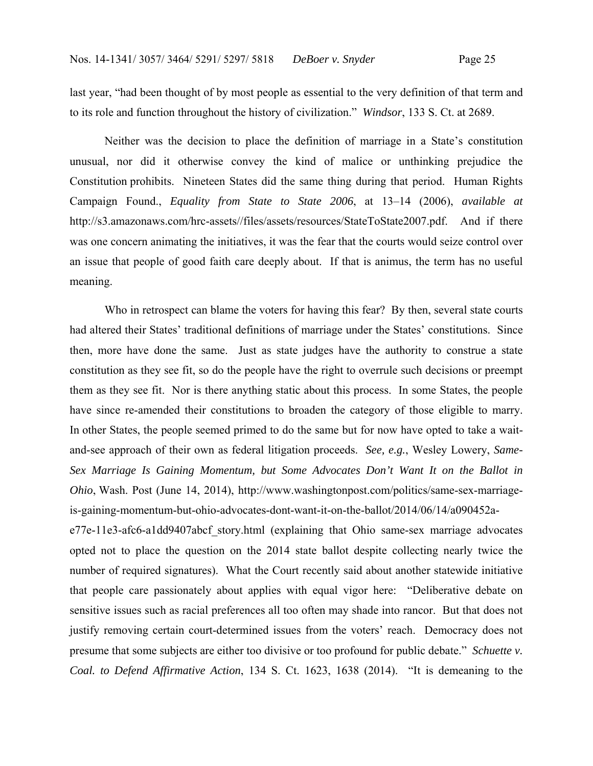last year, "had been thought of by most people as essential to the very definition of that term and to its role and function throughout the history of civilization." *Windsor*, 133 S. Ct. at 2689.

Neither was the decision to place the definition of marriage in a State's constitution unusual, nor did it otherwise convey the kind of malice or unthinking prejudice the Constitution prohibits. Nineteen States did the same thing during that period. Human Rights Campaign Found., *Equality from State to State 2006*, at 13–14 (2006), *available at* http://s3.amazonaws.com/hrc-assets//files/assets/resources/StateToState2007.pdf. And if there was one concern animating the initiatives, it was the fear that the courts would seize control over an issue that people of good faith care deeply about. If that is animus, the term has no useful meaning.

Who in retrospect can blame the voters for having this fear? By then, several state courts had altered their States' traditional definitions of marriage under the States' constitutions. Since then, more have done the same. Just as state judges have the authority to construe a state constitution as they see fit, so do the people have the right to overrule such decisions or preempt them as they see fit. Nor is there anything static about this process. In some States, the people have since re-amended their constitutions to broaden the category of those eligible to marry. In other States, the people seemed primed to do the same but for now have opted to take a wait-and-see approach of their own as federal litigation proceeds. *See, e.g.*, Wesley Lowery, *Same-Sex Marriage Is Gaining Momentum, but Some Advocates Don't Want It on the Ballot in Ohio*, Wash. Post (June 14, 2014), http://www.washingtonpost.com/politics/same-sex-marriage-is-gaining-momentum-but-ohio-advocates-dont-want-it-on-the-ballot/2014/06/14/a090452a-e77e-11e3-afc6-a1dd9407abcf_story.html (explaining that Ohio same-sex marriage advocates opted not to place the question on the 2014 state ballot despite collecting nearly twice the number of required signatures). What the Court recently said about another statewide initiative that people care passionately about applies with equal vigor here: "Deliberative debate on sensitive issues such as racial preferences all too often may shade into rancor. But that does not justify removing certain court-determined issues from the voters' reach. Democracy does not presume that some subjects are either too divisive or too profound for public debate." *Schuette v. Coal. to Defend Affirmative Action*, 134 S. Ct. 1623, 1638 (2014). "It is demeaning to the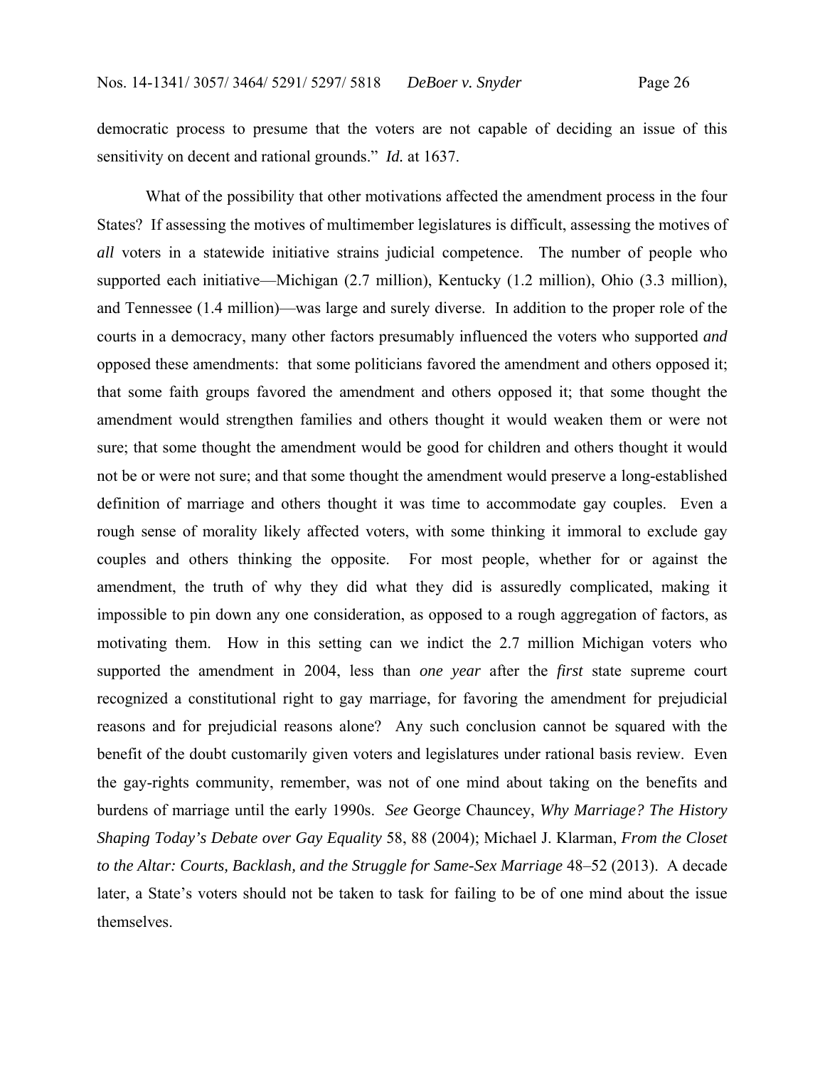democratic process to presume that the voters are not capable of deciding an issue of this sensitivity on decent and rational grounds." *Id.* at 1637.

What of the possibility that other motivations affected the amendment process in the four States? If assessing the motives of multimember legislatures is difficult, assessing the motives of *all* voters in a statewide initiative strains judicial competence. The number of people who supported each initiative—Michigan (2.7 million), Kentucky (1.2 million), Ohio (3.3 million), and Tennessee (1.4 million)—was large and surely diverse. In addition to the proper role of the courts in a democracy, many other factors presumably influenced the voters who supported *and* opposed these amendments: that some politicians favored the amendment and others opposed it; that some faith groups favored the amendment and others opposed it; that some thought the amendment would strengthen families and others thought it would weaken them or were not sure; that some thought the amendment would be good for children and others thought it would not be or were not sure; and that some thought the amendment would preserve a long-established definition of marriage and others thought it was time to accommodate gay couples. Even a rough sense of morality likely affected voters, with some thinking it immoral to exclude gay couples and others thinking the opposite. For most people, whether for or against the amendment, the truth of why they did what they did is assuredly complicated, making it impossible to pin down any one consideration, as opposed to a rough aggregation of factors, as motivating them. How in this setting can we indict the 2.7 million Michigan voters who supported the amendment in 2004, less than *one year* after the *first* state supreme court recognized a constitutional right to gay marriage, for favoring the amendment for prejudicial reasons and for prejudicial reasons alone? Any such conclusion cannot be squared with the benefit of the doubt customarily given voters and legislatures under rational basis review. Even the gay-rights community, remember, was not of one mind about taking on the benefits and burdens of marriage until the early 1990s. *See* George Chauncey, *Why Marriage? The History Shaping Today's Debate over Gay Equality* 58, 88 (2004); Michael J. Klarman, *From the Closet to the Altar: Courts, Backlash, and the Struggle for Same-Sex Marriage* 48–52 (2013). A decade later, a State's voters should not be taken to task for failing to be of one mind about the issue themselves.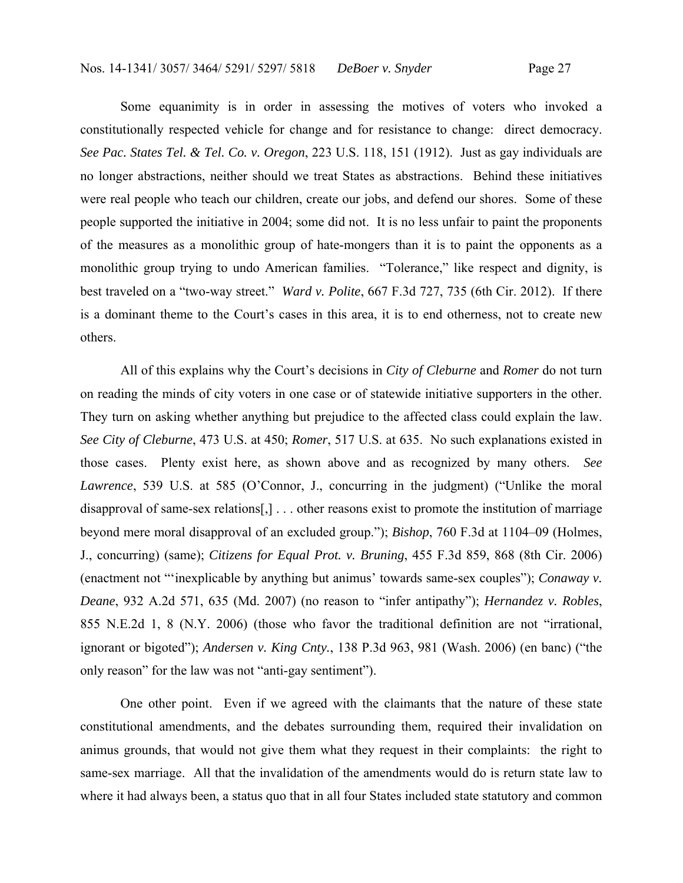Some equanimity is in order in assessing the motives of voters who invoked a constitutionally respected vehicle for change and for resistance to change: direct democracy. *See Pac. States Tel. & Tel. Co. v. Oregon*, 223 U.S. 118, 151 (1912). Just as gay individuals are no longer abstractions, neither should we treat States as abstractions. Behind these initiatives were real people who teach our children, create our jobs, and defend our shores. Some of these people supported the initiative in 2004; some did not. It is no less unfair to paint the proponents of the measures as a monolithic group of hate-mongers than it is to paint the opponents as a monolithic group trying to undo American families. "Tolerance," like respect and dignity, is best traveled on a "two-way street." *Ward v. Polite*, 667 F.3d 727, 735 (6th Cir. 2012). If there is a dominant theme to the Court's cases in this area, it is to end otherness, not to create new others.

All of this explains why the Court's decisions in *City of Cleburne* and *Romer* do not turn on reading the minds of city voters in one case or of statewide initiative supporters in the other. They turn on asking whether anything but prejudice to the affected class could explain the law. *See City of Cleburne*, 473 U.S. at 450; *Romer*, 517 U.S. at 635. No such explanations existed in those cases. Plenty exist here, as shown above and as recognized by many others. *See Lawrence*, 539 U.S. at 585 (O'Connor, J., concurring in the judgment) ("Unlike the moral disapproval of same-sex relations[,] . . . other reasons exist to promote the institution of marriage beyond mere moral disapproval of an excluded group."); *Bishop*, 760 F.3d at 1104–09 (Holmes, J., concurring) (same); *Citizens for Equal Prot. v. Bruning*, 455 F.3d 859, 868 (8th Cir. 2006) (enactment not "'inexplicable by anything but animus' towards same-sex couples"); *Conaway v. Deane*, 932 A.2d 571, 635 (Md. 2007) (no reason to "infer antipathy"); *Hernandez v. Robles*, 855 N.E.2d 1, 8 (N.Y. 2006) (those who favor the traditional definition are not "irrational, ignorant or bigoted"); *Andersen v. King Cnty.*, 138 P.3d 963, 981 (Wash. 2006) (en banc) ("the only reason" for the law was not "anti-gay sentiment").

One other point. Even if we agreed with the claimants that the nature of these state constitutional amendments, and the debates surrounding them, required their invalidation on animus grounds, that would not give them what they request in their complaints: the right to same-sex marriage. All that the invalidation of the amendments would do is return state law to where it had always been, a status quo that in all four States included state statutory and common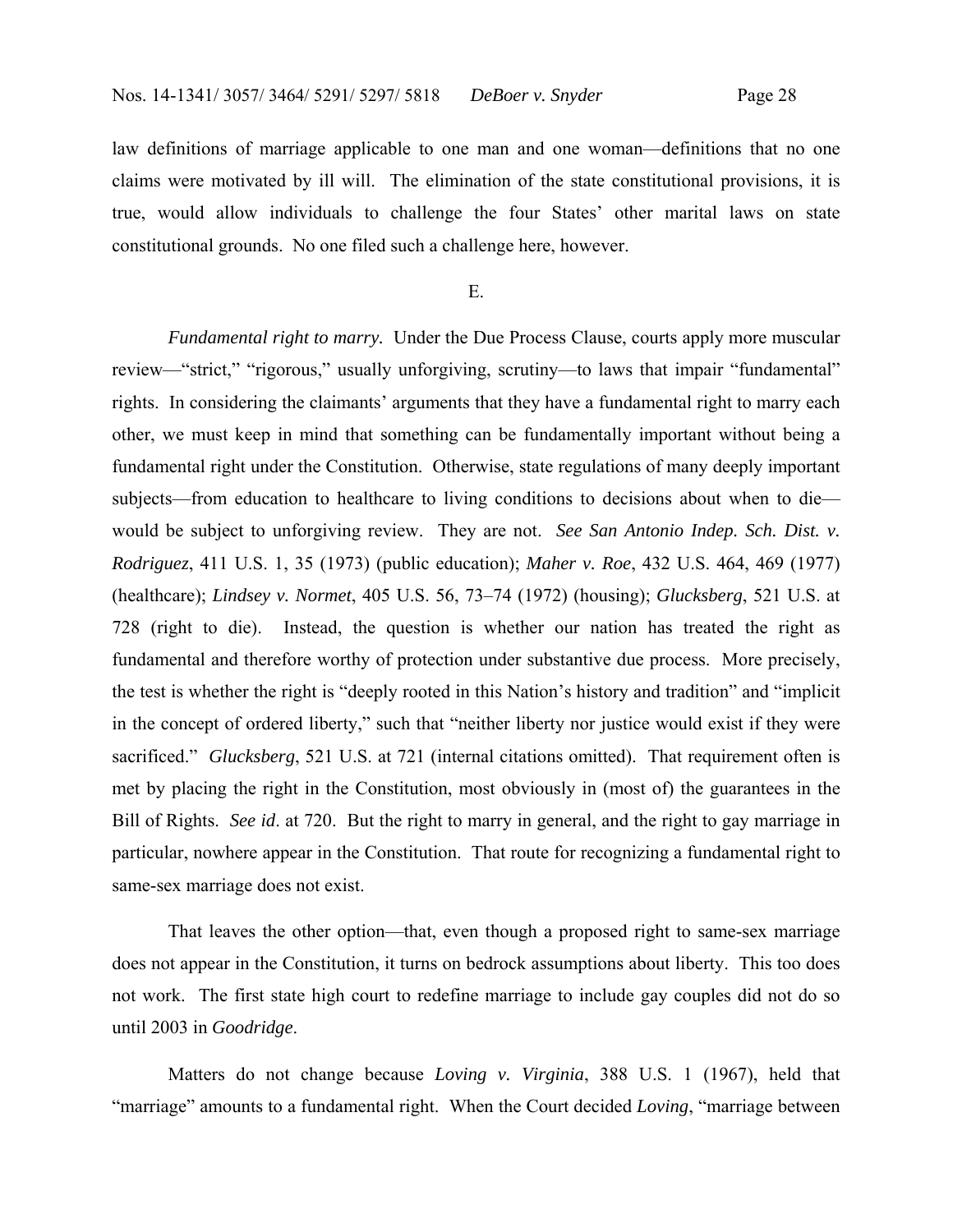law definitions of marriage applicable to one man and one woman—definitions that no one claims were motivated by ill will. The elimination of the state constitutional provisions, it is true, would allow individuals to challenge the four States' other marital laws on state constitutional grounds. No one filed such a challenge here, however.

E.

*Fundamental right to marry.* Under the Due Process Clause, courts apply more muscular review—"strict," "rigorous," usually unforgiving, scrutiny—to laws that impair "fundamental" rights. In considering the claimants' arguments that they have a fundamental right to marry each other, we must keep in mind that something can be fundamentally important without being a fundamental right under the Constitution. Otherwise, state regulations of many deeply important subjects—from education to healthcare to living conditions to decisions about when to die—would be subject to unforgiving review. They are not. *See San Antonio Indep. Sch. Dist. v. Rodriguez*, 411 U.S. 1, 35 (1973) (public education); *Maher v. Roe*, 432 U.S. 464, 469 (1977) (healthcare); *Lindsey v. Normet*, 405 U.S. 56, 73–74 (1972) (housing); *Glucksberg*, 521 U.S. at 728 (right to die). Instead, the question is whether our nation has treated the right as fundamental and therefore worthy of protection under substantive due process. More precisely, the test is whether the right is "deeply rooted in this Nation's history and tradition" and "implicit in the concept of ordered liberty," such that "neither liberty nor justice would exist if they were sacrificed." *Glucksberg*, 521 U.S. at 721 (internal citations omitted). That requirement often is met by placing the right in the Constitution, most obviously in (most of) the guarantees in the Bill of Rights. *See id*. at 720. But the right to marry in general, and the right to gay marriage in particular, nowhere appear in the Constitution. That route for recognizing a fundamental right to same-sex marriage does not exist.

That leaves the other option—that, even though a proposed right to same-sex marriage does not appear in the Constitution, it turns on bedrock assumptions about liberty. This too does not work. The first state high court to redefine marriage to include gay couples did not do so until 2003 in *Goodridge*.

Matters do not change because *Loving v. Virginia*, 388 U.S. 1 (1967), held that "marriage" amounts to a fundamental right. When the Court decided *Loving*, "marriage between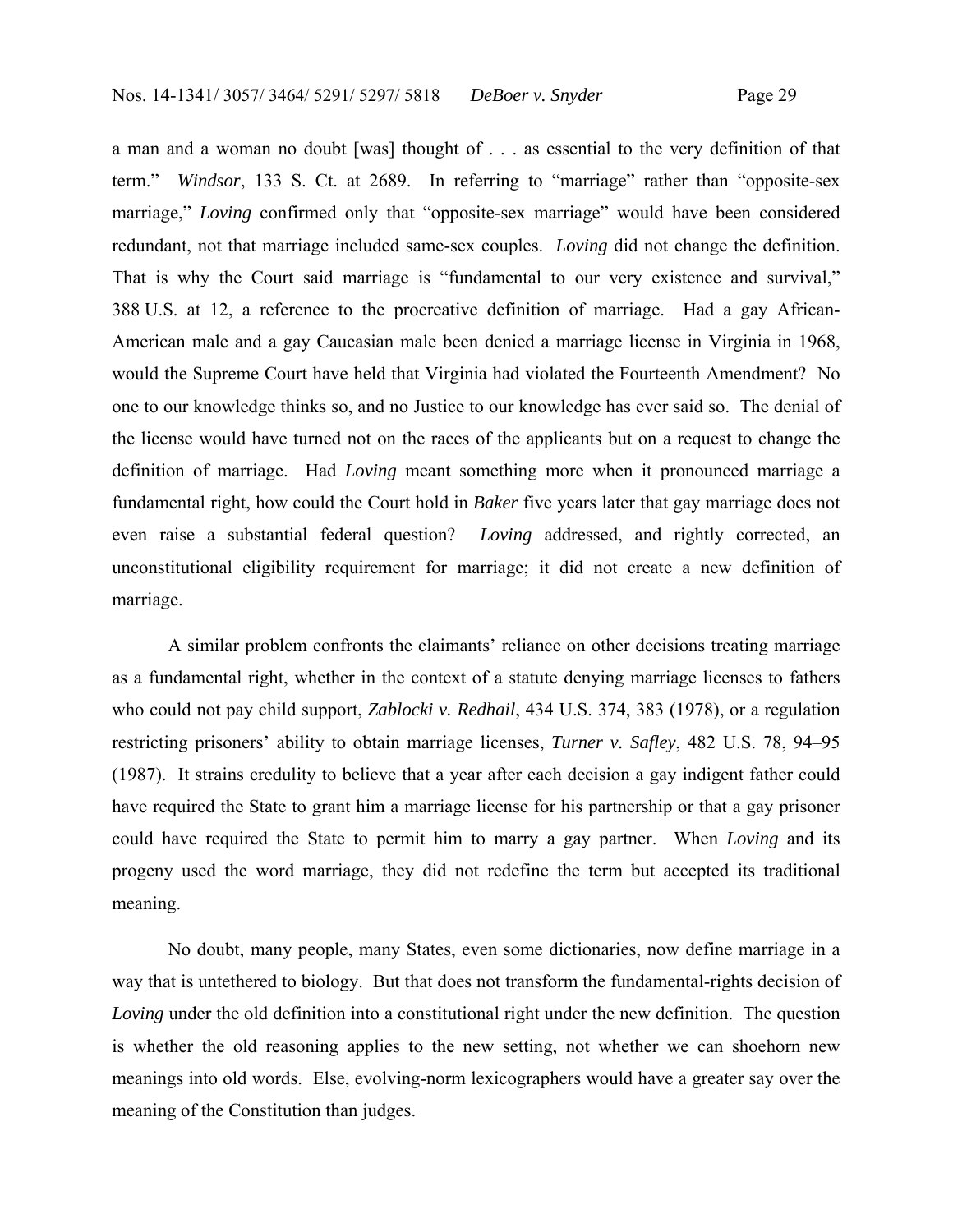a man and a woman no doubt [was] thought of . . . as essential to the very definition of that term." *Windsor*, 133 S. Ct. at 2689. In referring to "marriage" rather than "opposite-sex marriage," *Loving* confirmed only that "opposite-sex marriage" would have been considered redundant, not that marriage included same-sex couples. *Loving* did not change the definition. That is why the Court said marriage is "fundamental to our very existence and survival," 388 U.S. at 12, a reference to the procreative definition of marriage. Had a gay African-American male and a gay Caucasian male been denied a marriage license in Virginia in 1968, would the Supreme Court have held that Virginia had violated the Fourteenth Amendment? No one to our knowledge thinks so, and no Justice to our knowledge has ever said so. The denial of the license would have turned not on the races of the applicants but on a request to change the definition of marriage. Had *Loving* meant something more when it pronounced marriage a fundamental right, how could the Court hold in *Baker* five years later that gay marriage does not even raise a substantial federal question? *Loving* addressed, and rightly corrected, an unconstitutional eligibility requirement for marriage; it did not create a new definition of marriage.

A similar problem confronts the claimants' reliance on other decisions treating marriage as a fundamental right, whether in the context of a statute denying marriage licenses to fathers who could not pay child support, *Zablocki v. Redhail*, 434 U.S. 374, 383 (1978), or a regulation restricting prisoners' ability to obtain marriage licenses, *Turner v. Safley*, 482 U.S. 78, 94–95 (1987). It strains credulity to believe that a year after each decision a gay indigent father could have required the State to grant him a marriage license for his partnership or that a gay prisoner could have required the State to permit him to marry a gay partner. When *Loving* and its progeny used the word marriage, they did not redefine the term but accepted its traditional meaning.

No doubt, many people, many States, even some dictionaries, now define marriage in a way that is untethered to biology. But that does not transform the fundamental-rights decision of *Loving* under the old definition into a constitutional right under the new definition. The question is whether the old reasoning applies to the new setting, not whether we can shoehorn new meanings into old words. Else, evolving-norm lexicographers would have a greater say over the meaning of the Constitution than judges.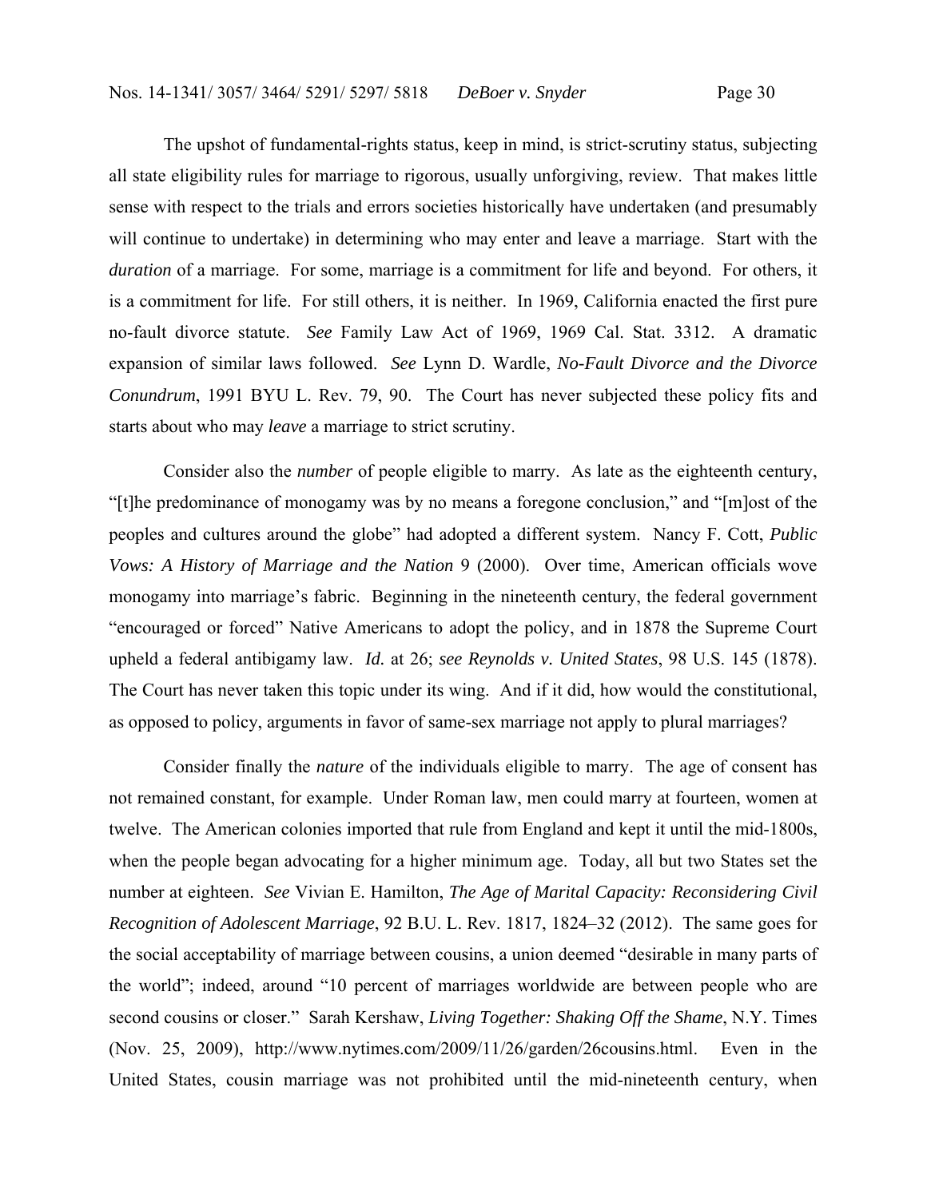The upshot of fundamental-rights status, keep in mind, is strict-scrutiny status, subjecting all state eligibility rules for marriage to rigorous, usually unforgiving, review. That makes little sense with respect to the trials and errors societies historically have undertaken (and presumably will continue to undertake) in determining who may enter and leave a marriage. Start with the *duration* of a marriage. For some, marriage is a commitment for life and beyond. For others, it is a commitment for life. For still others, it is neither. In 1969, California enacted the first pure no-fault divorce statute. *See* Family Law Act of 1969, 1969 Cal. Stat. 3312. A dramatic expansion of similar laws followed. *See* Lynn D. Wardle, *No-Fault Divorce and the Divorce Conundrum*, 1991 BYU L. Rev. 79, 90. The Court has never subjected these policy fits and starts about who may *leave* a marriage to strict scrutiny.

Consider also the *number* of people eligible to marry. As late as the eighteenth century, "[t]he predominance of monogamy was by no means a foregone conclusion," and "[m]ost of the peoples and cultures around the globe" had adopted a different system. Nancy F. Cott, *Public Vows: A History of Marriage and the Nation* 9 (2000). Over time, American officials wove monogamy into marriage's fabric. Beginning in the nineteenth century, the federal government "encouraged or forced" Native Americans to adopt the policy, and in 1878 the Supreme Court upheld a federal antibigamy law. *Id.* at 26; *see Reynolds v. United States*, 98 U.S. 145 (1878). The Court has never taken this topic under its wing. And if it did, how would the constitutional, as opposed to policy, arguments in favor of same-sex marriage not apply to plural marriages?

Consider finally the *nature* of the individuals eligible to marry. The age of consent has not remained constant, for example. Under Roman law, men could marry at fourteen, women at twelve. The American colonies imported that rule from England and kept it until the mid-1800s, when the people began advocating for a higher minimum age. Today, all but two States set the number at eighteen. *See* Vivian E. Hamilton, *The Age of Marital Capacity: Reconsidering Civil Recognition of Adolescent Marriage*, 92 B.U. L. Rev. 1817, 1824–32 (2012). The same goes for the social acceptability of marriage between cousins, a union deemed "desirable in many parts of the world"; indeed, around "10 percent of marriages worldwide are between people who are second cousins or closer." Sarah Kershaw, *Living Together: Shaking Off the Shame*, N.Y. Times (Nov. 25, 2009), http://www.nytimes.com/2009/11/26/garden/26cousins.html. Even in the United States, cousin marriage was not prohibited until the mid-nineteenth century, when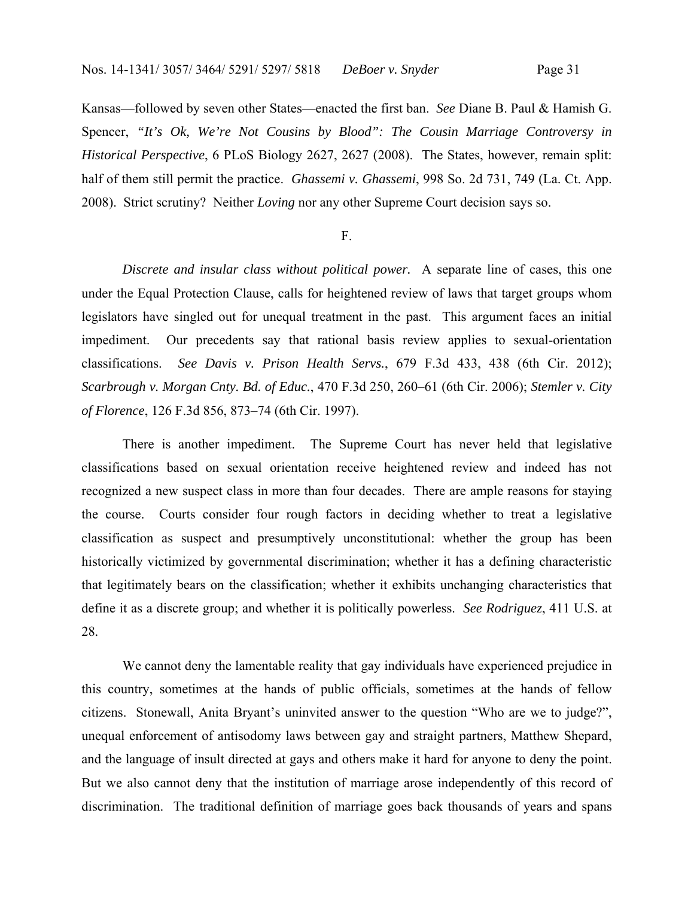Kansas—followed by seven other States—enacted the first ban. *See* Diane B. Paul & Hamish G. Spencer, *"It's Ok, We're Not Cousins by Blood": The Cousin Marriage Controversy in Historical Perspective*, 6 PLoS Biology 2627, 2627 (2008). The States, however, remain split: half of them still permit the practice. *Ghassemi v. Ghassemi*, 998 So. 2d 731, 749 (La. Ct. App. 2008). Strict scrutiny? Neither *Loving* nor any other Supreme Court decision says so.

F.

*Discrete and insular class without political power.* A separate line of cases, this one under the Equal Protection Clause, calls for heightened review of laws that target groups whom legislators have singled out for unequal treatment in the past. This argument faces an initial impediment. Our precedents say that rational basis review applies to sexual-orientation classifications. *See Davis v. Prison Health Servs.*, 679 F.3d 433, 438 (6th Cir. 2012); *Scarbrough v. Morgan Cnty. Bd. of Educ.*, 470 F.3d 250, 260–61 (6th Cir. 2006); *Stemler v. City of Florence*, 126 F.3d 856, 873–74 (6th Cir. 1997).

There is another impediment. The Supreme Court has never held that legislative classifications based on sexual orientation receive heightened review and indeed has not recognized a new suspect class in more than four decades. There are ample reasons for staying the course. Courts consider four rough factors in deciding whether to treat a legislative classification as suspect and presumptively unconstitutional: whether the group has been historically victimized by governmental discrimination; whether it has a defining characteristic that legitimately bears on the classification; whether it exhibits unchanging characteristics that define it as a discrete group; and whether it is politically powerless. *See Rodriguez*, 411 U.S. at 28.

We cannot deny the lamentable reality that gay individuals have experienced prejudice in this country, sometimes at the hands of public officials, sometimes at the hands of fellow citizens. Stonewall, Anita Bryant's uninvited answer to the question "Who are we to judge?", unequal enforcement of antisodomy laws between gay and straight partners, Matthew Shepard, and the language of insult directed at gays and others make it hard for anyone to deny the point. But we also cannot deny that the institution of marriage arose independently of this record of discrimination. The traditional definition of marriage goes back thousands of years and spans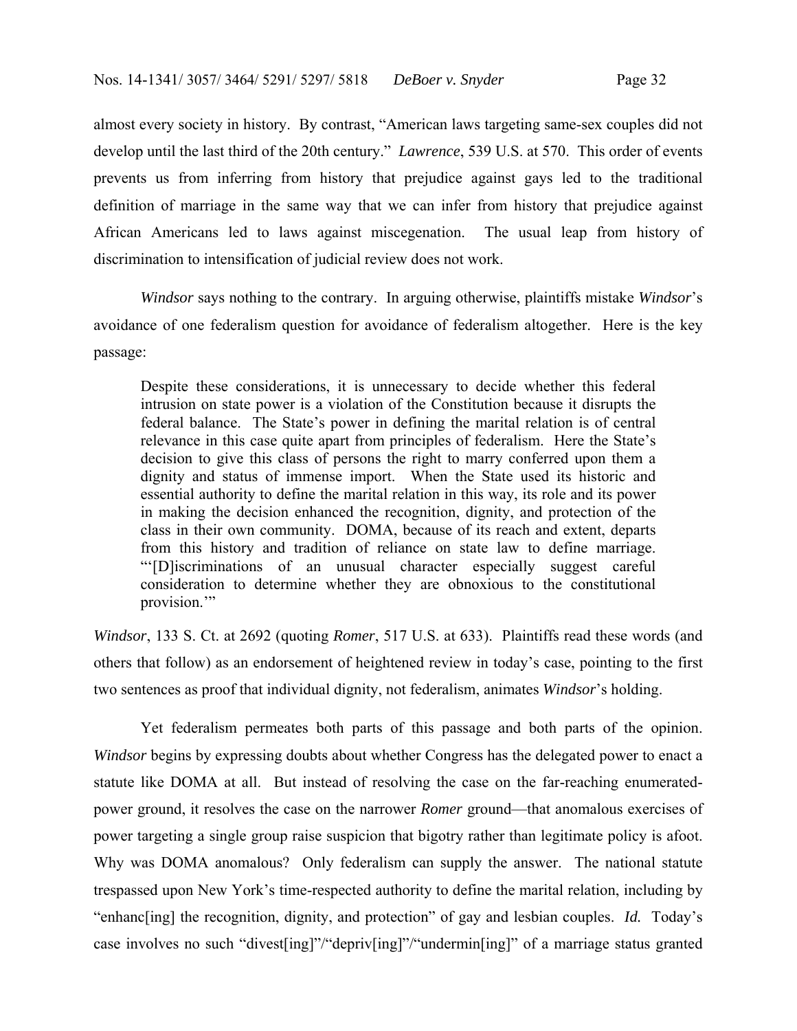almost every society in history. By contrast, "American laws targeting same-sex couples did not develop until the last third of the 20th century." *Lawrence*, 539 U.S. at 570. This order of events prevents us from inferring from history that prejudice against gays led to the traditional definition of marriage in the same way that we can infer from history that prejudice against African Americans led to laws against miscegenation. The usual leap from history of discrimination to intensification of judicial review does not work.

*Windsor* says nothing to the contrary. In arguing otherwise, plaintiffs mistake *Windsor*'s avoidance of one federalism question for avoidance of federalism altogether. Here is the key passage:

> Despite these considerations, it is unnecessary to decide whether this federal intrusion on state power is a violation of the Constitution because it disrupts the federal balance. The State's power in defining the marital relation is of central relevance in this case quite apart from principles of federalism. Here the State's decision to give this class of persons the right to marry conferred upon them a dignity and status of immense import. When the State used its historic and essential authority to define the marital relation in this way, its role and its power in making the decision enhanced the recognition, dignity, and protection of the class in their own community. DOMA, because of its reach and extent, departs from this history and tradition of reliance on state law to define marriage. "'[D]iscriminations of an unusual character especially suggest careful consideration to determine whether they are obnoxious to the constitutional provision.'"

*Windsor*, 133 S. Ct. at 2692 (quoting *Romer*, 517 U.S. at 633). Plaintiffs read these words (and others that follow) as an endorsement of heightened review in today's case, pointing to the first two sentences as proof that individual dignity, not federalism, animates *Windsor*'s holding.

Yet federalism permeates both parts of this passage and both parts of the opinion. *Windsor* begins by expressing doubts about whether Congress has the delegated power to enact a statute like DOMA at all. But instead of resolving the case on the far-reaching enumerated-power ground, it resolves the case on the narrower *Romer* ground—that anomalous exercises of power targeting a single group raise suspicion that bigotry rather than legitimate policy is afoot. Why was DOMA anomalous? Only federalism can supply the answer. The national statute trespassed upon New York's time-respected authority to define the marital relation, including by "enhanc[ing] the recognition, dignity, and protection" of gay and lesbian couples. *Id.* Today's case involves no such "divest[ing]"/"depriv[ing]"/"undermin[ing]" of a marriage status granted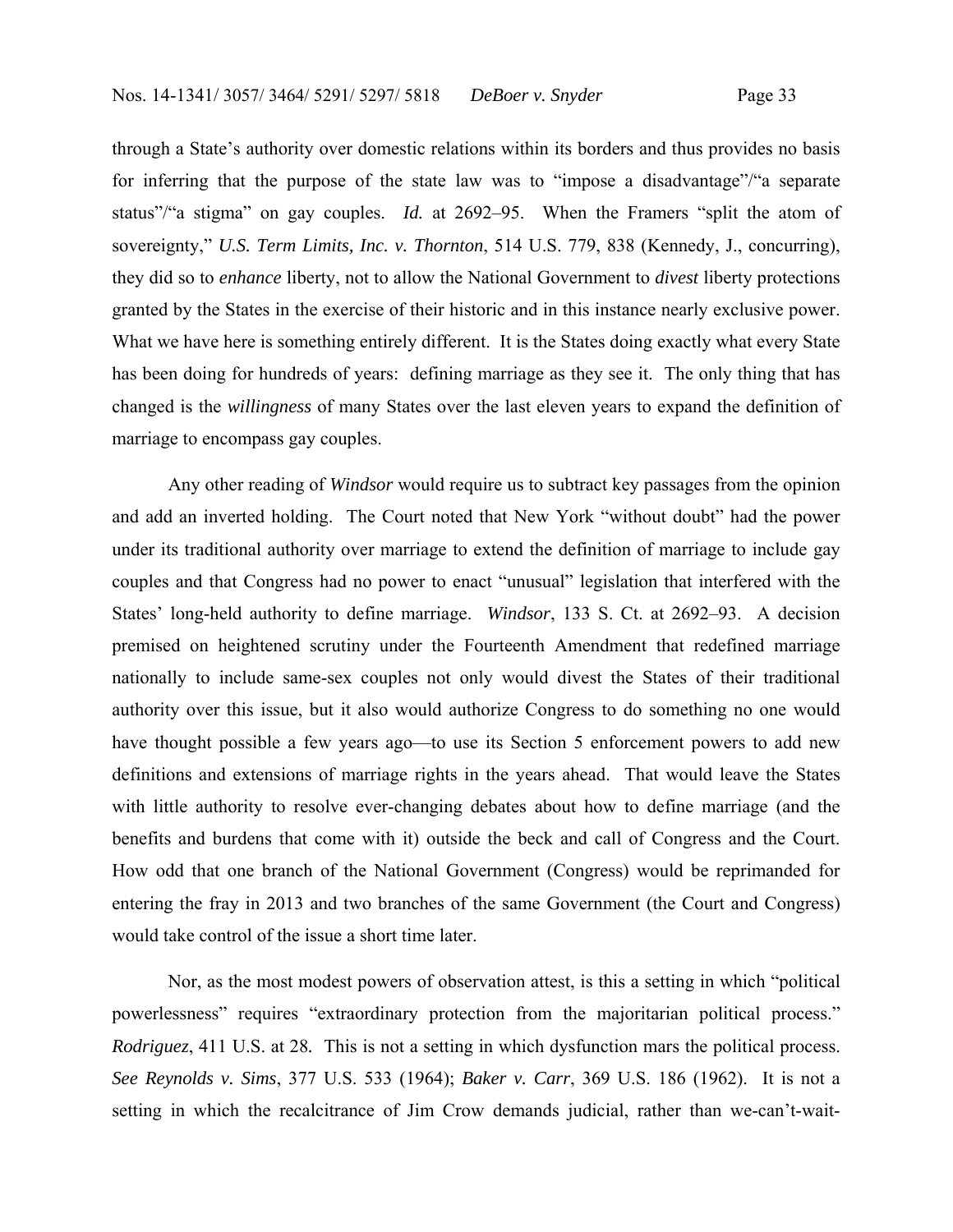through a State's authority over domestic relations within its borders and thus provides no basis for inferring that the purpose of the state law was to "impose a disadvantage"/"a separate status"/"a stigma" on gay couples. *Id.* at 2692–95. When the Framers "split the atom of sovereignty," *U.S. Term Limits, Inc. v. Thornton*, 514 U.S. 779, 838 (Kennedy, J., concurring), they did so to *enhance* liberty, not to allow the National Government to *divest* liberty protections granted by the States in the exercise of their historic and in this instance nearly exclusive power. What we have here is something entirely different. It is the States doing exactly what every State has been doing for hundreds of years: defining marriage as they see it. The only thing that has changed is the *willingness* of many States over the last eleven years to expand the definition of marriage to encompass gay couples.

Any other reading of *Windsor* would require us to subtract key passages from the opinion and add an inverted holding. The Court noted that New York "without doubt" had the power under its traditional authority over marriage to extend the definition of marriage to include gay couples and that Congress had no power to enact "unusual" legislation that interfered with the States' long-held authority to define marriage. *Windsor*, 133 S. Ct. at 2692–93. A decision premised on heightened scrutiny under the Fourteenth Amendment that redefined marriage nationally to include same-sex couples not only would divest the States of their traditional authority over this issue, but it also would authorize Congress to do something no one would have thought possible a few years ago—to use its Section 5 enforcement powers to add new definitions and extensions of marriage rights in the years ahead. That would leave the States with little authority to resolve ever-changing debates about how to define marriage (and the benefits and burdens that come with it) outside the beck and call of Congress and the Court. How odd that one branch of the National Government (Congress) would be reprimanded for entering the fray in 2013 and two branches of the same Government (the Court and Congress) would take control of the issue a short time later.

Nor, as the most modest powers of observation attest, is this a setting in which "political powerlessness" requires "extraordinary protection from the majoritarian political process." *Rodriguez*, 411 U.S. at 28. This is not a setting in which dysfunction mars the political process. *See Reynolds v. Sims*, 377 U.S. 533 (1964); *Baker v. Carr*, 369 U.S. 186 (1962). It is not a setting in which the recalcitrance of Jim Crow demands judicial, rather than we-can't-wait-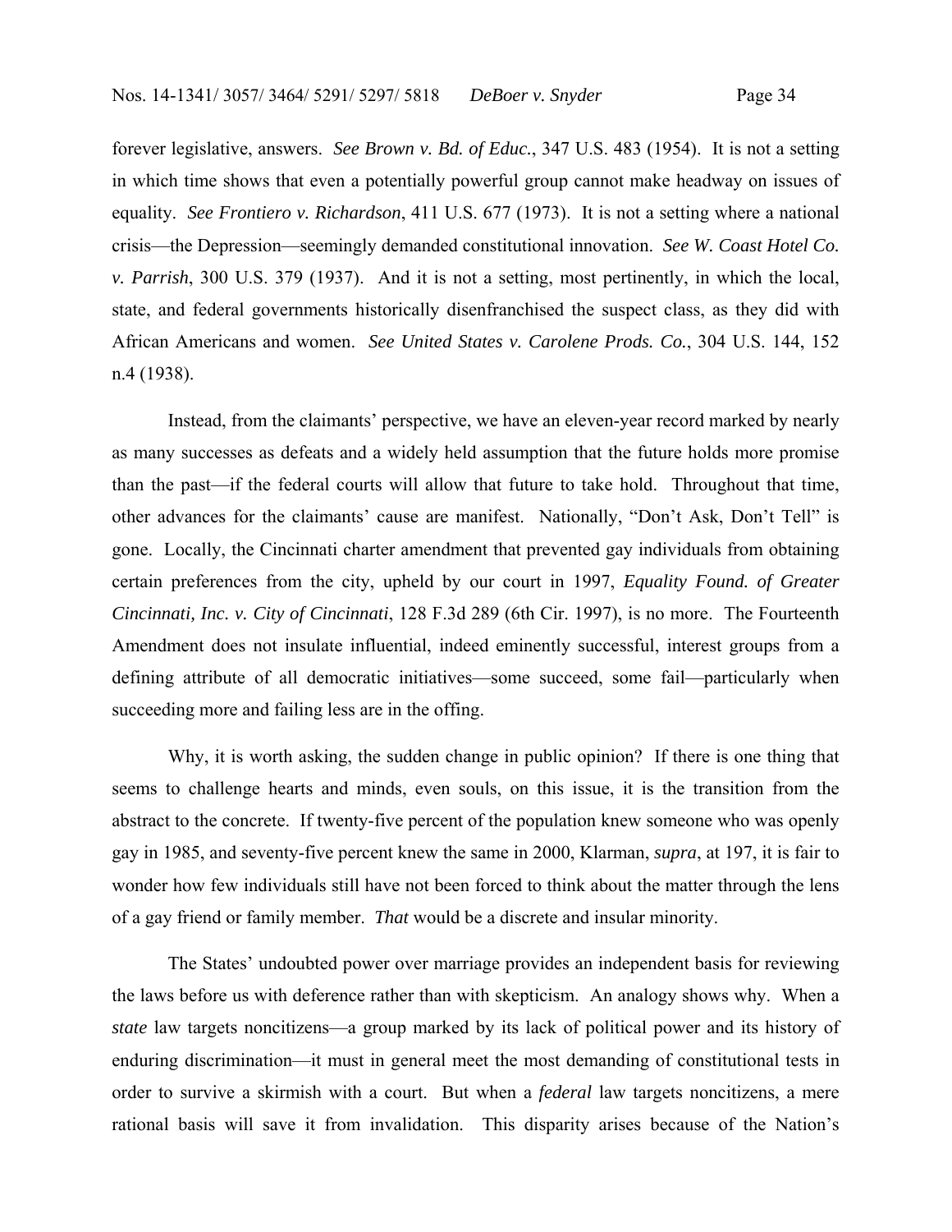forever legislative, answers. *See Brown v. Bd. of Educ.*, 347 U.S. 483 (1954). It is not a setting in which time shows that even a potentially powerful group cannot make headway on issues of equality. *See Frontiero v. Richardson*, 411 U.S. 677 (1973). It is not a setting where a national crisis—the Depression—seemingly demanded constitutional innovation. *See W. Coast Hotel Co. v. Parrish*, 300 U.S. 379 (1937). And it is not a setting, most pertinently, in which the local, state, and federal governments historically disenfranchised the suspect class, as they did with African Americans and women. *See United States v. Carolene Prods. Co.*, 304 U.S. 144, 152 n.4 (1938).

Instead, from the claimants' perspective, we have an eleven-year record marked by nearly as many successes as defeats and a widely held assumption that the future holds more promise than the past—if the federal courts will allow that future to take hold. Throughout that time, other advances for the claimants' cause are manifest. Nationally, "Don't Ask, Don't Tell" is gone. Locally, the Cincinnati charter amendment that prevented gay individuals from obtaining certain preferences from the city, upheld by our court in 1997, *Equality Found. of Greater Cincinnati, Inc. v. City of Cincinnati*, 128 F.3d 289 (6th Cir. 1997), is no more. The Fourteenth Amendment does not insulate influential, indeed eminently successful, interest groups from a defining attribute of all democratic initiatives—some succeed, some fail—particularly when succeeding more and failing less are in the offing.

Why, it is worth asking, the sudden change in public opinion? If there is one thing that seems to challenge hearts and minds, even souls, on this issue, it is the transition from the abstract to the concrete. If twenty-five percent of the population knew someone who was openly gay in 1985, and seventy-five percent knew the same in 2000, Klarman, *supra*, at 197, it is fair to wonder how few individuals still have not been forced to think about the matter through the lens of a gay friend or family member. *That* would be a discrete and insular minority.

The States' undoubted power over marriage provides an independent basis for reviewing the laws before us with deference rather than with skepticism. An analogy shows why. When a *state* law targets noncitizens—a group marked by its lack of political power and its history of enduring discrimination—it must in general meet the most demanding of constitutional tests in order to survive a skirmish with a court. But when a *federal* law targets noncitizens, a mere rational basis will save it from invalidation. This disparity arises because of the Nation's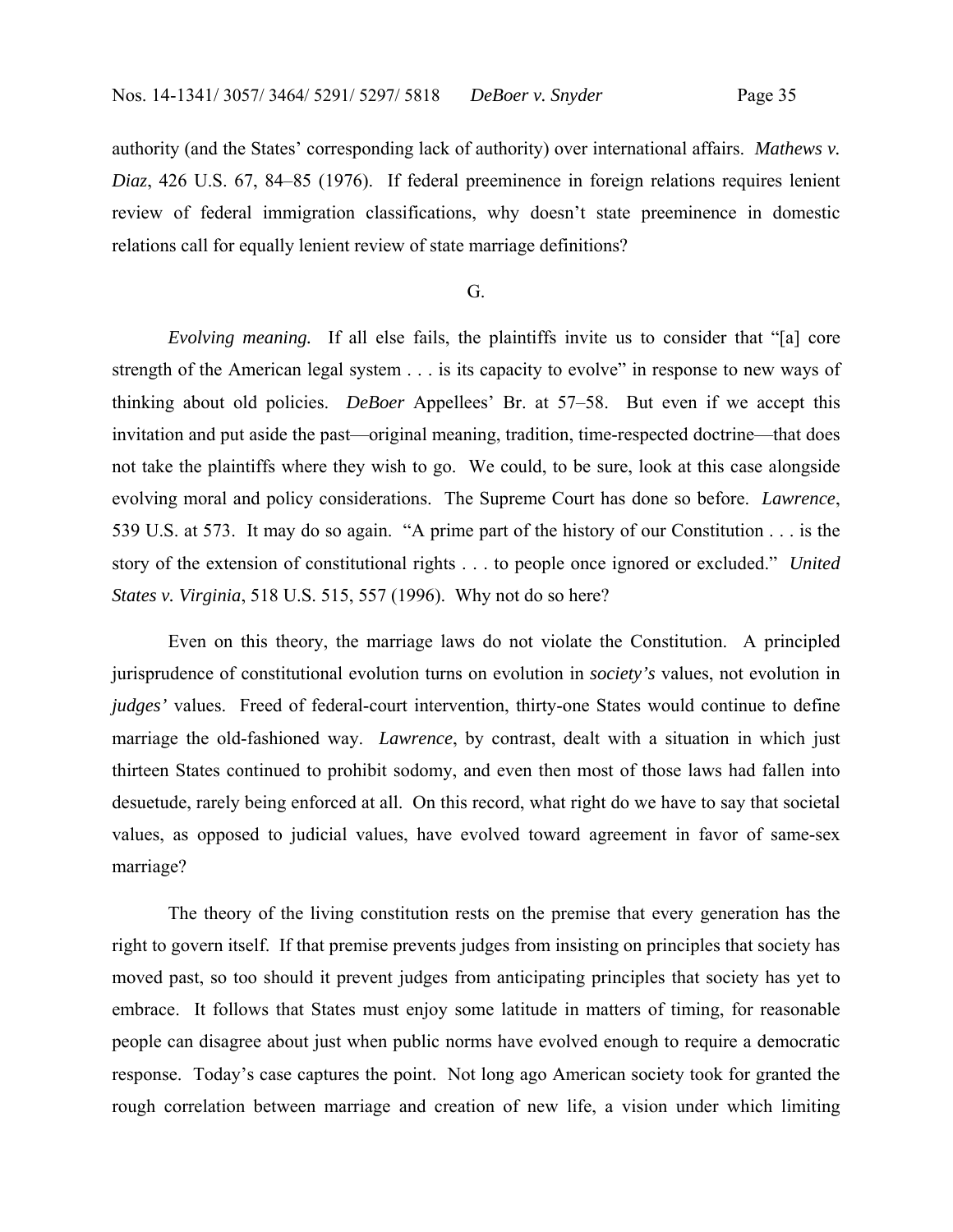authority (and the States' corresponding lack of authority) over international affairs. *Mathews v. Diaz*, 426 U.S. 67, 84–85 (1976). If federal preeminence in foreign relations requires lenient review of federal immigration classifications, why doesn't state preeminence in domestic relations call for equally lenient review of state marriage definitions?

G.

*Evolving meaning.* If all else fails, the plaintiffs invite us to consider that "[a] core strength of the American legal system . . . is its capacity to evolve" in response to new ways of thinking about old policies. *DeBoer* Appellees' Br. at 57–58. But even if we accept this invitation and put aside the past—original meaning, tradition, time-respected doctrine—that does not take the plaintiffs where they wish to go. We could, to be sure, look at this case alongside evolving moral and policy considerations. The Supreme Court has done so before. *Lawrence*, 539 U.S. at 573. It may do so again. "A prime part of the history of our Constitution . . . is the story of the extension of constitutional rights . . . to people once ignored or excluded." *United States v. Virginia*, 518 U.S. 515, 557 (1996). Why not do so here?

Even on this theory, the marriage laws do not violate the Constitution. A principled jurisprudence of constitutional evolution turns on evolution in *society's* values, not evolution in *judges'* values. Freed of federal-court intervention, thirty-one States would continue to define marriage the old-fashioned way. *Lawrence*, by contrast, dealt with a situation in which just thirteen States continued to prohibit sodomy, and even then most of those laws had fallen into desuetude, rarely being enforced at all. On this record, what right do we have to say that societal values, as opposed to judicial values, have evolved toward agreement in favor of same-sex marriage?

The theory of the living constitution rests on the premise that every generation has the right to govern itself. If that premise prevents judges from insisting on principles that society has moved past, so too should it prevent judges from anticipating principles that society has yet to embrace. It follows that States must enjoy some latitude in matters of timing, for reasonable people can disagree about just when public norms have evolved enough to require a democratic response. Today's case captures the point. Not long ago American society took for granted the rough correlation between marriage and creation of new life, a vision under which limiting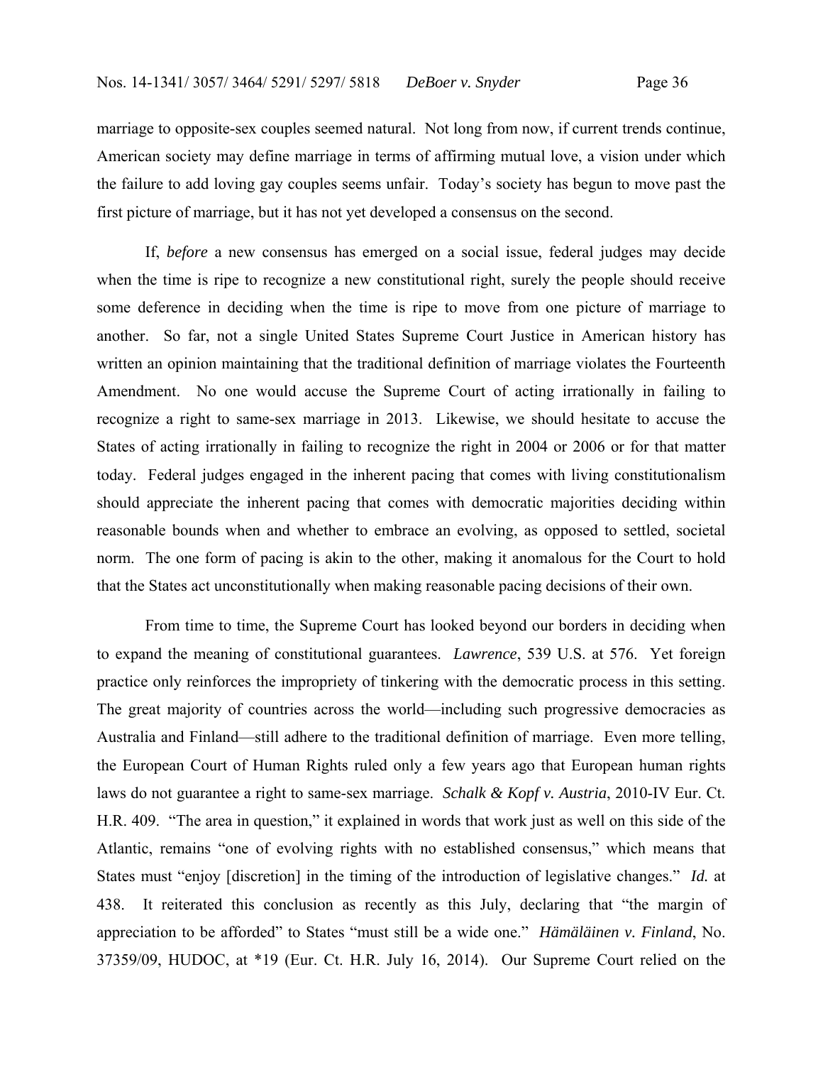marriage to opposite-sex couples seemed natural. Not long from now, if current trends continue, American society may define marriage in terms of affirming mutual love, a vision under which the failure to add loving gay couples seems unfair. Today's society has begun to move past the first picture of marriage, but it has not yet developed a consensus on the second.

If, *before* a new consensus has emerged on a social issue, federal judges may decide when the time is ripe to recognize a new constitutional right, surely the people should receive some deference in deciding when the time is ripe to move from one picture of marriage to another. So far, not a single United States Supreme Court Justice in American history has written an opinion maintaining that the traditional definition of marriage violates the Fourteenth Amendment. No one would accuse the Supreme Court of acting irrationally in failing to recognize a right to same-sex marriage in 2013. Likewise, we should hesitate to accuse the States of acting irrationally in failing to recognize the right in 2004 or 2006 or for that matter today. Federal judges engaged in the inherent pacing that comes with living constitutionalism should appreciate the inherent pacing that comes with democratic majorities deciding within reasonable bounds when and whether to embrace an evolving, as opposed to settled, societal norm. The one form of pacing is akin to the other, making it anomalous for the Court to hold that the States act unconstitutionally when making reasonable pacing decisions of their own.

From time to time, the Supreme Court has looked beyond our borders in deciding when to expand the meaning of constitutional guarantees. *Lawrence*, 539 U.S. at 576. Yet foreign practice only reinforces the impropriety of tinkering with the democratic process in this setting. The great majority of countries across the world—including such progressive democracies as Australia and Finland—still adhere to the traditional definition of marriage. Even more telling, the European Court of Human Rights ruled only a few years ago that European human rights laws do not guarantee a right to same-sex marriage. *Schalk & Kopf v. Austria*, 2010-IV Eur. Ct. H.R. 409. "The area in question," it explained in words that work just as well on this side of the Atlantic, remains "one of evolving rights with no established consensus," which means that States must "enjoy [discretion] in the timing of the introduction of legislative changes." *Id.* at 438. It reiterated this conclusion as recently as this July, declaring that "the margin of appreciation to be afforded" to States "must still be a wide one." *Hämäläinen v. Finland*, No. 37359/09, HUDOC, at *19 (Eur. Ct. H.R. July 16, 2014). Our Supreme Court relied on the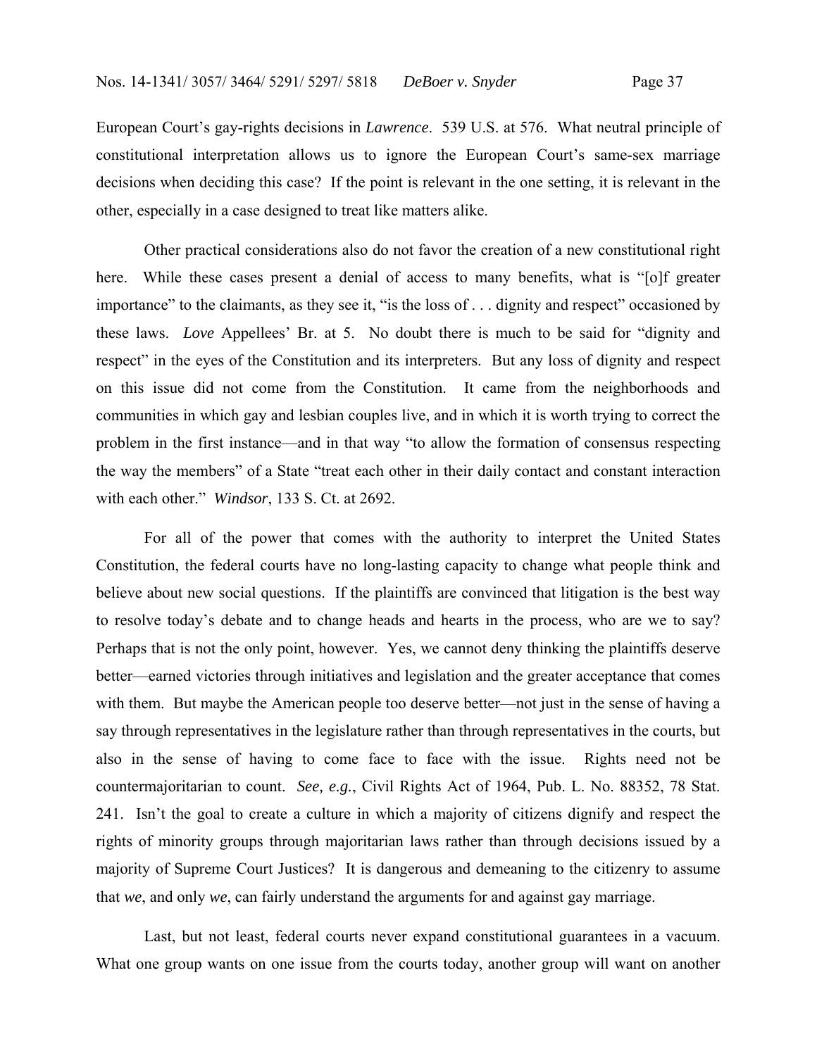European Court's gay-rights decisions in *Lawrence*. 539 U.S. at 576. What neutral principle of constitutional interpretation allows us to ignore the European Court's same-sex marriage decisions when deciding this case? If the point is relevant in the one setting, it is relevant in the other, especially in a case designed to treat like matters alike.

Other practical considerations also do not favor the creation of a new constitutional right here. While these cases present a denial of access to many benefits, what is "[o]f greater importance" to the claimants, as they see it, "is the loss of . . . dignity and respect" occasioned by these laws. *Love* Appellees' Br. at 5. No doubt there is much to be said for "dignity and respect" in the eyes of the Constitution and its interpreters. But any loss of dignity and respect on this issue did not come from the Constitution. It came from the neighborhoods and communities in which gay and lesbian couples live, and in which it is worth trying to correct the problem in the first instance—and in that way "to allow the formation of consensus respecting the way the members" of a State "treat each other in their daily contact and constant interaction with each other." *Windsor*, 133 S. Ct. at 2692.

For all of the power that comes with the authority to interpret the United States Constitution, the federal courts have no long-lasting capacity to change what people think and believe about new social questions. If the plaintiffs are convinced that litigation is the best way to resolve today's debate and to change heads and hearts in the process, who are we to say? Perhaps that is not the only point, however. Yes, we cannot deny thinking the plaintiffs deserve better—earned victories through initiatives and legislation and the greater acceptance that comes with them. But maybe the American people too deserve better—not just in the sense of having a say through representatives in the legislature rather than through representatives in the courts, but also in the sense of having to come face to face with the issue. Rights need not be countermajoritarian to count. *See, e.g.*, Civil Rights Act of 1964, Pub. L. No. 88352, 78 Stat. 241. Isn't the goal to create a culture in which a majority of citizens dignify and respect the rights of minority groups through majoritarian laws rather than through decisions issued by a majority of Supreme Court Justices? It is dangerous and demeaning to the citizenry to assume that *we*, and only *we*, can fairly understand the arguments for and against gay marriage.

Last, but not least, federal courts never expand constitutional guarantees in a vacuum. What one group wants on one issue from the courts today, another group will want on another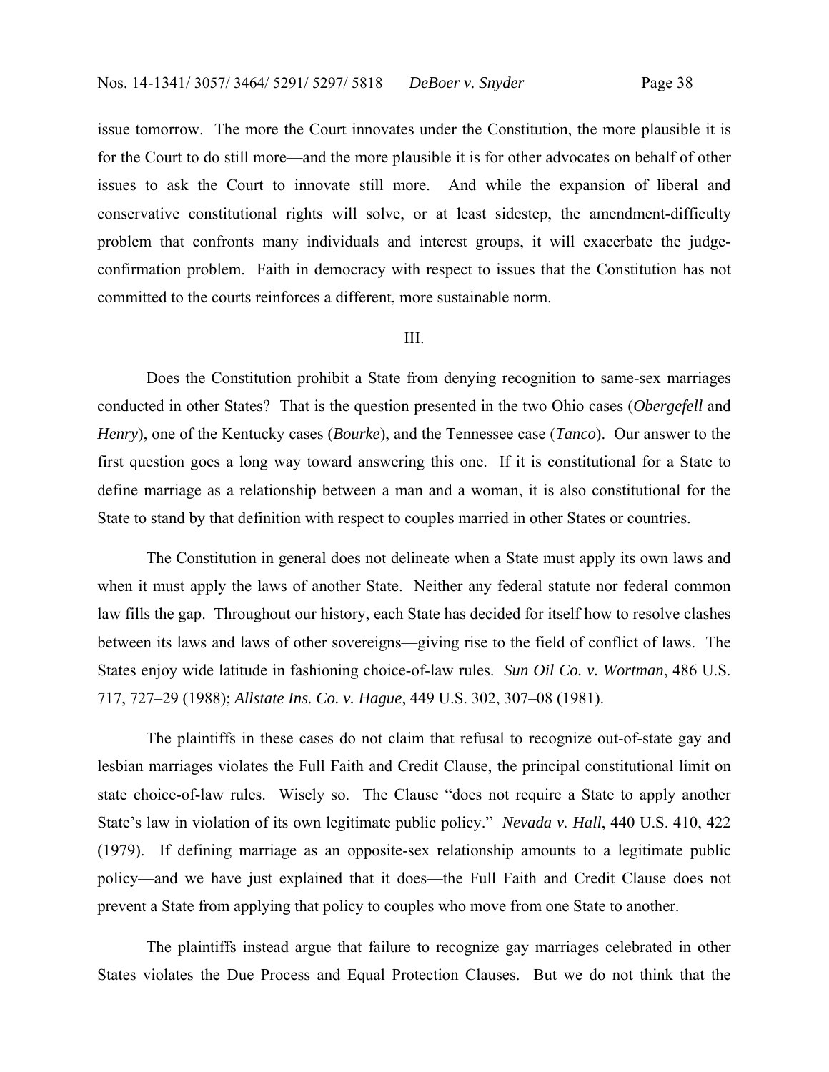issue tomorrow. The more the Court innovates under the Constitution, the more plausible it is for the Court to do still more—and the more plausible it is for other advocates on behalf of other issues to ask the Court to innovate still more. And while the expansion of liberal and conservative constitutional rights will solve, or at least sidestep, the amendment-difficulty problem that confronts many individuals and interest groups, it will exacerbate the judge-confirmation problem. Faith in democracy with respect to issues that the Constitution has not committed to the courts reinforces a different, more sustainable norm.

## III.

Does the Constitution prohibit a State from denying recognition to same-sex marriages conducted in other States? That is the question presented in the two Ohio cases (*Obergefell* and *Henry*), one of the Kentucky cases (*Bourke*), and the Tennessee case (*Tanco*). Our answer to the first question goes a long way toward answering this one. If it is constitutional for a State to define marriage as a relationship between a man and a woman, it is also constitutional for the State to stand by that definition with respect to couples married in other States or countries.

The Constitution in general does not delineate when a State must apply its own laws and when it must apply the laws of another State. Neither any federal statute nor federal common law fills the gap. Throughout our history, each State has decided for itself how to resolve clashes between its laws and laws of other sovereigns—giving rise to the field of conflict of laws. The States enjoy wide latitude in fashioning choice-of-law rules. *Sun Oil Co. v. Wortman*, 486 U.S. 717, 727–29 (1988); *Allstate Ins. Co. v. Hague*, 449 U.S. 302, 307–08 (1981).

The plaintiffs in these cases do not claim that refusal to recognize out-of-state gay and lesbian marriages violates the Full Faith and Credit Clause, the principal constitutional limit on state choice-of-law rules. Wisely so. The Clause "does not require a State to apply another State's law in violation of its own legitimate public policy." *Nevada v. Hall*, 440 U.S. 410, 422 (1979). If defining marriage as an opposite-sex relationship amounts to a legitimate public policy—and we have just explained that it does—the Full Faith and Credit Clause does not prevent a State from applying that policy to couples who move from one State to another.

The plaintiffs instead argue that failure to recognize gay marriages celebrated in other States violates the Due Process and Equal Protection Clauses. But we do not think that the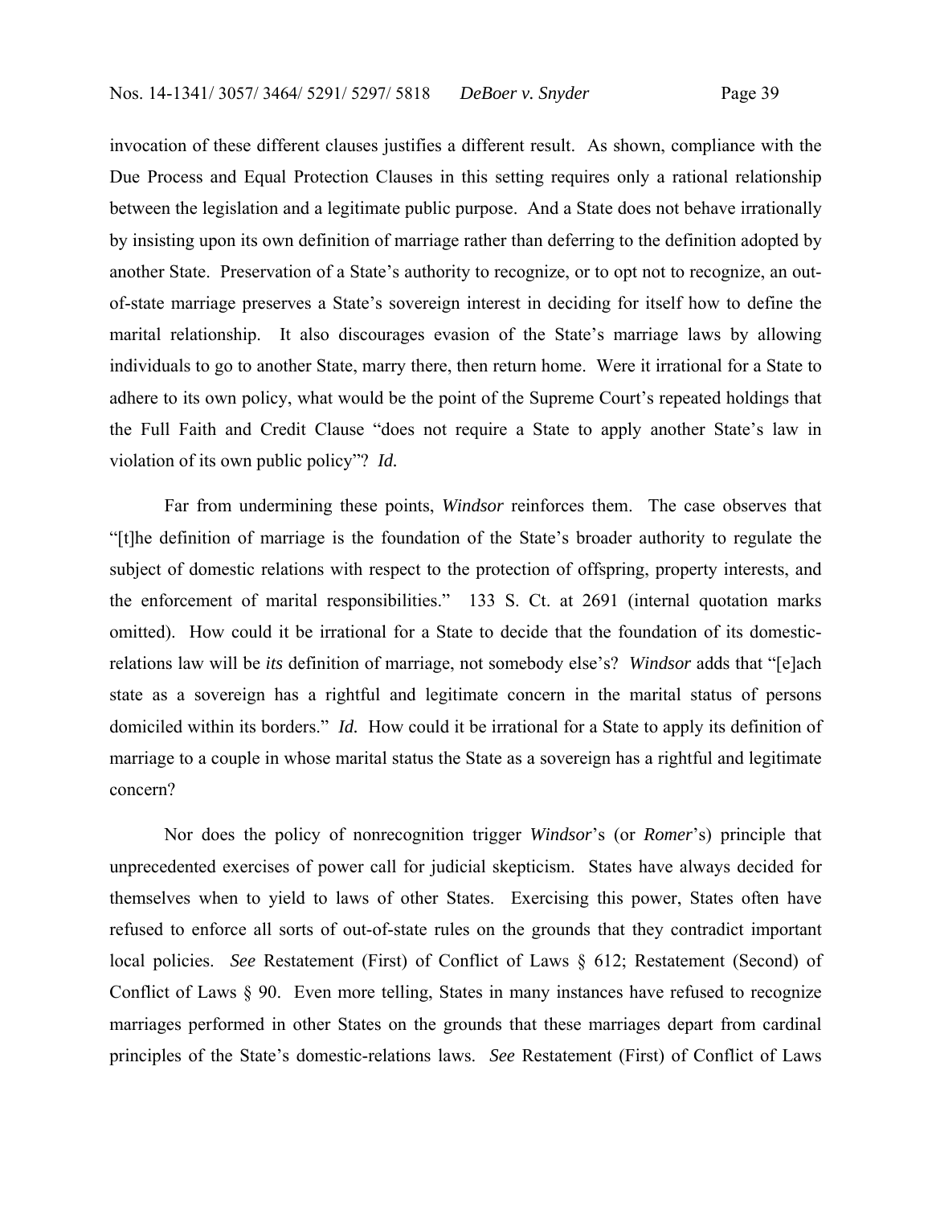invocation of these different clauses justifies a different result. As shown, compliance with the Due Process and Equal Protection Clauses in this setting requires only a rational relationship between the legislation and a legitimate public purpose. And a State does not behave irrationally by insisting upon its own definition of marriage rather than deferring to the definition adopted by another State. Preservation of a State's authority to recognize, or to opt not to recognize, an out-of-state marriage preserves a State's sovereign interest in deciding for itself how to define the marital relationship. It also discourages evasion of the State's marriage laws by allowing individuals to go to another State, marry there, then return home. Were it irrational for a State to adhere to its own policy, what would be the point of the Supreme Court's repeated holdings that the Full Faith and Credit Clause "does not require a State to apply another State's law in violation of its own public policy"? *Id.*

Far from undermining these points, *Windsor* reinforces them. The case observes that "[t]he definition of marriage is the foundation of the State's broader authority to regulate the subject of domestic relations with respect to the protection of offspring, property interests, and the enforcement of marital responsibilities." 133 S. Ct. at 2691 (internal quotation marks omitted). How could it be irrational for a State to decide that the foundation of its domestic-relations law will be *its* definition of marriage, not somebody else's? *Windsor* adds that "[e]ach state as a sovereign has a rightful and legitimate concern in the marital status of persons domiciled within its borders." *Id.* How could it be irrational for a State to apply its definition of marriage to a couple in whose marital status the State as a sovereign has a rightful and legitimate concern?

Nor does the policy of nonrecognition trigger *Windsor*'s (or *Romer*'s) principle that unprecedented exercises of power call for judicial skepticism. States have always decided for themselves when to yield to laws of other States. Exercising this power, States often have refused to enforce all sorts of out-of-state rules on the grounds that they contradict important local policies. *See* Restatement (First) of Conflict of Laws § 612; Restatement (Second) of Conflict of Laws § 90. Even more telling, States in many instances have refused to recognize marriages performed in other States on the grounds that these marriages depart from cardinal principles of the State's domestic-relations laws. *See* Restatement (First) of Conflict of Laws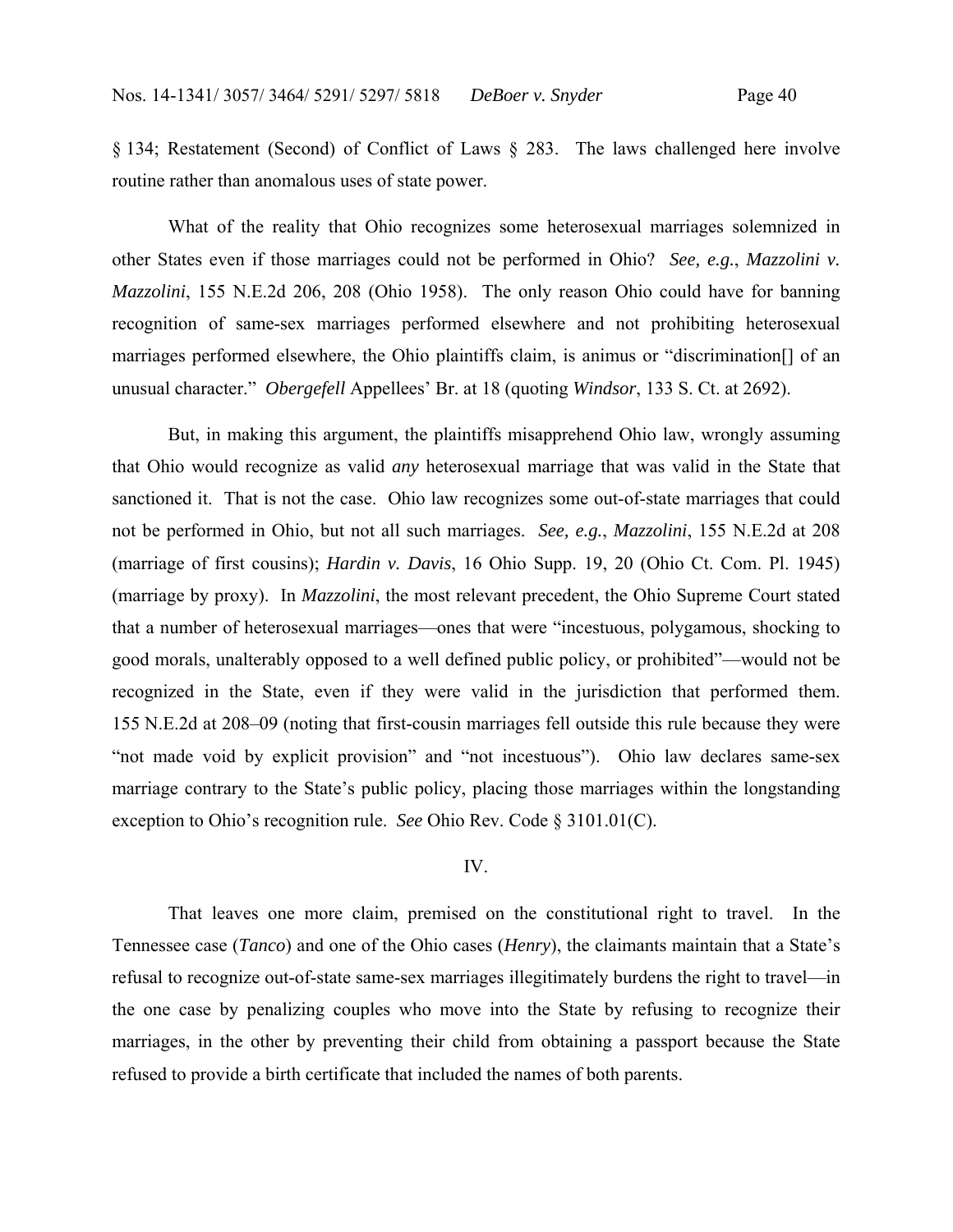§ 134; Restatement (Second) of Conflict of Laws § 283. The laws challenged here involve routine rather than anomalous uses of state power.

What of the reality that Ohio recognizes some heterosexual marriages solemnized in other States even if those marriages could not be performed in Ohio? *See, e.g.*, *Mazzolini v. Mazzolini*, 155 N.E.2d 206, 208 (Ohio 1958). The only reason Ohio could have for banning recognition of same-sex marriages performed elsewhere and not prohibiting heterosexual marriages performed elsewhere, the Ohio plaintiffs claim, is animus or "discrimination[] of an unusual character." *Obergefell* Appellees' Br. at 18 (quoting *Windsor*, 133 S. Ct. at 2692).

But, in making this argument, the plaintiffs misapprehend Ohio law, wrongly assuming that Ohio would recognize as valid *any* heterosexual marriage that was valid in the State that sanctioned it. That is not the case. Ohio law recognizes some out-of-state marriages that could not be performed in Ohio, but not all such marriages. *See, e.g.*, *Mazzolini*, 155 N.E.2d at 208 (marriage of first cousins); *Hardin v. Davis*, 16 Ohio Supp. 19, 20 (Ohio Ct. Com. Pl. 1945) (marriage by proxy). In *Mazzolini*, the most relevant precedent, the Ohio Supreme Court stated that a number of heterosexual marriages—ones that were "incestuous, polygamous, shocking to good morals, unalterably opposed to a well defined public policy, or prohibited"—would not be recognized in the State, even if they were valid in the jurisdiction that performed them. 155 N.E.2d at 208–09 (noting that first-cousin marriages fell outside this rule because they were "not made void by explicit provision" and "not incestuous"). Ohio law declares same-sex marriage contrary to the State's public policy, placing those marriages within the longstanding exception to Ohio's recognition rule. *See* Ohio Rev. Code § 3101.01(C).

## IV.

That leaves one more claim, premised on the constitutional right to travel. In the Tennessee case (*Tanco*) and one of the Ohio cases (*Henry*), the claimants maintain that a State's refusal to recognize out-of-state same-sex marriages illegitimately burdens the right to travel—in the one case by penalizing couples who move into the State by refusing to recognize their marriages, in the other by preventing their child from obtaining a passport because the State refused to provide a birth certificate that included the names of both parents.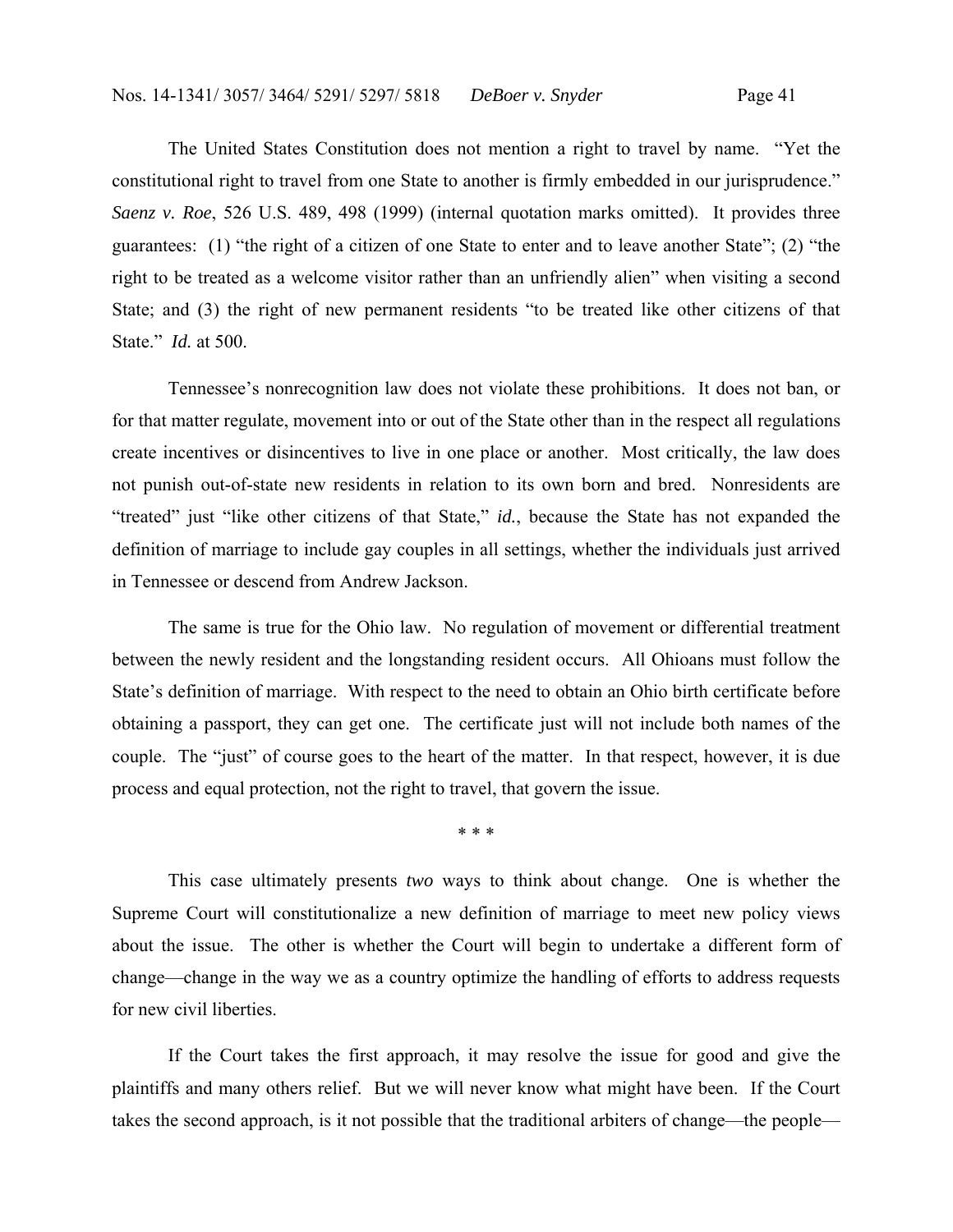The United States Constitution does not mention a right to travel by name. "Yet the constitutional right to travel from one State to another is firmly embedded in our jurisprudence." *Saenz v. Roe*, 526 U.S. 489, 498 (1999) (internal quotation marks omitted). It provides three guarantees: (1) "the right of a citizen of one State to enter and to leave another State"; (2) "the right to be treated as a welcome visitor rather than an unfriendly alien" when visiting a second State; and (3) the right of new permanent residents "to be treated like other citizens of that State." *Id.* at 500.

Tennessee's nonrecognition law does not violate these prohibitions. It does not ban, or for that matter regulate, movement into or out of the State other than in the respect all regulations create incentives or disincentives to live in one place or another. Most critically, the law does not punish out-of-state new residents in relation to its own born and bred. Nonresidents are "treated" just "like other citizens of that State," *id.*, because the State has not expanded the definition of marriage to include gay couples in all settings, whether the individuals just arrived in Tennessee or descend from Andrew Jackson.

The same is true for the Ohio law. No regulation of movement or differential treatment between the newly resident and the longstanding resident occurs. All Ohioans must follow the State's definition of marriage. With respect to the need to obtain an Ohio birth certificate before obtaining a passport, they can get one. The certificate just will not include both names of the couple. The "just" of course goes to the heart of the matter. In that respect, however, it is due process and equal protection, not the right to travel, that govern the issue.

\* \* \*

This case ultimately presents *two* ways to think about change. One is whether the Supreme Court will constitutionalize a new definition of marriage to meet new policy views about the issue. The other is whether the Court will begin to undertake a different form of change—change in the way we as a country optimize the handling of efforts to address requests for new civil liberties.

If the Court takes the first approach, it may resolve the issue for good and give the plaintiffs and many others relief. But we will never know what might have been. If the Court takes the second approach, is it not possible that the traditional arbiters of change—the people—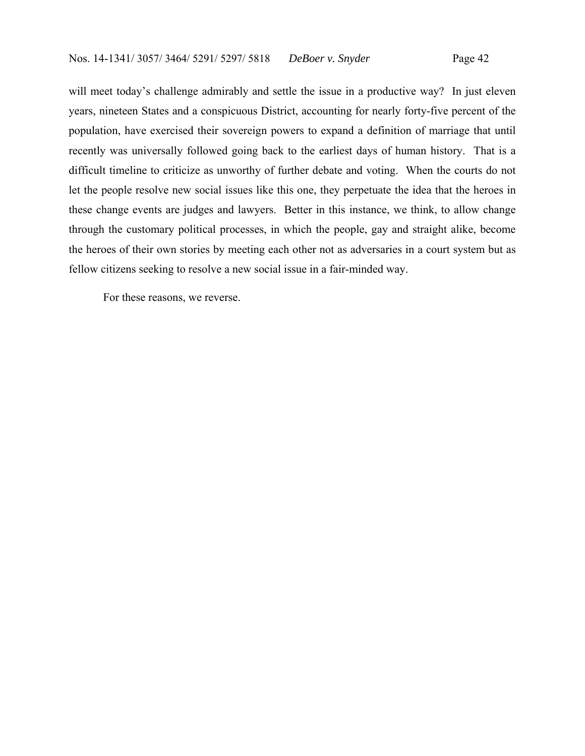will meet today's challenge admirably and settle the issue in a productive way? In just eleven years, nineteen States and a conspicuous District, accounting for nearly forty-five percent of the population, have exercised their sovereign powers to expand a definition of marriage that until recently was universally followed going back to the earliest days of human history. That is a difficult timeline to criticize as unworthy of further debate and voting. When the courts do not let the people resolve new social issues like this one, they perpetuate the idea that the heroes in these change events are judges and lawyers. Better in this instance, we think, to allow change through the customary political processes, in which the people, gay and straight alike, become the heroes of their own stories by meeting each other not as adversaries in a court system but as fellow citizens seeking to resolve a new social issue in a fair-minded way.

For these reasons, we reverse.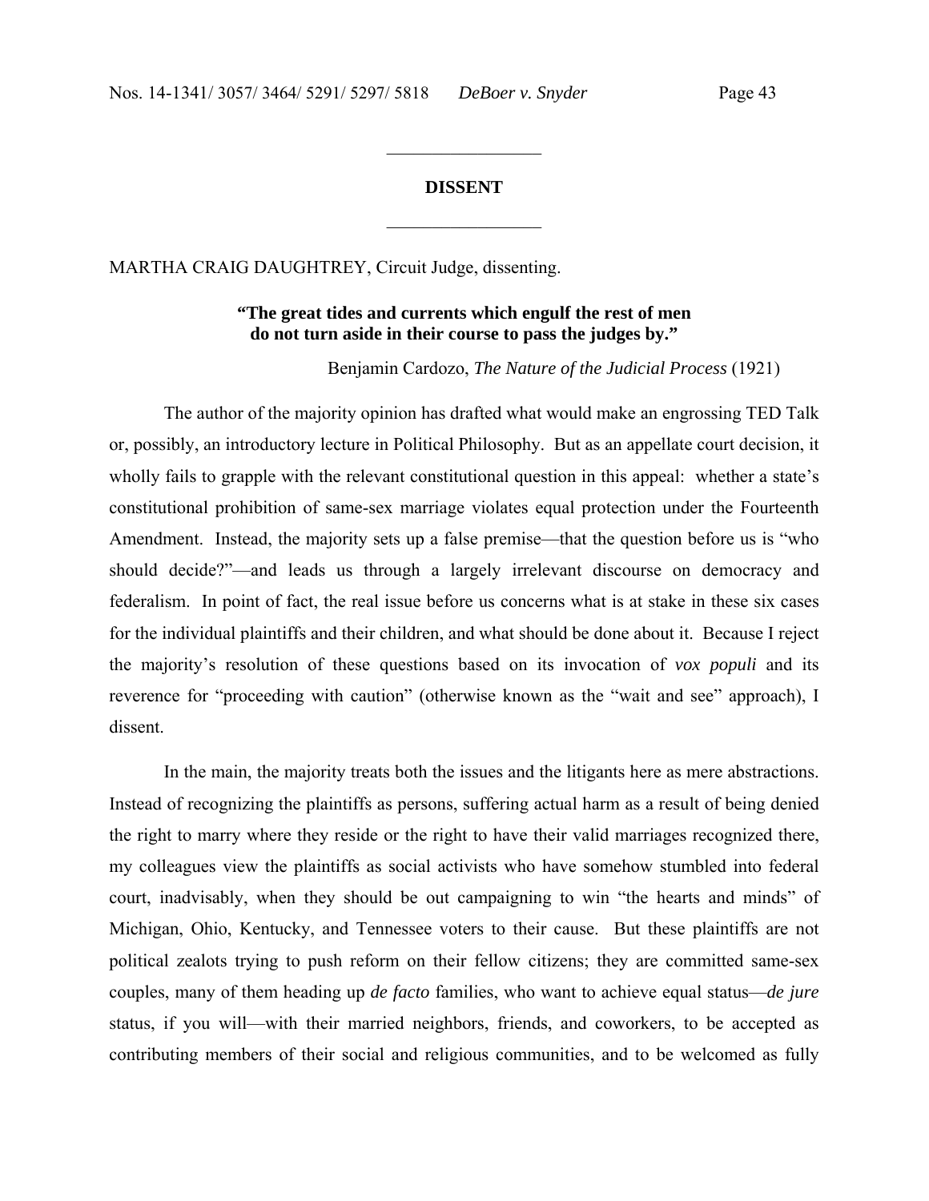## DISSENT

MARTHA CRAIG DAUGHTREY, Circuit Judge, dissenting.

**"The great tides and currents which engulf the rest of men do not turn aside in their course to pass the judges by."**

Benjamin Cardozo, *The Nature of the Judicial Process* (1921)

The author of the majority opinion has drafted what would make an engrossing TED Talk or, possibly, an introductory lecture in Political Philosophy. But as an appellate court decision, it wholly fails to grapple with the relevant constitutional question in this appeal: whether a state's constitutional prohibition of same-sex marriage violates equal protection under the Fourteenth Amendment. Instead, the majority sets up a false premise—that the question before us is "who should decide?"—and leads us through a largely irrelevant discourse on democracy and federalism. In point of fact, the real issue before us concerns what is at stake in these six cases for the individual plaintiffs and their children, and what should be done about it. Because I reject the majority's resolution of these questions based on its invocation of *vox populi* and its reverence for "proceeding with caution" (otherwise known as the "wait and see" approach), I dissent.

In the main, the majority treats both the issues and the litigants here as mere abstractions. Instead of recognizing the plaintiffs as persons, suffering actual harm as a result of being denied the right to marry where they reside or the right to have their valid marriages recognized there, my colleagues view the plaintiffs as social activists who have somehow stumbled into federal court, inadvisably, when they should be out campaigning to win "the hearts and minds" of Michigan, Ohio, Kentucky, and Tennessee voters to their cause. But these plaintiffs are not political zealots trying to push reform on their fellow citizens; they are committed same-sex couples, many of them heading up *de facto* families, who want to achieve equal status—*de jure* status, if you will—with their married neighbors, friends, and coworkers, to be accepted as contributing members of their social and religious communities, and to be welcomed as fully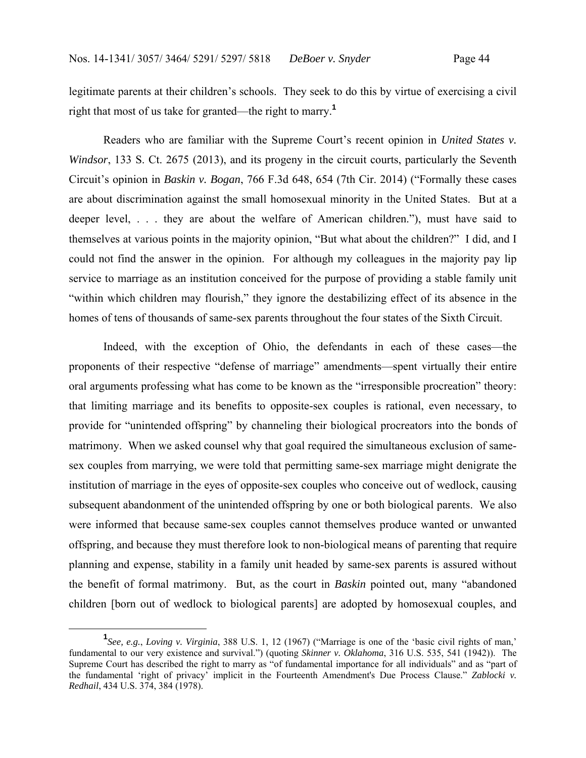legitimate parents at their children's schools. They seek to do this by virtue of exercising a civil right that most of us take for granted—the right to marry.[1]

Readers who are familiar with the Supreme Court's recent opinion in *United States v. Windsor*, 133 S. Ct. 2675 (2013), and its progeny in the circuit courts, particularly the Seventh Circuit's opinion in *Baskin v. Bogan*, 766 F.3d 648, 654 (7th Cir. 2014) ("Formally these cases are about discrimination against the small homosexual minority in the United States. But at a deeper level, . . . they are about the welfare of American children."), must have said to themselves at various points in the majority opinion, "But what about the children?" I did, and I could not find the answer in the opinion. For although my colleagues in the majority pay lip service to marriage as an institution conceived for the purpose of providing a stable family unit "within which children may flourish," they ignore the destabilizing effect of its absence in the homes of tens of thousands of same-sex parents throughout the four states of the Sixth Circuit.

Indeed, with the exception of Ohio, the defendants in each of these cases—the proponents of their respective "defense of marriage" amendments—spent virtually their entire oral arguments professing what has come to be known as the "irresponsible procreation" theory: that limiting marriage and its benefits to opposite-sex couples is rational, even necessary, to provide for "unintended offspring" by channeling their biological procreators into the bonds of matrimony. When we asked counsel why that goal required the simultaneous exclusion of same-sex couples from marrying, we were told that permitting same-sex marriage might denigrate the institution of marriage in the eyes of opposite-sex couples who conceive out of wedlock, causing subsequent abandonment of the unintended offspring by one or both biological parents. We also were informed that because same-sex couples cannot themselves produce wanted or unwanted offspring, and because they must therefore look to non-biological means of parenting that require planning and expense, stability in a family unit headed by same-sex parents is assured without the benefit of formal matrimony. But, as the court in *Baskin* pointed out, many "abandoned children [born out of wedlock to biological parents] are adopted by homosexual couples, and

[1] *See, e.g.*, *Loving v. Virginia*, 388 U.S. 1, 12 (1967) ("Marriage is one of the 'basic civil rights of man,' fundamental to our very existence and survival.") (quoting *Skinner v. Oklahoma*, 316 U.S. 535, 541 (1942)). The Supreme Court has described the right to marry as "of fundamental importance for all individuals" and as "part of the fundamental 'right of privacy' implicit in the Fourteenth Amendment's Due Process Clause." *Zablocki v. Redhail*, 434 U.S. 374, 384 (1978).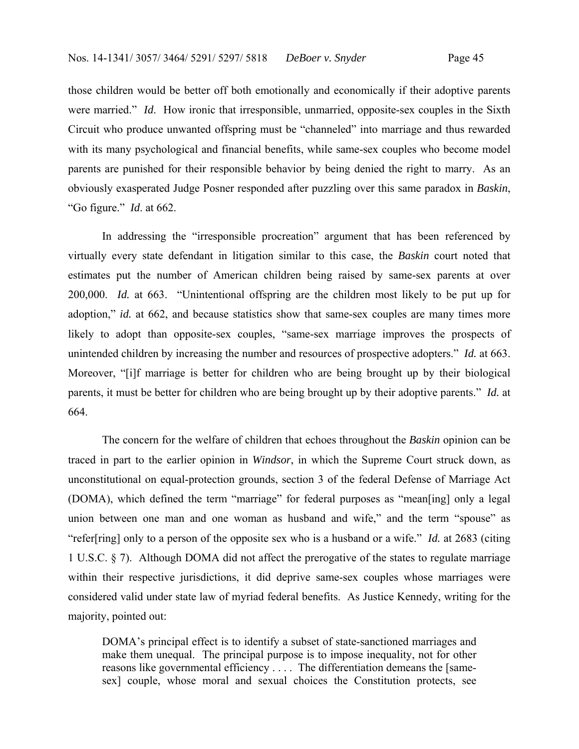those children would be better off both emotionally and economically if their adoptive parents were married." *Id*. How ironic that irresponsible, unmarried, opposite-sex couples in the Sixth Circuit who produce unwanted offspring must be "channeled" into marriage and thus rewarded with its many psychological and financial benefits, while same-sex couples who become model parents are punished for their responsible behavior by being denied the right to marry. As an obviously exasperated Judge Posner responded after puzzling over this same paradox in *Baskin*, "Go figure." *Id*. at 662.

In addressing the "irresponsible procreation" argument that has been referenced by virtually every state defendant in litigation similar to this case, the *Baskin* court noted that estimates put the number of American children being raised by same-sex parents at over 200,000. *Id.* at 663. "Unintentional offspring are the children most likely to be put up for adoption," *id.* at 662, and because statistics show that same-sex couples are many times more likely to adopt than opposite-sex couples, "same-sex marriage improves the prospects of unintended children by increasing the number and resources of prospective adopters." *Id.* at 663. Moreover, "[i]f marriage is better for children who are being brought up by their biological parents, it must be better for children who are being brought up by their adoptive parents." *Id.* at 664.

The concern for the welfare of children that echoes throughout the *Baskin* opinion can be traced in part to the earlier opinion in *Windsor*, in which the Supreme Court struck down, as unconstitutional on equal-protection grounds, section 3 of the federal Defense of Marriage Act (DOMA), which defined the term "marriage" for federal purposes as "mean[ing] only a legal union between one man and one woman as husband and wife," and the term "spouse" as "refer[ring] only to a person of the opposite sex who is a husband or a wife." *Id.* at 2683 (citing 1 U.S.C. § 7). Although DOMA did not affect the prerogative of the states to regulate marriage within their respective jurisdictions, it did deprive same-sex couples whose marriages were considered valid under state law of myriad federal benefits. As Justice Kennedy, writing for the majority, pointed out:

> DOMA's principal effect is to identify a subset of state-sanctioned marriages and make them unequal. The principal purpose is to impose inequality, not for other reasons like governmental efficiency . . . . The differentiation demeans the [same-sex] couple, whose moral and sexual choices the Constitution protects, see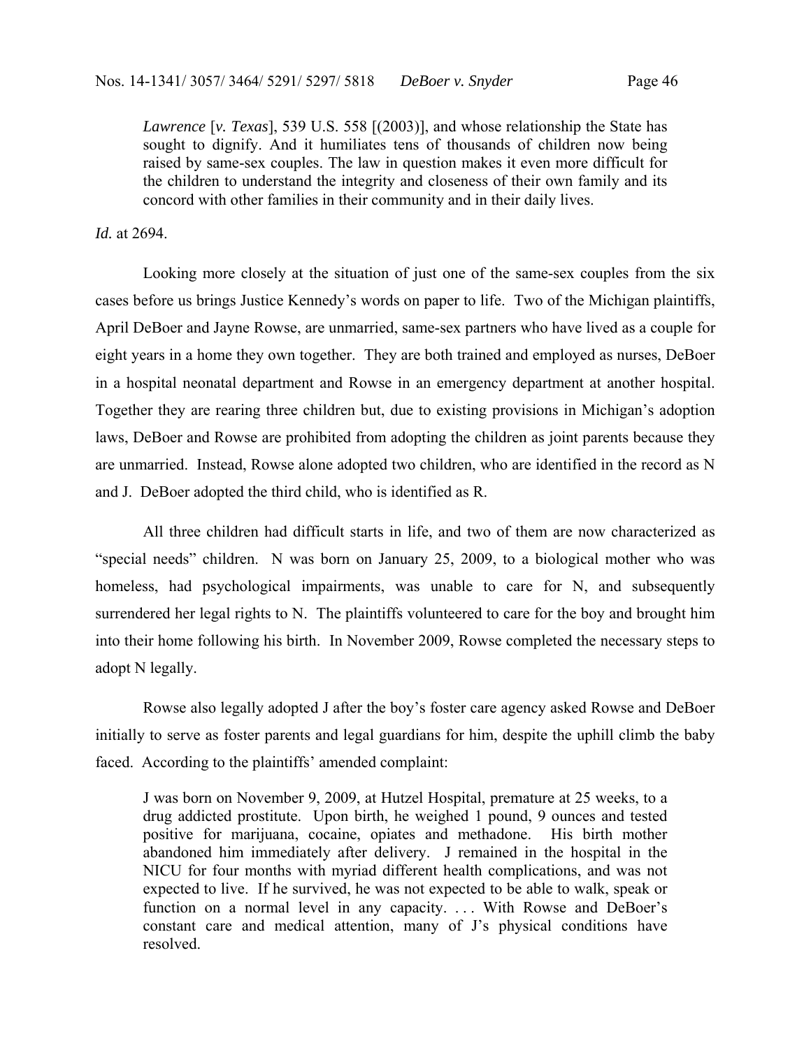> *Lawrence* [*v. Texas*], 539 U.S. 558 [(2003)], and whose relationship the State has sought to dignify. And it humiliates tens of thousands of children now being raised by same-sex couples. The law in question makes it even more difficult for the children to understand the integrity and closeness of their own family and its concord with other families in their community and in their daily lives.

*Id.* at 2694.

Looking more closely at the situation of just one of the same-sex couples from the six cases before us brings Justice Kennedy's words on paper to life. Two of the Michigan plaintiffs, April DeBoer and Jayne Rowse, are unmarried, same-sex partners who have lived as a couple for eight years in a home they own together. They are both trained and employed as nurses, DeBoer in a hospital neonatal department and Rowse in an emergency department at another hospital. Together they are rearing three children but, due to existing provisions in Michigan's adoption laws, DeBoer and Rowse are prohibited from adopting the children as joint parents because they are unmarried. Instead, Rowse alone adopted two children, who are identified in the record as N and J. DeBoer adopted the third child, who is identified as R.

All three children had difficult starts in life, and two of them are now characterized as "special needs" children. N was born on January 25, 2009, to a biological mother who was homeless, had psychological impairments, was unable to care for N, and subsequently surrendered her legal rights to N. The plaintiffs volunteered to care for the boy and brought him into their home following his birth. In November 2009, Rowse completed the necessary steps to adopt N legally.

Rowse also legally adopted J after the boy's foster care agency asked Rowse and DeBoer initially to serve as foster parents and legal guardians for him, despite the uphill climb the baby faced. According to the plaintiffs' amended complaint:

> J was born on November 9, 2009, at Hutzel Hospital, premature at 25 weeks, to a drug addicted prostitute. Upon birth, he weighed 1 pound, 9 ounces and tested positive for marijuana, cocaine, opiates and methadone. His birth mother abandoned him immediately after delivery. J remained in the hospital in the NICU for four months with myriad different health complications, and was not expected to live. If he survived, he was not expected to be able to walk, speak or function on a normal level in any capacity. . . . With Rowse and DeBoer's constant care and medical attention, many of J's physical conditions have resolved.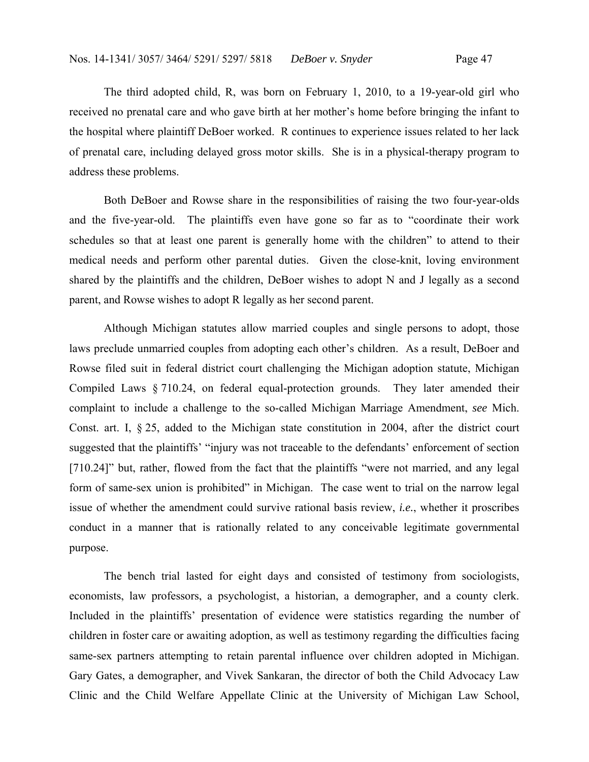The third adopted child, R, was born on February 1, 2010, to a 19-year-old girl who received no prenatal care and who gave birth at her mother's home before bringing the infant to the hospital where plaintiff DeBoer worked. R continues to experience issues related to her lack of prenatal care, including delayed gross motor skills. She is in a physical-therapy program to address these problems.

Both DeBoer and Rowse share in the responsibilities of raising the two four-year-olds and the five-year-old. The plaintiffs even have gone so far as to "coordinate their work schedules so that at least one parent is generally home with the children" to attend to their medical needs and perform other parental duties. Given the close-knit, loving environment shared by the plaintiffs and the children, DeBoer wishes to adopt N and J legally as a second parent, and Rowse wishes to adopt R legally as her second parent.

Although Michigan statutes allow married couples and single persons to adopt, those laws preclude unmarried couples from adopting each other's children. As a result, DeBoer and Rowse filed suit in federal district court challenging the Michigan adoption statute, Michigan Compiled Laws § 710.24, on federal equal-protection grounds. They later amended their complaint to include a challenge to the so-called Michigan Marriage Amendment, *see* Mich. Const. art. I, § 25, added to the Michigan state constitution in 2004, after the district court suggested that the plaintiffs' "injury was not traceable to the defendants' enforcement of section [710.24]" but, rather, flowed from the fact that the plaintiffs "were not married, and any legal form of same-sex union is prohibited" in Michigan. The case went to trial on the narrow legal issue of whether the amendment could survive rational basis review, *i.e.*, whether it proscribes conduct in a manner that is rationally related to any conceivable legitimate governmental purpose.

The bench trial lasted for eight days and consisted of testimony from sociologists, economists, law professors, a psychologist, a historian, a demographer, and a county clerk. Included in the plaintiffs' presentation of evidence were statistics regarding the number of children in foster care or awaiting adoption, as well as testimony regarding the difficulties facing same-sex partners attempting to retain parental influence over children adopted in Michigan. Gary Gates, a demographer, and Vivek Sankaran, the director of both the Child Advocacy Law Clinic and the Child Welfare Appellate Clinic at the University of Michigan Law School,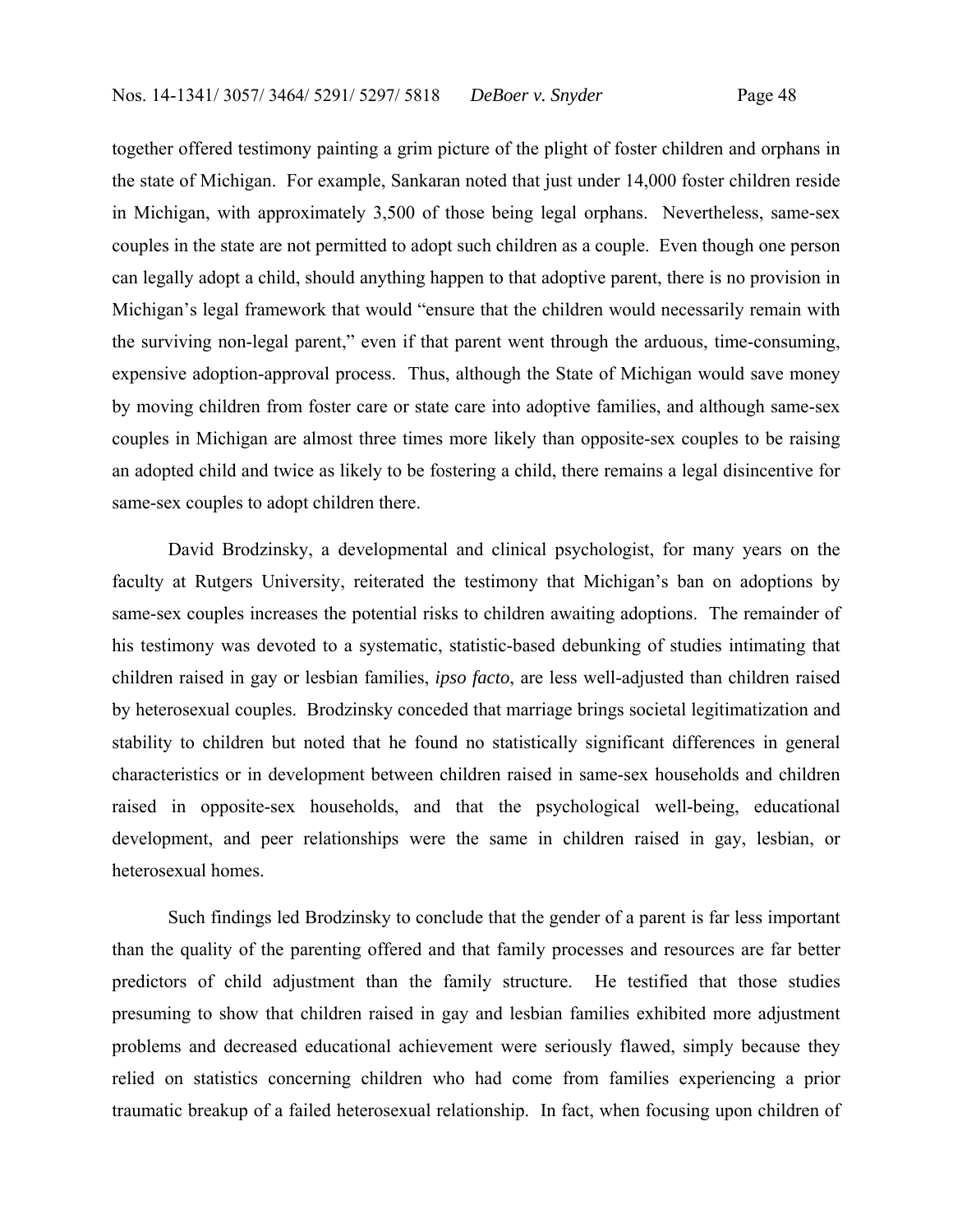together offered testimony painting a grim picture of the plight of foster children and orphans in the state of Michigan. For example, Sankaran noted that just under 14,000 foster children reside in Michigan, with approximately 3,500 of those being legal orphans. Nevertheless, same-sex couples in the state are not permitted to adopt such children as a couple. Even though one person can legally adopt a child, should anything happen to that adoptive parent, there is no provision in Michigan's legal framework that would "ensure that the children would necessarily remain with the surviving non-legal parent," even if that parent went through the arduous, time-consuming, expensive adoption-approval process. Thus, although the State of Michigan would save money by moving children from foster care or state care into adoptive families, and although same-sex couples in Michigan are almost three times more likely than opposite-sex couples to be raising an adopted child and twice as likely to be fostering a child, there remains a legal disincentive for same-sex couples to adopt children there.

David Brodzinsky, a developmental and clinical psychologist, for many years on the faculty at Rutgers University, reiterated the testimony that Michigan's ban on adoptions by same-sex couples increases the potential risks to children awaiting adoptions. The remainder of his testimony was devoted to a systematic, statistic-based debunking of studies intimating that children raised in gay or lesbian families, *ipso facto*, are less well-adjusted than children raised by heterosexual couples. Brodzinsky conceded that marriage brings societal legitimatization and stability to children but noted that he found no statistically significant differences in general characteristics or in development between children raised in same-sex households and children raised in opposite-sex households, and that the psychological well-being, educational development, and peer relationships were the same in children raised in gay, lesbian, or heterosexual homes.

Such findings led Brodzinsky to conclude that the gender of a parent is far less important than the quality of the parenting offered and that family processes and resources are far better predictors of child adjustment than the family structure. He testified that those studies presuming to show that children raised in gay and lesbian families exhibited more adjustment problems and decreased educational achievement were seriously flawed, simply because they relied on statistics concerning children who had come from families experiencing a prior traumatic breakup of a failed heterosexual relationship. In fact, when focusing upon children of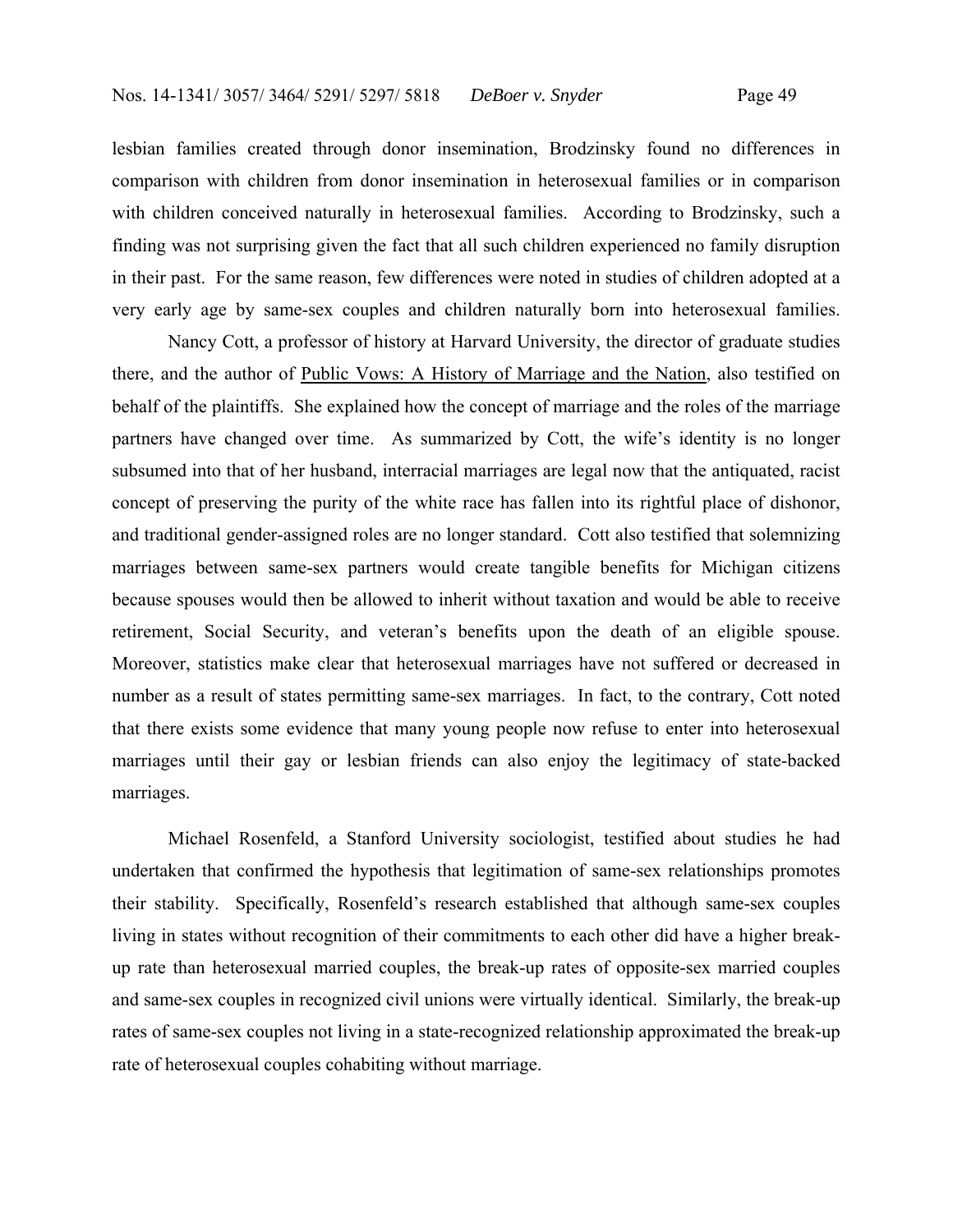lesbian families created through donor insemination, Brodzinsky found no differences in comparison with children from donor insemination in heterosexual families or in comparison with children conceived naturally in heterosexual families. According to Brodzinsky, such a finding was not surprising given the fact that all such children experienced no family disruption in their past. For the same reason, few differences were noted in studies of children adopted at a very early age by same-sex couples and children naturally born into heterosexual families.

Nancy Cott, a professor of history at Harvard University, the director of graduate studies there, and the author of Public Vows: A History of Marriage and the Nation, also testified on behalf of the plaintiffs. She explained how the concept of marriage and the roles of the marriage partners have changed over time. As summarized by Cott, the wife's identity is no longer subsumed into that of her husband, interracial marriages are legal now that the antiquated, racist concept of preserving the purity of the white race has fallen into its rightful place of dishonor, and traditional gender-assigned roles are no longer standard. Cott also testified that solemnizing marriages between same-sex partners would create tangible benefits for Michigan citizens because spouses would then be allowed to inherit without taxation and would be able to receive retirement, Social Security, and veteran's benefits upon the death of an eligible spouse. Moreover, statistics make clear that heterosexual marriages have not suffered or decreased in number as a result of states permitting same-sex marriages. In fact, to the contrary, Cott noted that there exists some evidence that many young people now refuse to enter into heterosexual marriages until their gay or lesbian friends can also enjoy the legitimacy of state-backed marriages.

Michael Rosenfeld, a Stanford University sociologist, testified about studies he had undertaken that confirmed the hypothesis that legitimation of same-sex relationships promotes their stability. Specifically, Rosenfeld's research established that although same-sex couples living in states without recognition of their commitments to each other did have a higher break-up rate than heterosexual married couples, the break-up rates of opposite-sex married couples and same-sex couples in recognized civil unions were virtually identical. Similarly, the break-up rates of same-sex couples not living in a state-recognized relationship approximated the break-up rate of heterosexual couples cohabiting without marriage.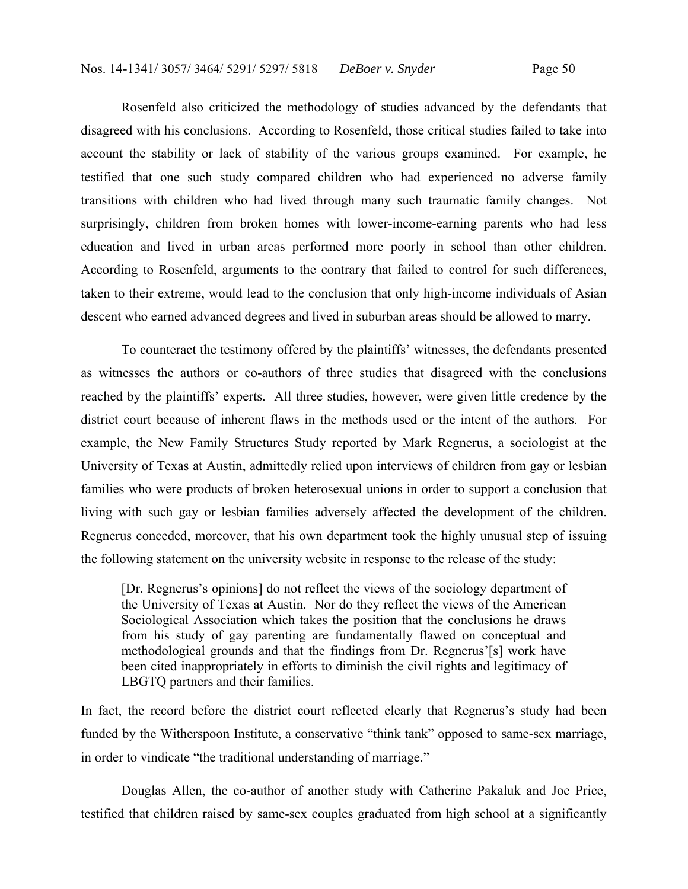Rosenfeld also criticized the methodology of studies advanced by the defendants that disagreed with his conclusions. According to Rosenfeld, those critical studies failed to take into account the stability or lack of stability of the various groups examined. For example, he testified that one such study compared children who had experienced no adverse family transitions with children who had lived through many such traumatic family changes. Not surprisingly, children from broken homes with lower-income-earning parents who had less education and lived in urban areas performed more poorly in school than other children. According to Rosenfeld, arguments to the contrary that failed to control for such differences, taken to their extreme, would lead to the conclusion that only high-income individuals of Asian descent who earned advanced degrees and lived in suburban areas should be allowed to marry.

To counteract the testimony offered by the plaintiffs' witnesses, the defendants presented as witnesses the authors or co-authors of three studies that disagreed with the conclusions reached by the plaintiffs' experts. All three studies, however, were given little credence by the district court because of inherent flaws in the methods used or the intent of the authors. For example, the New Family Structures Study reported by Mark Regnerus, a sociologist at the University of Texas at Austin, admittedly relied upon interviews of children from gay or lesbian families who were products of broken heterosexual unions in order to support a conclusion that living with such gay or lesbian families adversely affected the development of the children. Regnerus conceded, moreover, that his own department took the highly unusual step of issuing the following statement on the university website in response to the release of the study:

> [Dr. Regnerus's opinions] do not reflect the views of the sociology department of the University of Texas at Austin. Nor do they reflect the views of the American Sociological Association which takes the position that the conclusions he draws from his study of gay parenting are fundamentally flawed on conceptual and methodological grounds and that the findings from Dr. Regnerus'[s] work have been cited inappropriately in efforts to diminish the civil rights and legitimacy of LBGTQ partners and their families.

In fact, the record before the district court reflected clearly that Regnerus's study had been funded by the Witherspoon Institute, a conservative "think tank" opposed to same-sex marriage, in order to vindicate "the traditional understanding of marriage."

Douglas Allen, the co-author of another study with Catherine Pakaluk and Joe Price, testified that children raised by same-sex couples graduated from high school at a significantly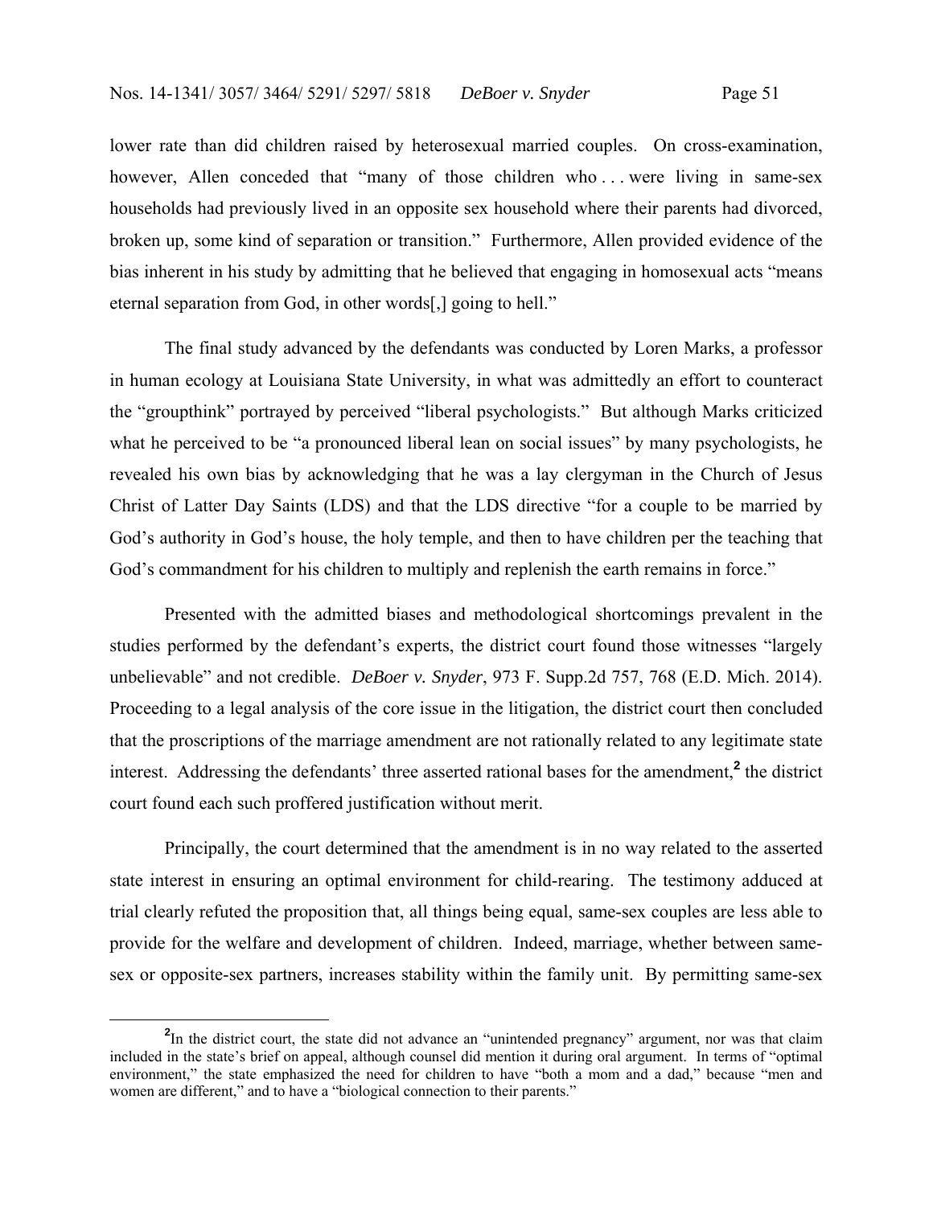lower rate than did children raised by heterosexual married couples. On cross-examination, however, Allen conceded that "many of those children who . . . were living in same-sex households had previously lived in an opposite sex household where their parents had divorced, broken up, some kind of separation or transition." Furthermore, Allen provided evidence of the bias inherent in his study by admitting that he believed that engaging in homosexual acts "means eternal separation from God, in other words[,] going to hell."

The final study advanced by the defendants was conducted by Loren Marks, a professor in human ecology at Louisiana State University, in what was admittedly an effort to counteract the "groupthink" portrayed by perceived "liberal psychologists." But although Marks criticized what he perceived to be "a pronounced liberal lean on social issues" by many psychologists, he revealed his own bias by acknowledging that he was a lay clergyman in the Church of Jesus Christ of Latter Day Saints (LDS) and that the LDS directive "for a couple to be married by God's authority in God's house, the holy temple, and then to have children per the teaching that God's commandment for his children to multiply and replenish the earth remains in force."

Presented with the admitted biases and methodological shortcomings prevalent in the studies performed by the defendant's experts, the district court found those witnesses "largely unbelievable" and not credible. *DeBoer v. Snyder*, 973 F. Supp.2d 757, 768 (E.D. Mich. 2014). Proceeding to a legal analysis of the core issue in the litigation, the district court then concluded that the proscriptions of the marriage amendment are not rationally related to any legitimate state interest. Addressing the defendants' three asserted rational bases for the amendment,[2] the district court found each such proffered justification without merit.

Principally, the court determined that the amendment is in no way related to the asserted state interest in ensuring an optimal environment for child-rearing. The testimony adduced at trial clearly refuted the proposition that, all things being equal, same-sex couples are less able to provide for the welfare and development of children. Indeed, marriage, whether between same-sex or opposite-sex partners, increases stability within the family unit. By permitting same-sex

[2] In the district court, the state did not advance an "unintended pregnancy" argument, nor was that claim included in the state's brief on appeal, although counsel did mention it during oral argument. In terms of "optimal environment," the state emphasized the need for children to have "both a mom and a dad," because "men and women are different," and to have a "biological connection to their parents."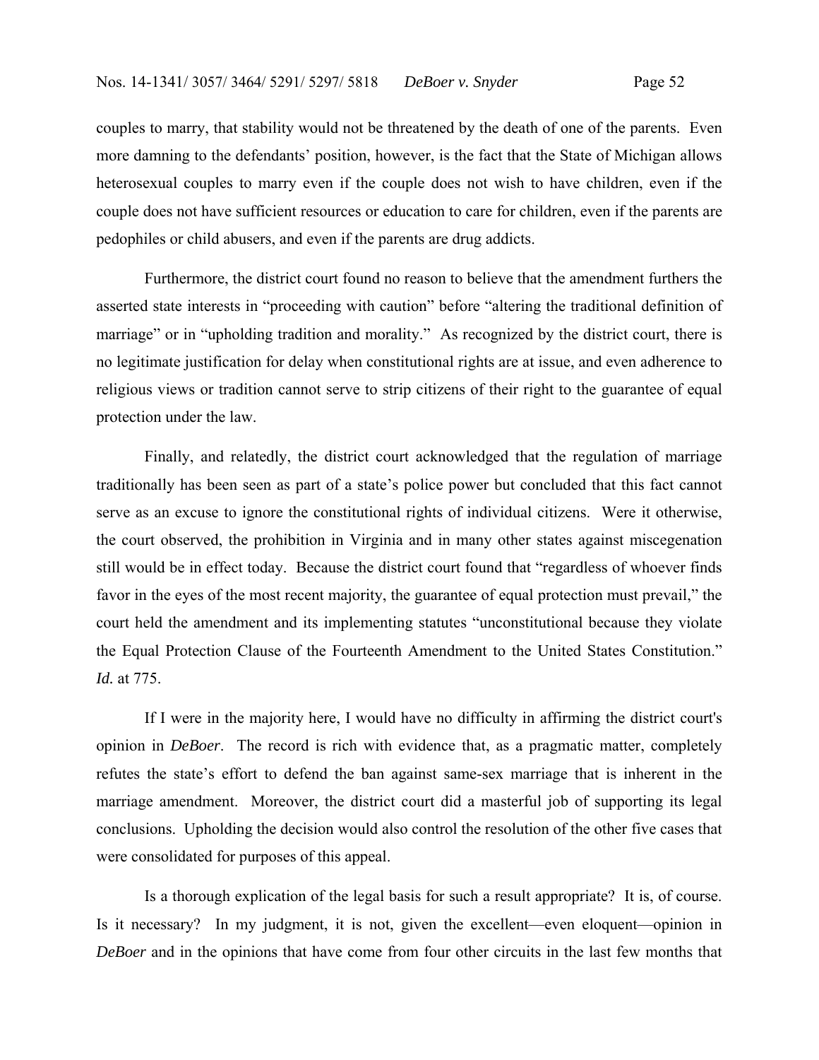couples to marry, that stability would not be threatened by the death of one of the parents. Even more damning to the defendants' position, however, is the fact that the State of Michigan allows heterosexual couples to marry even if the couple does not wish to have children, even if the couple does not have sufficient resources or education to care for children, even if the parents are pedophiles or child abusers, and even if the parents are drug addicts.

Furthermore, the district court found no reason to believe that the amendment furthers the asserted state interests in "proceeding with caution" before "altering the traditional definition of marriage" or in "upholding tradition and morality." As recognized by the district court, there is no legitimate justification for delay when constitutional rights are at issue, and even adherence to religious views or tradition cannot serve to strip citizens of their right to the guarantee of equal protection under the law.

Finally, and relatedly, the district court acknowledged that the regulation of marriage traditionally has been seen as part of a state's police power but concluded that this fact cannot serve as an excuse to ignore the constitutional rights of individual citizens. Were it otherwise, the court observed, the prohibition in Virginia and in many other states against miscegenation still would be in effect today. Because the district court found that "regardless of whoever finds favor in the eyes of the most recent majority, the guarantee of equal protection must prevail," the court held the amendment and its implementing statutes "unconstitutional because they violate the Equal Protection Clause of the Fourteenth Amendment to the United States Constitution." *Id.* at 775.

If I were in the majority here, I would have no difficulty in affirming the district court's opinion in *DeBoer*. The record is rich with evidence that, as a pragmatic matter, completely refutes the state's effort to defend the ban against same-sex marriage that is inherent in the marriage amendment. Moreover, the district court did a masterful job of supporting its legal conclusions. Upholding the decision would also control the resolution of the other five cases that were consolidated for purposes of this appeal.

Is a thorough explication of the legal basis for such a result appropriate? It is, of course. Is it necessary? In my judgment, it is not, given the excellent—even eloquent—opinion in *DeBoer* and in the opinions that have come from four other circuits in the last few months that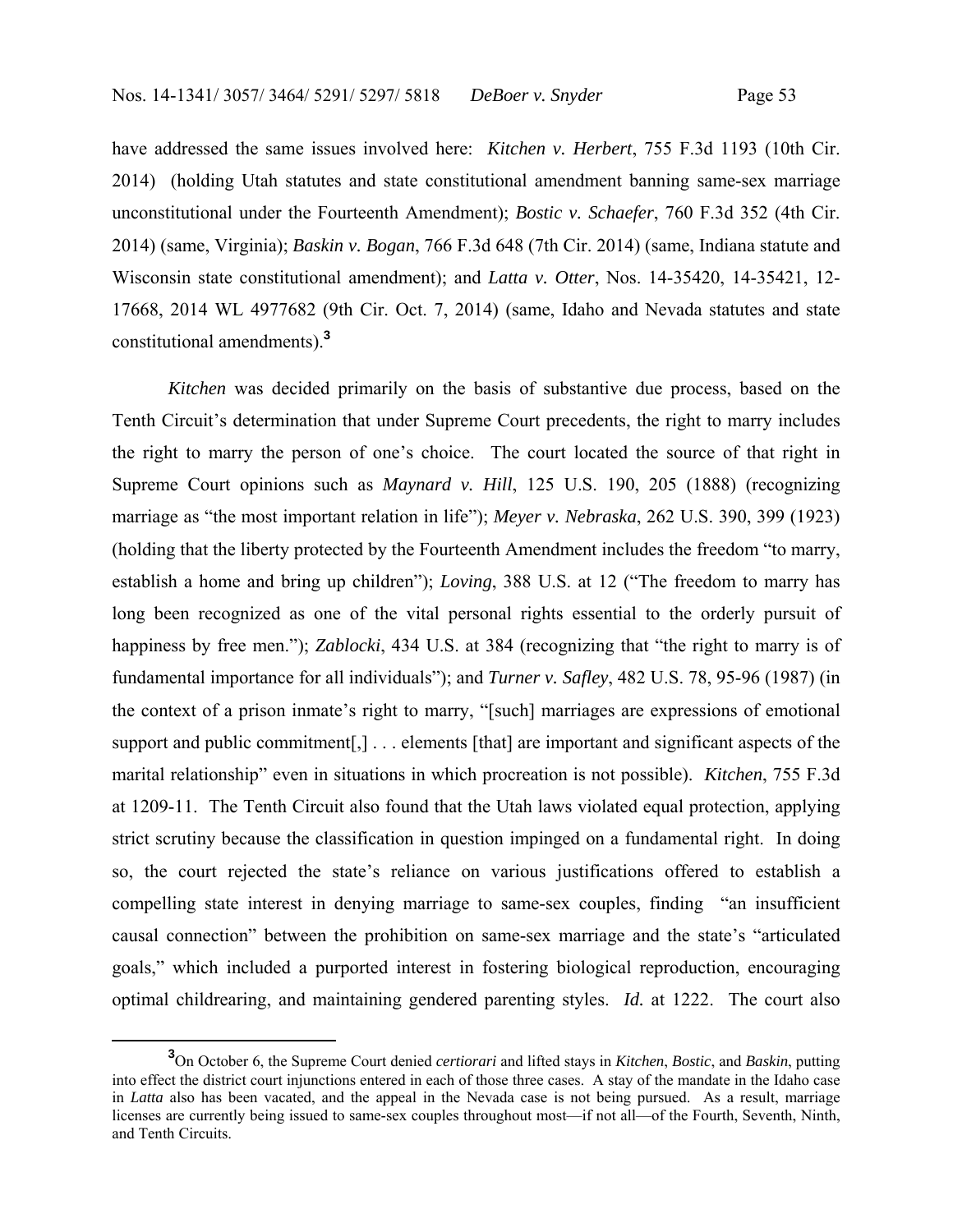have addressed the same issues involved here: *Kitchen v. Herbert*, 755 F.3d 1193 (10th Cir. 2014) (holding Utah statutes and state constitutional amendment banning same-sex marriage unconstitutional under the Fourteenth Amendment); *Bostic v. Schaefer*, 760 F.3d 352 (4th Cir. 2014) (same, Virginia); *Baskin v. Bogan*, 766 F.3d 648 (7th Cir. 2014) (same, Indiana statute and Wisconsin state constitutional amendment); and *Latta v. Otter*, Nos. 14-35420, 14-35421, 12-17668, 2014 WL 4977682 (9th Cir. Oct. 7, 2014) (same, Idaho and Nevada statutes and state constitutional amendments).[3]

*Kitchen* was decided primarily on the basis of substantive due process, based on the Tenth Circuit's determination that under Supreme Court precedents, the right to marry includes the right to marry the person of one's choice. The court located the source of that right in Supreme Court opinions such as *Maynard v. Hill*, 125 U.S. 190, 205 (1888) (recognizing marriage as "the most important relation in life"); *Meyer v. Nebraska*, 262 U.S. 390, 399 (1923) (holding that the liberty protected by the Fourteenth Amendment includes the freedom "to marry, establish a home and bring up children"); *Loving*, 388 U.S. at 12 ("The freedom to marry has long been recognized as one of the vital personal rights essential to the orderly pursuit of happiness by free men."); *Zablocki*, 434 U.S. at 384 (recognizing that "the right to marry is of fundamental importance for all individuals"); and *Turner v. Safley*, 482 U.S. 78, 95-96 (1987) (in the context of a prison inmate's right to marry, "[such] marriages are expressions of emotional support and public commitment[,] . . . elements [that] are important and significant aspects of the marital relationship" even in situations in which procreation is not possible). *Kitchen*, 755 F.3d at 1209-11. The Tenth Circuit also found that the Utah laws violated equal protection, applying strict scrutiny because the classification in question impinged on a fundamental right. In doing so, the court rejected the state's reliance on various justifications offered to establish a compelling state interest in denying marriage to same-sex couples, finding "an insufficient causal connection" between the prohibition on same-sex marriage and the state's "articulated goals," which included a purported interest in fostering biological reproduction, encouraging optimal childrearing, and maintaining gendered parenting styles. *Id.* at 1222. The court also

[3]On October 6, the Supreme Court denied *certiorari* and lifted stays in *Kitchen*, *Bostic*, and *Baskin*, putting into effect the district court injunctions entered in each of those three cases. A stay of the mandate in the Idaho case in *Latta* also has been vacated, and the appeal in the Nevada case is not being pursued. As a result, marriage licenses are currently being issued to same-sex couples throughout most—if not all—of the Fourth, Seventh, Ninth, and Tenth Circuits.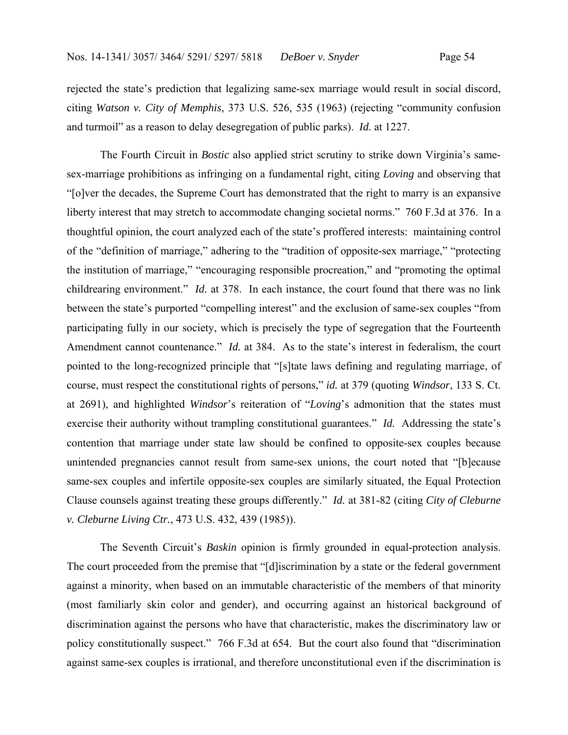rejected the state's prediction that legalizing same-sex marriage would result in social discord, citing *Watson v. City of Memphis*, 373 U.S. 526, 535 (1963) (rejecting "community confusion and turmoil" as a reason to delay desegregation of public parks). *Id.* at 1227.

The Fourth Circuit in *Bostic* also applied strict scrutiny to strike down Virginia's same-sex-marriage prohibitions as infringing on a fundamental right, citing *Loving* and observing that "[o]ver the decades, the Supreme Court has demonstrated that the right to marry is an expansive liberty interest that may stretch to accommodate changing societal norms." 760 F.3d at 376. In a thoughtful opinion, the court analyzed each of the state's proffered interests: maintaining control of the "definition of marriage," adhering to the "tradition of opposite-sex marriage," "protecting the institution of marriage," "encouraging responsible procreation," and "promoting the optimal childrearing environment." *Id.* at 378. In each instance, the court found that there was no link between the state's purported "compelling interest" and the exclusion of same-sex couples "from participating fully in our society, which is precisely the type of segregation that the Fourteenth Amendment cannot countenance." *Id.* at 384. As to the state's interest in federalism, the court pointed to the long-recognized principle that "[s]tate laws defining and regulating marriage, of course, must respect the constitutional rights of persons," *id.* at 379 (quoting *Windsor*, 133 S. Ct. at 2691), and highlighted *Windsor*'s reiteration of "*Loving*'s admonition that the states must exercise their authority without trampling constitutional guarantees." *Id.* Addressing the state's contention that marriage under state law should be confined to opposite-sex couples because unintended pregnancies cannot result from same-sex unions, the court noted that "[b]ecause same-sex couples and infertile opposite-sex couples are similarly situated, the Equal Protection Clause counsels against treating these groups differently." *Id.* at 381-82 (citing *City of Cleburne v. Cleburne Living Ctr.*, 473 U.S. 432, 439 (1985)).

The Seventh Circuit's *Baskin* opinion is firmly grounded in equal-protection analysis. The court proceeded from the premise that "[d]iscrimination by a state or the federal government against a minority, when based on an immutable characteristic of the members of that minority (most familiarly skin color and gender), and occurring against an historical background of discrimination against the persons who have that characteristic, makes the discriminatory law or policy constitutionally suspect." 766 F.3d at 654. But the court also found that "discrimination against same-sex couples is irrational, and therefore unconstitutional even if the discrimination is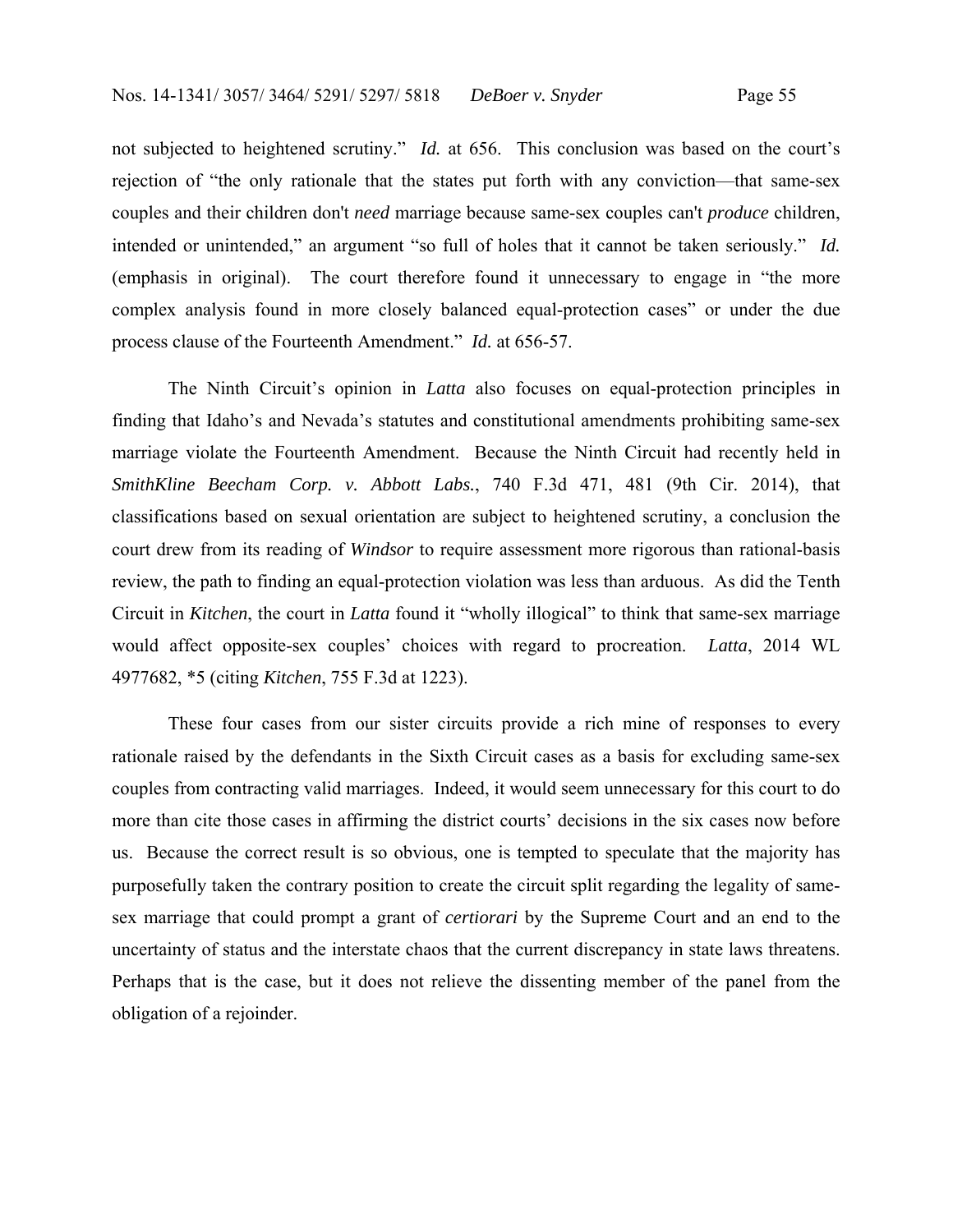not subjected to heightened scrutiny." *Id.* at 656. This conclusion was based on the court's rejection of "the only rationale that the states put forth with any conviction—that same-sex couples and their children don't *need* marriage because same-sex couples can't *produce* children, intended or unintended," an argument "so full of holes that it cannot be taken seriously." *Id.* (emphasis in original). The court therefore found it unnecessary to engage in "the more complex analysis found in more closely balanced equal-protection cases" or under the due process clause of the Fourteenth Amendment." *Id.* at 656-57.

The Ninth Circuit's opinion in *Latta* also focuses on equal-protection principles in finding that Idaho's and Nevada's statutes and constitutional amendments prohibiting same-sex marriage violate the Fourteenth Amendment. Because the Ninth Circuit had recently held in *SmithKline Beecham Corp. v. Abbott Labs.*, 740 F.3d 471, 481 (9th Cir. 2014), that classifications based on sexual orientation are subject to heightened scrutiny, a conclusion the court drew from its reading of *Windsor* to require assessment more rigorous than rational-basis review, the path to finding an equal-protection violation was less than arduous. As did the Tenth Circuit in *Kitchen*, the court in *Latta* found it "wholly illogical" to think that same-sex marriage would affect opposite-sex couples' choices with regard to procreation. *Latta*, 2014 WL 4977682, *5 (citing *Kitchen*, 755 F.3d at 1223).

These four cases from our sister circuits provide a rich mine of responses to every rationale raised by the defendants in the Sixth Circuit cases as a basis for excluding same-sex couples from contracting valid marriages. Indeed, it would seem unnecessary for this court to do more than cite those cases in affirming the district courts' decisions in the six cases now before us. Because the correct result is so obvious, one is tempted to speculate that the majority has purposefully taken the contrary position to create the circuit split regarding the legality of same-sex marriage that could prompt a grant of *certiorari* by the Supreme Court and an end to the uncertainty of status and the interstate chaos that the current discrepancy in state laws threatens. Perhaps that is the case, but it does not relieve the dissenting member of the panel from the obligation of a rejoinder.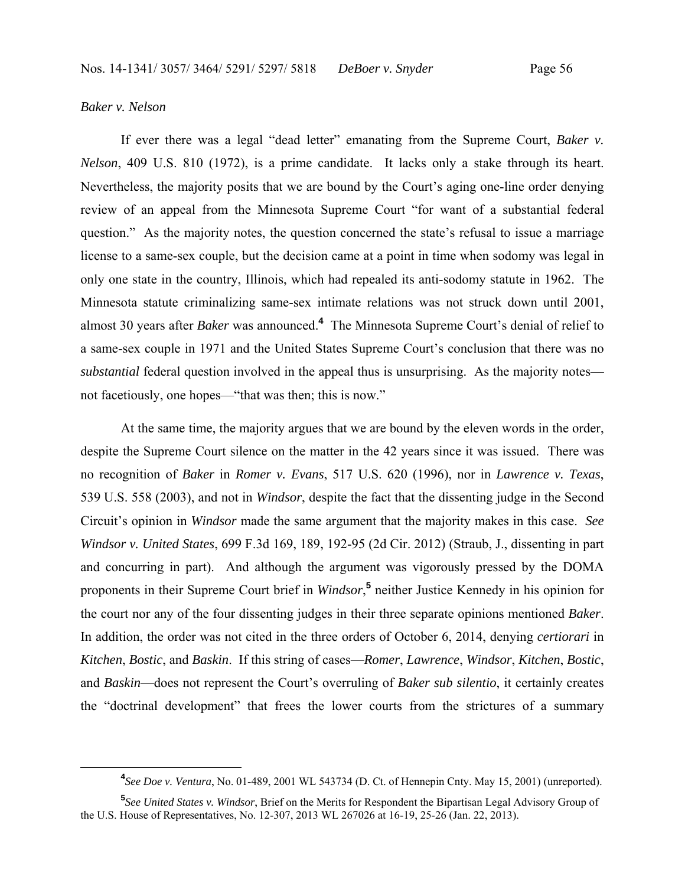*Baker v. Nelson*

If ever there was a legal "dead letter" emanating from the Supreme Court, *Baker v. Nelson*, 409 U.S. 810 (1972), is a prime candidate. It lacks only a stake through its heart. Nevertheless, the majority posits that we are bound by the Court's aging one-line order denying review of an appeal from the Minnesota Supreme Court "for want of a substantial federal question." As the majority notes, the question concerned the state's refusal to issue a marriage license to a same-sex couple, but the decision came at a point in time when sodomy was legal in only one state in the country, Illinois, which had repealed its anti-sodomy statute in 1962. The Minnesota statute criminalizing same-sex intimate relations was not struck down until 2001, almost 30 years after *Baker* was announced.[4] The Minnesota Supreme Court's denial of relief to a same-sex couple in 1971 and the United States Supreme Court's conclusion that there was no *substantial* federal question involved in the appeal thus is unsurprising. As the majority notes—not facetiously, one hopes—"that was then; this is now."

At the same time, the majority argues that we are bound by the eleven words in the order, despite the Supreme Court silence on the matter in the 42 years since it was issued. There was no recognition of *Baker* in *Romer v. Evans*, 517 U.S. 620 (1996), nor in *Lawrence v. Texas*, 539 U.S. 558 (2003), and not in *Windsor*, despite the fact that the dissenting judge in the Second Circuit's opinion in *Windsor* made the same argument that the majority makes in this case. *See Windsor v. United States*, 699 F.3d 169, 189, 192-95 (2d Cir. 2012) (Straub, J., dissenting in part and concurring in part). And although the argument was vigorously pressed by the DOMA proponents in their Supreme Court brief in *Windsor*,[5] neither Justice Kennedy in his opinion for the court nor any of the four dissenting judges in their three separate opinions mentioned *Baker*. In addition, the order was not cited in the three orders of October 6, 2014, denying *certiorari* in *Kitchen*, *Bostic*, and *Baskin*. If this string of cases—*Romer*, *Lawrence*, *Windsor*, *Kitchen*, *Bostic*, and *Baskin*—does not represent the Court's overruling of *Baker sub silentio*, it certainly creates the "doctrinal development" that frees the lower courts from the strictures of a summary

[4] *See Doe v. Ventura*, No. 01-489, 2001 WL 543734 (D. Ct. of Hennepin Cnty. May 15, 2001) (unreported).

[5] *See United States v. Windsor*, Brief on the Merits for Respondent the Bipartisan Legal Advisory Group of the U.S. House of Representatives, No. 12-307, 2013 WL 267026 at 16-19, 25-26 (Jan. 22, 2013).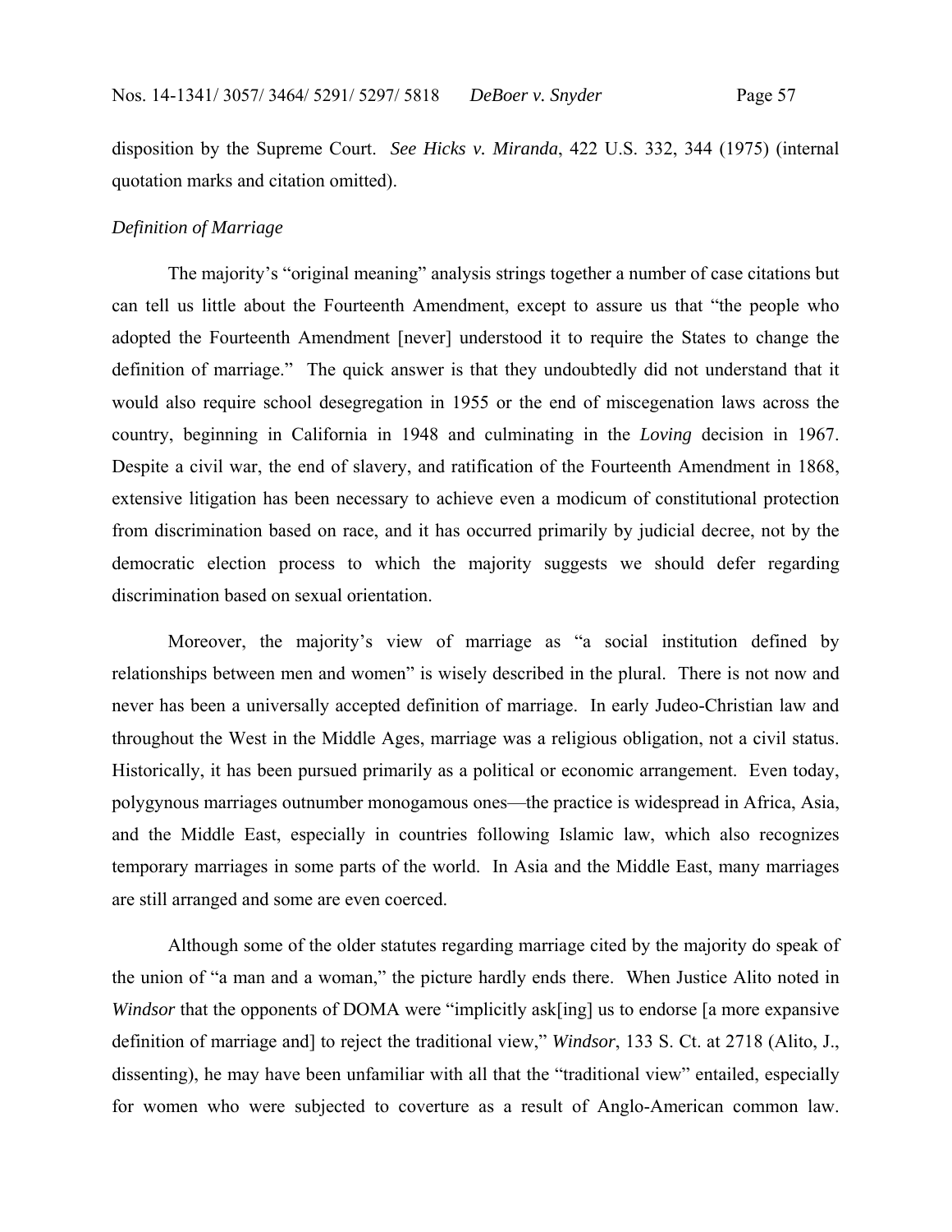disposition by the Supreme Court. *See Hicks v. Miranda*, 422 U.S. 332, 344 (1975) (internal quotation marks and citation omitted).

*Definition of Marriage*

The majority's "original meaning" analysis strings together a number of case citations but can tell us little about the Fourteenth Amendment, except to assure us that "the people who adopted the Fourteenth Amendment [never] understood it to require the States to change the definition of marriage." The quick answer is that they undoubtedly did not understand that it would also require school desegregation in 1955 or the end of miscegenation laws across the country, beginning in California in 1948 and culminating in the *Loving* decision in 1967. Despite a civil war, the end of slavery, and ratification of the Fourteenth Amendment in 1868, extensive litigation has been necessary to achieve even a modicum of constitutional protection from discrimination based on race, and it has occurred primarily by judicial decree, not by the democratic election process to which the majority suggests we should defer regarding discrimination based on sexual orientation.

Moreover, the majority's view of marriage as "a social institution defined by relationships between men and women" is wisely described in the plural. There is not now and never has been a universally accepted definition of marriage. In early Judeo-Christian law and throughout the West in the Middle Ages, marriage was a religious obligation, not a civil status. Historically, it has been pursued primarily as a political or economic arrangement. Even today, polygynous marriages outnumber monogamous ones—the practice is widespread in Africa, Asia, and the Middle East, especially in countries following Islamic law, which also recognizes temporary marriages in some parts of the world. In Asia and the Middle East, many marriages are still arranged and some are even coerced.

Although some of the older statutes regarding marriage cited by the majority do speak of the union of "a man and a woman," the picture hardly ends there. When Justice Alito noted in *Windsor* that the opponents of DOMA were "implicitly ask[ing] us to endorse [a more expansive definition of marriage and] to reject the traditional view," *Windsor*, 133 S. Ct. at 2718 (Alito, J., dissenting), he may have been unfamiliar with all that the "traditional view" entailed, especially for women who were subjected to coverture as a result of Anglo-American common law.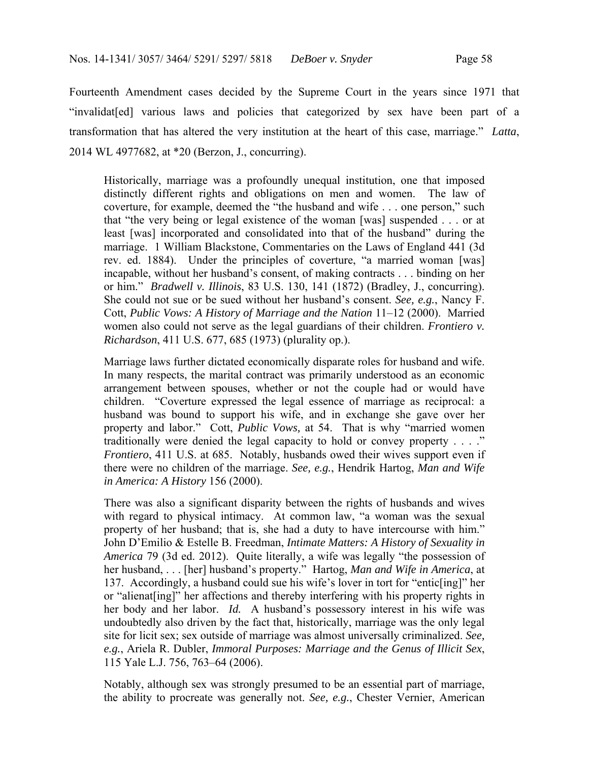Fourteenth Amendment cases decided by the Supreme Court in the years since 1971 that "invalidat[ed] various laws and policies that categorized by sex have been part of a transformation that has altered the very institution at the heart of this case, marriage." *Latta*, 2014 WL 4977682, at *20 (Berzon, J., concurring).

> Historically, marriage was a profoundly unequal institution, one that imposed distinctly different rights and obligations on men and women. The law of coverture, for example, deemed the "the husband and wife . . . one person," such that "the very being or legal existence of the woman [was] suspended . . . or at least [was] incorporated and consolidated into that of the husband" during the marriage. 1 William Blackstone, Commentaries on the Laws of England 441 (3d rev. ed. 1884). Under the principles of coverture, "a married woman [was] incapable, without her husband's consent, of making contracts . . . binding on her or him." *Bradwell v. Illinois*, 83 U.S. 130, 141 (1872) (Bradley, J., concurring). She could not sue or be sued without her husband's consent. *See, e.g.*, Nancy F. Cott, *Public Vows: A History of Marriage and the Nation* 11–12 (2000). Married women also could not serve as the legal guardians of their children. *Frontiero v. Richardson*, 411 U.S. 677, 685 (1973) (plurality op.).
>
> Marriage laws further dictated economically disparate roles for husband and wife. In many respects, the marital contract was primarily understood as an economic arrangement between spouses, whether or not the couple had or would have children. "Coverture expressed the legal essence of marriage as reciprocal: a husband was bound to support his wife, and in exchange she gave over her property and labor." Cott, *Public Vows,* at 54. That is why "married women traditionally were denied the legal capacity to hold or convey property . . . ." *Frontiero*, 411 U.S. at 685. Notably, husbands owed their wives support even if there were no children of the marriage. *See, e.g.*, Hendrik Hartog, *Man and Wife in America: A History* 156 (2000).
>
> There was also a significant disparity between the rights of husbands and wives with regard to physical intimacy. At common law, "a woman was the sexual property of her husband; that is, she had a duty to have intercourse with him." John D'Emilio & Estelle B. Freedman, *Intimate Matters: A History of Sexuality in America* 79 (3d ed. 2012). Quite literally, a wife was legally "the possession of her husband, . . . [her] husband's property." Hartog, *Man and Wife in America*, at 137. Accordingly, a husband could sue his wife's lover in tort for "entic[ing]" her or "alienat[ing]" her affections and thereby interfering with his property rights in her body and her labor. *Id.* A husband's possessory interest in his wife was undoubtedly also driven by the fact that, historically, marriage was the only legal site for licit sex; sex outside of marriage was almost universally criminalized. *See, e.g.*, Ariela R. Dubler, *Immoral Purposes: Marriage and the Genus of Illicit Sex*, 115 Yale L.J. 756, 763–64 (2006).
>
> Notably, although sex was strongly presumed to be an essential part of marriage, the ability to procreate was generally not. *See, e.g.*, Chester Vernier, American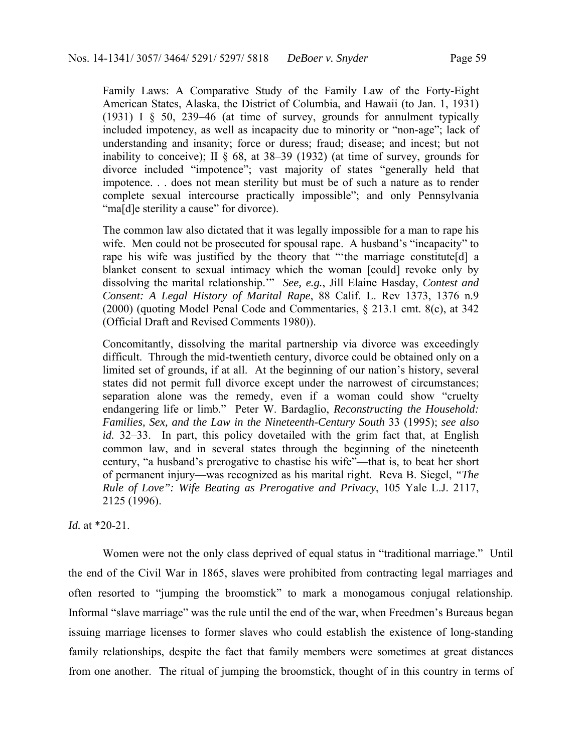> Family Laws: A Comparative Study of the Family Law of the Forty-Eight American States, Alaska, the District of Columbia, and Hawaii (to Jan. 1, 1931) (1931) I § 50, 239–46 (at time of survey, grounds for annulment typically included impotency, as well as incapacity due to minority or "non-age"; lack of understanding and insanity; force or duress; fraud; disease; and incest; but not inability to conceive); II § 68, at 38–39 (1932) (at time of survey, grounds for divorce included "impotence"; vast majority of states "generally held that impotence. . . does not mean sterility but must be of such a nature as to render complete sexual intercourse practically impossible"; and only Pennsylvania "ma[d]e sterility a cause" for divorce).
>
> The common law also dictated that it was legally impossible for a man to rape his wife. Men could not be prosecuted for spousal rape. A husband's "incapacity" to rape his wife was justified by the theory that "'the marriage constitute[d] a blanket consent to sexual intimacy which the woman [could] revoke only by dissolving the marital relationship.'" *See, e.g.*, Jill Elaine Hasday, *Contest and Consent: A Legal History of Marital Rape*, 88 Calif. L. Rev 1373, 1376 n.9 (2000) (quoting Model Penal Code and Commentaries, § 213.1 cmt. 8(c), at 342 (Official Draft and Revised Comments 1980)).
>
> Concomitantly, dissolving the marital partnership via divorce was exceedingly difficult. Through the mid-twentieth century, divorce could be obtained only on a limited set of grounds, if at all. At the beginning of our nation's history, several states did not permit full divorce except under the narrowest of circumstances; separation alone was the remedy, even if a woman could show "cruelty endangering life or limb." Peter W. Bardaglio, *Reconstructing the Household: Families, Sex, and the Law in the Nineteenth-Century South* 33 (1995); *see also id.* 32–33. In part, this policy dovetailed with the grim fact that, at English common law, and in several states through the beginning of the nineteenth century, "a husband's prerogative to chastise his wife"—that is, to beat her short of permanent injury—was recognized as his marital right. Reva B. Siegel, *"The Rule of Love": Wife Beating as Prerogative and Privacy*, 105 Yale L.J. 2117, 2125 (1996).

*Id.* at *20-21.

Women were not the only class deprived of equal status in "traditional marriage." Until the end of the Civil War in 1865, slaves were prohibited from contracting legal marriages and often resorted to "jumping the broomstick" to mark a monogamous conjugal relationship. Informal "slave marriage" was the rule until the end of the war, when Freedmen's Bureaus began issuing marriage licenses to former slaves who could establish the existence of long-standing family relationships, despite the fact that family members were sometimes at great distances from one another. The ritual of jumping the broomstick, thought of in this country in terms of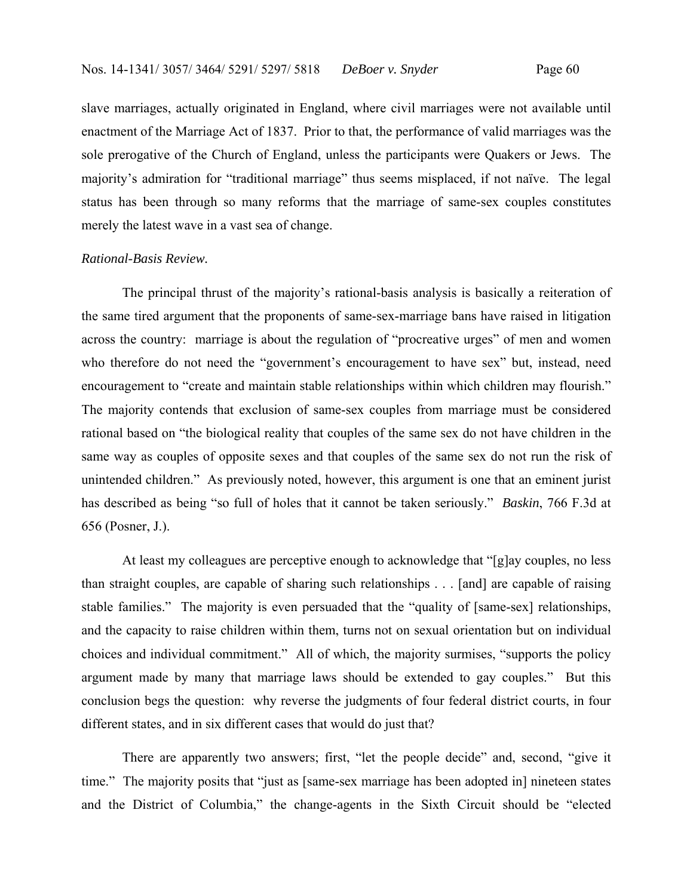slave marriages, actually originated in England, where civil marriages were not available until enactment of the Marriage Act of 1837. Prior to that, the performance of valid marriages was the sole prerogative of the Church of England, unless the participants were Quakers or Jews. The majority's admiration for "traditional marriage" thus seems misplaced, if not naïve. The legal status has been through so many reforms that the marriage of same-sex couples constitutes merely the latest wave in a vast sea of change.

*Rational-Basis Review.*

The principal thrust of the majority's rational-basis analysis is basically a reiteration of the same tired argument that the proponents of same-sex-marriage bans have raised in litigation across the country: marriage is about the regulation of "procreative urges" of men and women who therefore do not need the "government's encouragement to have sex" but, instead, need encouragement to "create and maintain stable relationships within which children may flourish." The majority contends that exclusion of same-sex couples from marriage must be considered rational based on "the biological reality that couples of the same sex do not have children in the same way as couples of opposite sexes and that couples of the same sex do not run the risk of unintended children." As previously noted, however, this argument is one that an eminent jurist has described as being "so full of holes that it cannot be taken seriously." *Baskin*, 766 F.3d at 656 (Posner, J.).

At least my colleagues are perceptive enough to acknowledge that "[g]ay couples, no less than straight couples, are capable of sharing such relationships . . . [and] are capable of raising stable families." The majority is even persuaded that the "quality of [same-sex] relationships, and the capacity to raise children within them, turns not on sexual orientation but on individual choices and individual commitment." All of which, the majority surmises, "supports the policy argument made by many that marriage laws should be extended to gay couples." But this conclusion begs the question: why reverse the judgments of four federal district courts, in four different states, and in six different cases that would do just that?

There are apparently two answers; first, "let the people decide" and, second, "give it time." The majority posits that "just as [same-sex marriage has been adopted in] nineteen states and the District of Columbia," the change-agents in the Sixth Circuit should be "elected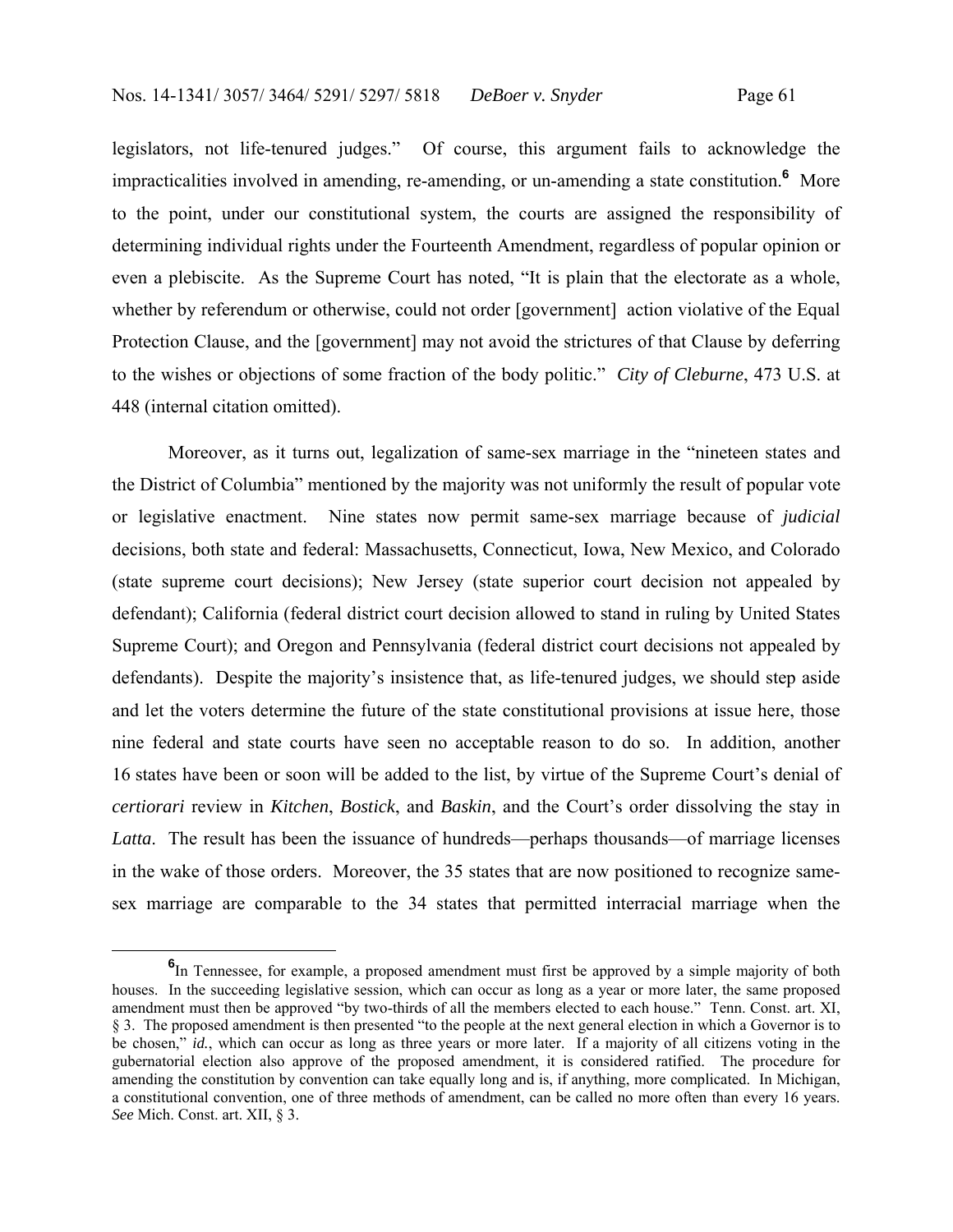legislators, not life-tenured judges." Of course, this argument fails to acknowledge the impracticalities involved in amending, re-amending, or un-amending a state constitution.[6] More to the point, under our constitutional system, the courts are assigned the responsibility of determining individual rights under the Fourteenth Amendment, regardless of popular opinion or even a plebiscite. As the Supreme Court has noted, "It is plain that the electorate as a whole, whether by referendum or otherwise, could not order [government] action violative of the Equal Protection Clause, and the [government] may not avoid the strictures of that Clause by deferring to the wishes or objections of some fraction of the body politic." *City of Cleburne*, 473 U.S. at 448 (internal citation omitted).

Moreover, as it turns out, legalization of same-sex marriage in the "nineteen states and the District of Columbia" mentioned by the majority was not uniformly the result of popular vote or legislative enactment. Nine states now permit same-sex marriage because of *judicial* decisions, both state and federal: Massachusetts, Connecticut, Iowa, New Mexico, and Colorado (state supreme court decisions); New Jersey (state superior court decision not appealed by defendant); California (federal district court decision allowed to stand in ruling by United States Supreme Court); and Oregon and Pennsylvania (federal district court decisions not appealed by defendants). Despite the majority's insistence that, as life-tenured judges, we should step aside and let the voters determine the future of the state constitutional provisions at issue here, those nine federal and state courts have seen no acceptable reason to do so. In addition, another 16 states have been or soon will be added to the list, by virtue of the Supreme Court's denial of *certiorari* review in *Kitchen*, *Bostick*, and *Baskin*, and the Court's order dissolving the stay in *Latta*. The result has been the issuance of hundreds—perhaps thousands—of marriage licenses in the wake of those orders. Moreover, the 35 states that are now positioned to recognize same-sex marriage are comparable to the 34 states that permitted interracial marriage when the

---

[6] In Tennessee, for example, a proposed amendment must first be approved by a simple majority of both houses. In the succeeding legislative session, which can occur as long as a year or more later, the same proposed amendment must then be approved "by two-thirds of all the members elected to each house." Tenn. Const. art. XI, § 3. The proposed amendment is then presented "to the people at the next general election in which a Governor is to be chosen," *id.*, which can occur as long as three years or more later. If a majority of all citizens voting in the gubernatorial election also approve of the proposed amendment, it is considered ratified. The procedure for amending the constitution by convention can take equally long and is, if anything, more complicated. In Michigan, a constitutional convention, one of three methods of amendment, can be called no more often than every 16 years. *See* Mich. Const. art. XII, § 3.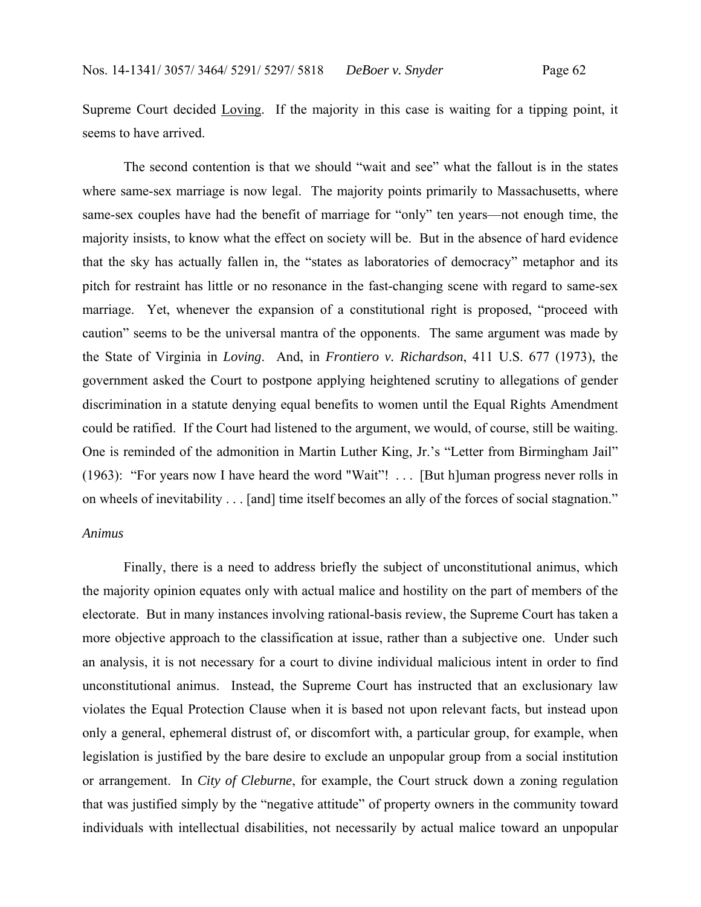Supreme Court decided Loving. If the majority in this case is waiting for a tipping point, it seems to have arrived.

The second contention is that we should "wait and see" what the fallout is in the states where same-sex marriage is now legal. The majority points primarily to Massachusetts, where same-sex couples have had the benefit of marriage for "only" ten years—not enough time, the majority insists, to know what the effect on society will be. But in the absence of hard evidence that the sky has actually fallen in, the "states as laboratories of democracy" metaphor and its pitch for restraint has little or no resonance in the fast-changing scene with regard to same-sex marriage. Yet, whenever the expansion of a constitutional right is proposed, "proceed with caution" seems to be the universal mantra of the opponents. The same argument was made by the State of Virginia in *Loving*. And, in *Frontiero v. Richardson*, 411 U.S. 677 (1973), the government asked the Court to postpone applying heightened scrutiny to allegations of gender discrimination in a statute denying equal benefits to women until the Equal Rights Amendment could be ratified. If the Court had listened to the argument, we would, of course, still be waiting. One is reminded of the admonition in Martin Luther King, Jr.'s "Letter from Birmingham Jail" (1963): "For years now I have heard the word "Wait"! . . . [But h]uman progress never rolls in on wheels of inevitability . . . [and] time itself becomes an ally of the forces of social stagnation."

*Animus*

Finally, there is a need to address briefly the subject of unconstitutional animus, which the majority opinion equates only with actual malice and hostility on the part of members of the electorate. But in many instances involving rational-basis review, the Supreme Court has taken a more objective approach to the classification at issue, rather than a subjective one. Under such an analysis, it is not necessary for a court to divine individual malicious intent in order to find unconstitutional animus. Instead, the Supreme Court has instructed that an exclusionary law violates the Equal Protection Clause when it is based not upon relevant facts, but instead upon only a general, ephemeral distrust of, or discomfort with, a particular group, for example, when legislation is justified by the bare desire to exclude an unpopular group from a social institution or arrangement. In *City of Cleburne*, for example, the Court struck down a zoning regulation that was justified simply by the "negative attitude" of property owners in the community toward individuals with intellectual disabilities, not necessarily by actual malice toward an unpopular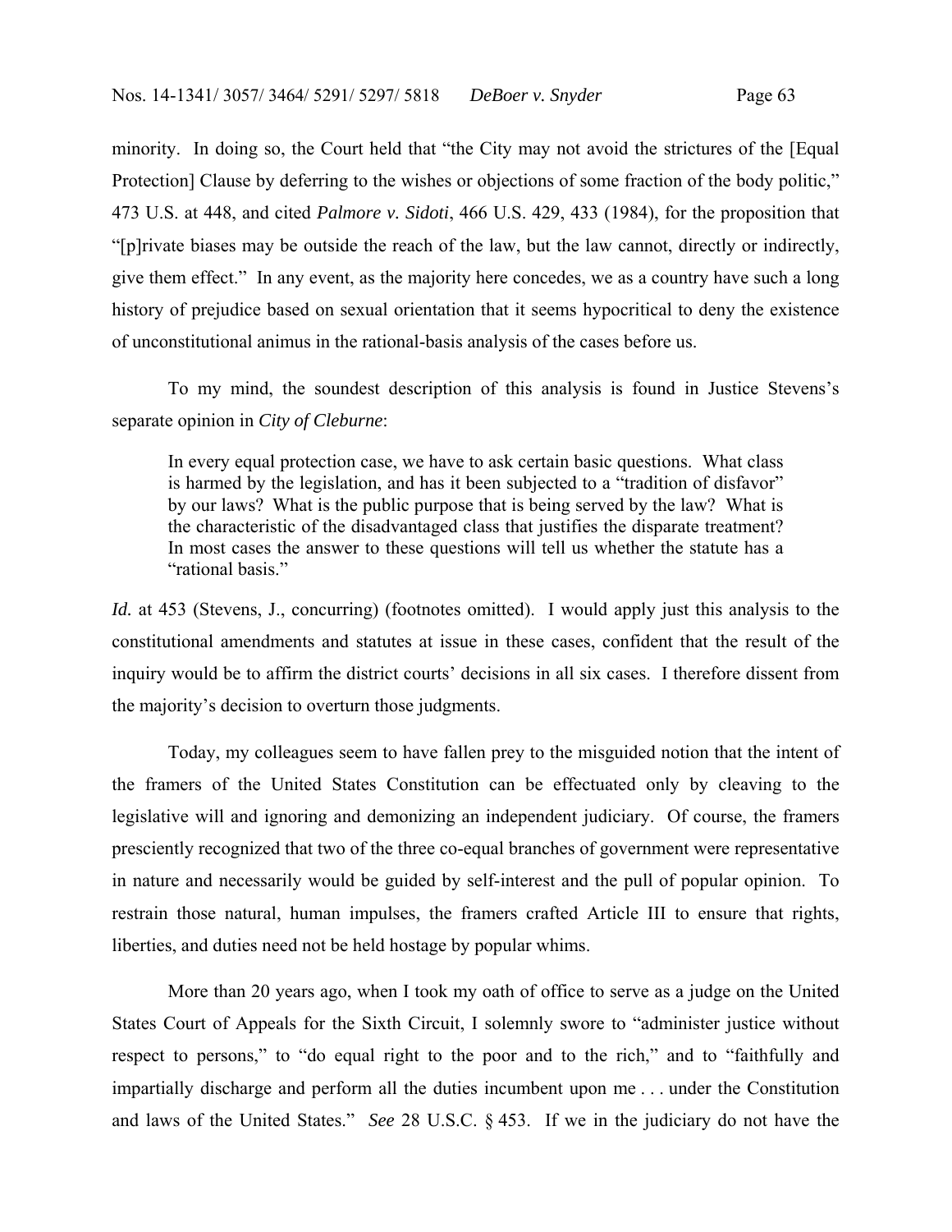minority. In doing so, the Court held that "the City may not avoid the strictures of the [Equal Protection] Clause by deferring to the wishes or objections of some fraction of the body politic," 473 U.S. at 448, and cited *Palmore v. Sidoti*, 466 U.S. 429, 433 (1984), for the proposition that "[p]rivate biases may be outside the reach of the law, but the law cannot, directly or indirectly, give them effect." In any event, as the majority here concedes, we as a country have such a long history of prejudice based on sexual orientation that it seems hypocritical to deny the existence of unconstitutional animus in the rational-basis analysis of the cases before us.

To my mind, the soundest description of this analysis is found in Justice Stevens's separate opinion in *City of Cleburne*:

> In every equal protection case, we have to ask certain basic questions. What class is harmed by the legislation, and has it been subjected to a "tradition of disfavor" by our laws? What is the public purpose that is being served by the law? What is the characteristic of the disadvantaged class that justifies the disparate treatment? In most cases the answer to these questions will tell us whether the statute has a "rational basis."

*Id.* at 453 (Stevens, J., concurring) (footnotes omitted). I would apply just this analysis to the constitutional amendments and statutes at issue in these cases, confident that the result of the inquiry would be to affirm the district courts' decisions in all six cases. I therefore dissent from the majority's decision to overturn those judgments.

Today, my colleagues seem to have fallen prey to the misguided notion that the intent of the framers of the United States Constitution can be effectuated only by cleaving to the legislative will and ignoring and demonizing an independent judiciary. Of course, the framers presciently recognized that two of the three co-equal branches of government were representative in nature and necessarily would be guided by self-interest and the pull of popular opinion. To restrain those natural, human impulses, the framers crafted Article III to ensure that rights, liberties, and duties need not be held hostage by popular whims.

More than 20 years ago, when I took my oath of office to serve as a judge on the United States Court of Appeals for the Sixth Circuit, I solemnly swore to "administer justice without respect to persons," to "do equal right to the poor and to the rich," and to "faithfully and impartially discharge and perform all the duties incumbent upon me . . . under the Constitution and laws of the United States." *See* 28 U.S.C. § 453. If we in the judiciary do not have the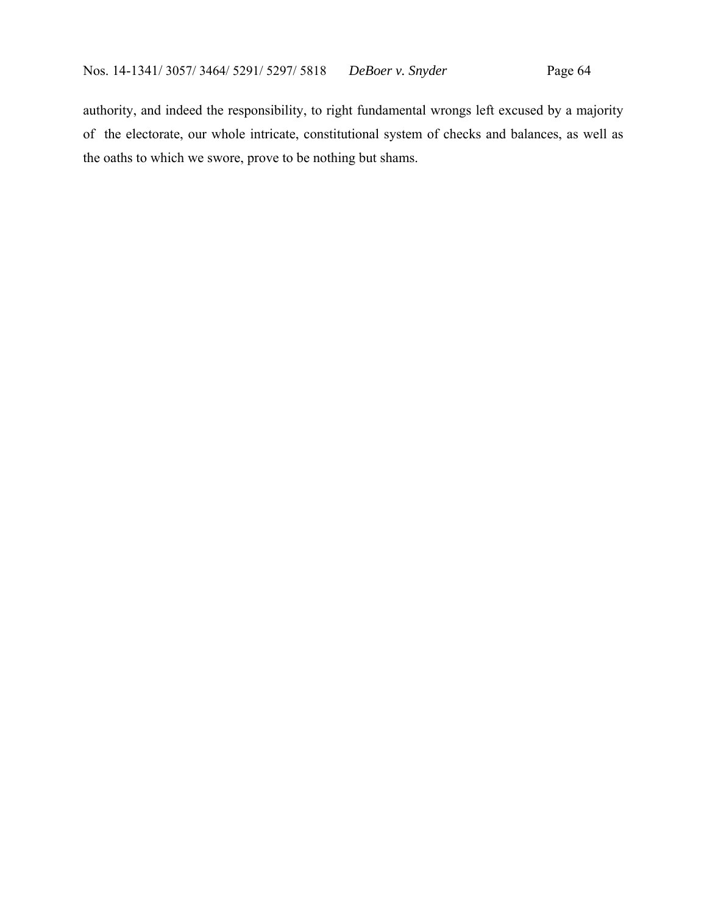authority, and indeed the responsibility, to right fundamental wrongs left excused by a majority of the electorate, our whole intricate, constitutional system of checks and balances, as well as the oaths to which we swore, prove to be nothing but shams.